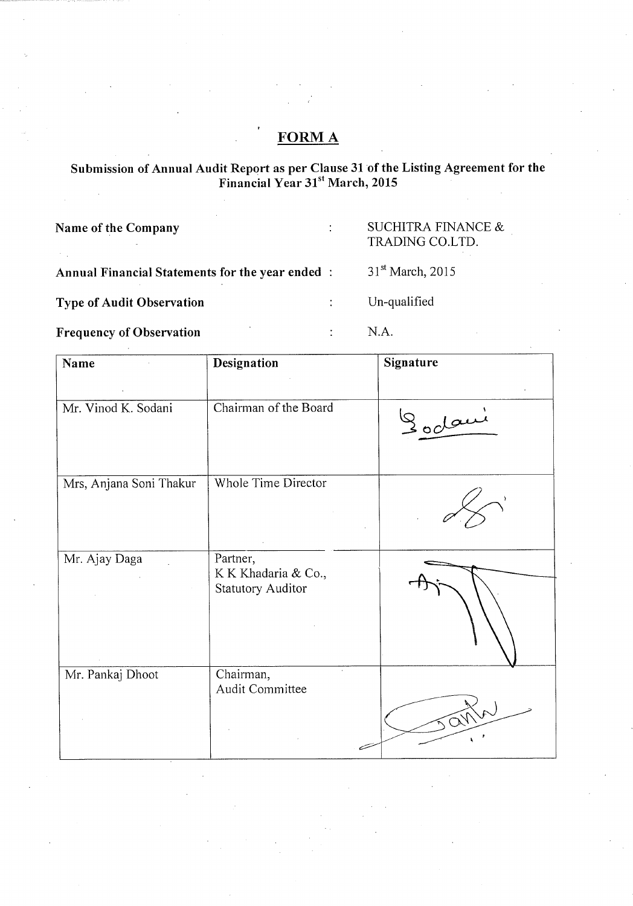# FORM A

## Submission of Annual Audit Report as per Clause 31 of the Listing Agreement for the Financial Year 31st March, 2015

**Name of the Company** : SUCHITRA FINANCE & TRADING CO.LTD.

**Annual Financial Statements for the year ended** : 31st March, 2015

**Type of Audit Observation** : Un-qualified

**Frequency of Observation** : N.A.

| Name | Designation | Signature |
|---|---|---|
| Mr. Vinod K. Sodani | Chairman of the Board | Sodani |
| Mrs, Anjana Soni Thakur | Whole Time Director | |
| Mr. Ajay Daga | Partner, K K Khadaria & Co., Statutory Auditor | |
| Mr. Pankaj Dhoot | Chairman, Audit Committee | |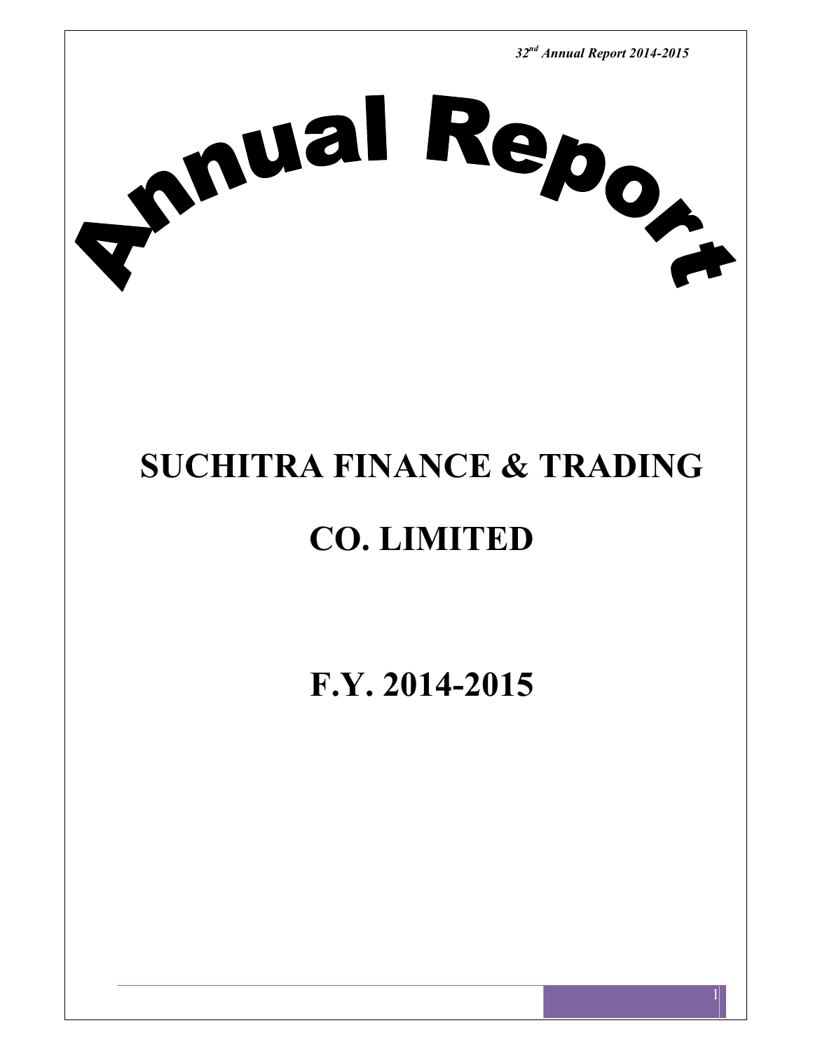# Annual Report

# SUCHITRA FINANCE & TRADING CO. LIMITED

# F.Y. 2014-2015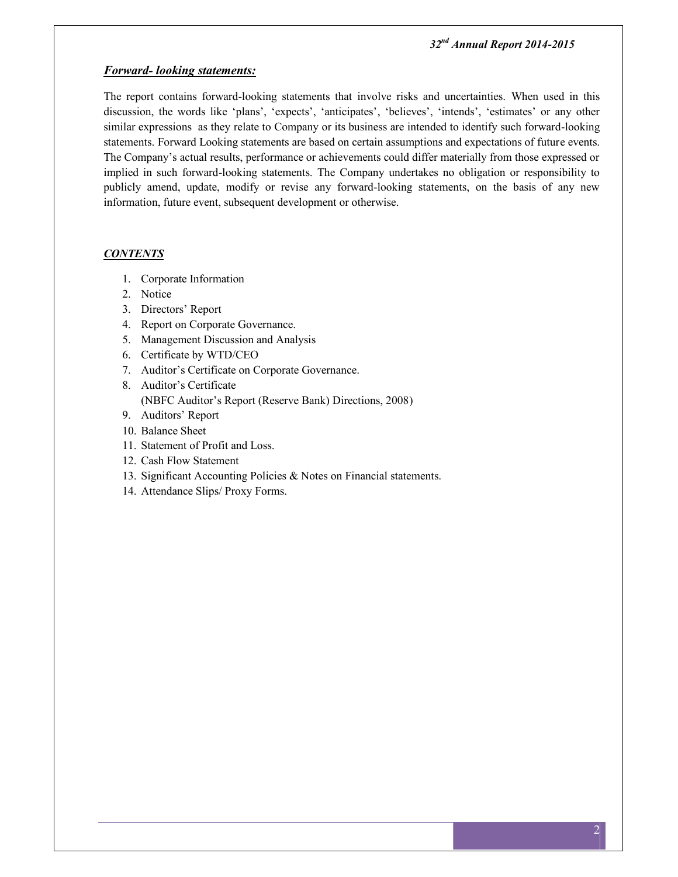## *Forward- looking statements:*

The report contains forward-looking statements that involve risks and uncertainties. When used in this discussion, the words like 'plans', 'expects', 'anticipates', 'believes', 'intends', 'estimates' or any other similar expressions as they relate to Company or its business are intended to identify such forward-looking statements. Forward Looking statements are based on certain assumptions and expectations of future events. The Company's actual results, performance or achievements could differ materially from those expressed or implied in such forward-looking statements. The Company undertakes no obligation or responsibility to publicly amend, update, modify or revise any forward-looking statements, on the basis of any new information, future event, subsequent development or otherwise.

## *CONTENTS*

1. Corporate Information
2. Notice
3. Directors' Report
4. Report on Corporate Governance.
5. Management Discussion and Analysis
6. Certificate by WTD/CEO
7. Auditor's Certificate on Corporate Governance.
8. Auditor's Certificate
   (NBFC Auditor's Report (Reserve Bank) Directions, 2008)
9. Auditors' Report
10. Balance Sheet
11. Statement of Profit and Loss.
12. Cash Flow Statement
13. Significant Accounting Policies & Notes on Financial statements.
14. Attendance Slips/ Proxy Forms.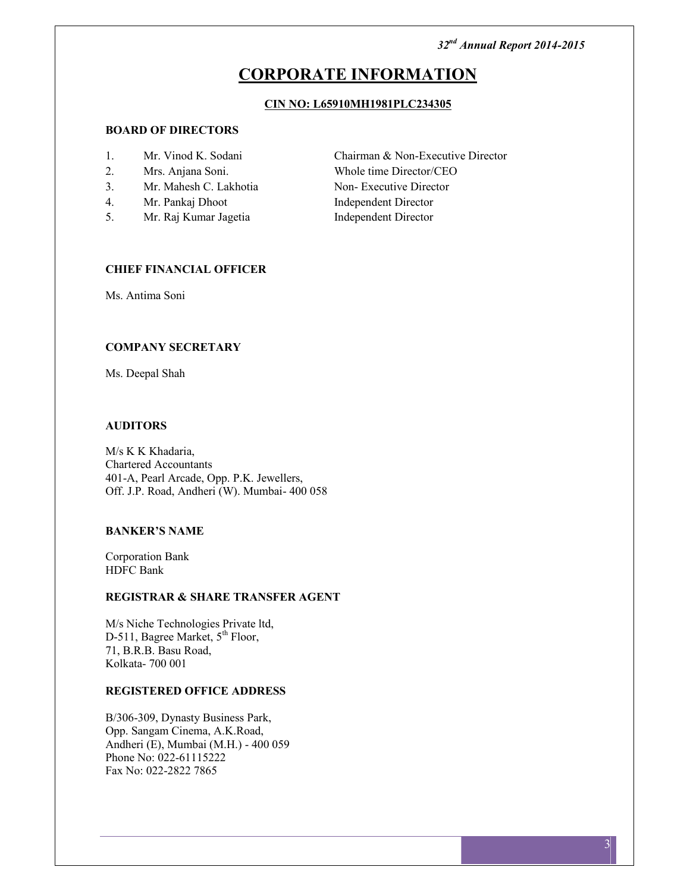# CORPORATE INFORMATION

**CIN NO: L65910MH1981PLC234305**

### BOARD OF DIRECTORS

| | | |
|---|---|---|
| 1. | Mr. Vinod K. Sodani | Chairman & Non-Executive Director |
| 2. | Mrs. Anjana Soni. | Whole time Director/CEO |
| 3. | Mr. Mahesh C. Lakhotia | Non- Executive Director |
| 4. | Mr. Pankaj Dhoot | Independent Director |
| 5. | Mr. Raj Kumar Jagetia | Independent Director |

### CHIEF FINANCIAL OFFICER

Ms. Antima Soni

### COMPANY SECRETARY

Ms. Deepal Shah

### AUDITORS

M/s K K Khadaria,
Chartered Accountants
401-A, Pearl Arcade, Opp. P.K. Jewellers,
Off. J.P. Road, Andheri (W). Mumbai- 400 058

### BANKER'S NAME

Corporation Bank
HDFC Bank

### REGISTRAR & SHARE TRANSFER AGENT

M/s Niche Technologies Private ltd,
D-511, Bagree Market, 5th Floor,
71, B.R.B. Basu Road,
Kolkata- 700 001

### REGISTERED OFFICE ADDRESS

B/306-309, Dynasty Business Park,
Opp. Sangam Cinema, A.K.Road,
Andheri (E), Mumbai (M.H.) - 400 059
Phone No: 022-61115222
Fax No: 022-2822 7865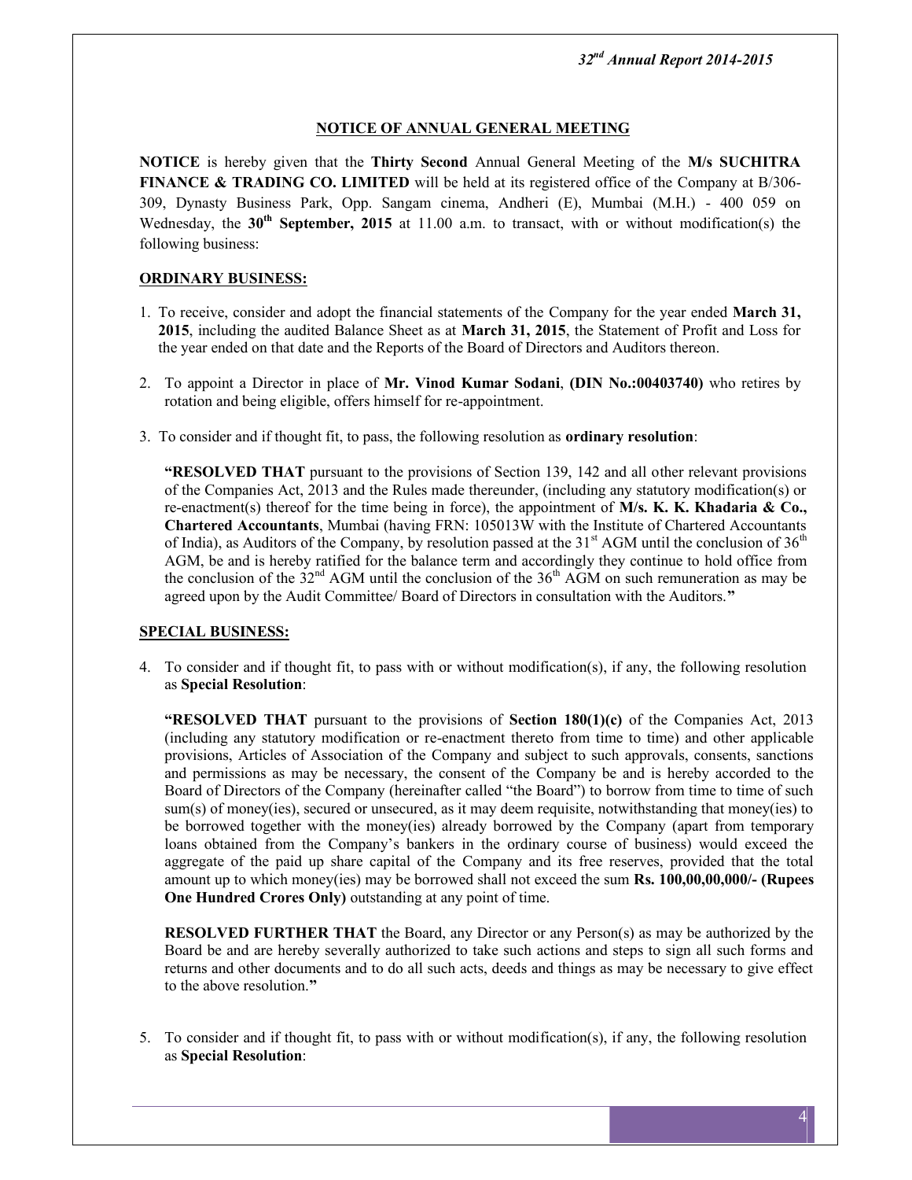## NOTICE OF ANNUAL GENERAL MEETING

**NOTICE** is hereby given that the **Thirty Second** Annual General Meeting of the **M/s SUCHITRA FINANCE & TRADING CO. LIMITED** will be held at its registered office of the Company at B/306-309, Dynasty Business Park, Opp. Sangam cinema, Andheri (E), Mumbai (M.H.) - 400 059 on Wednesday, the **30th September, 2015** at 11.00 a.m. to transact, with or without modification(s) the following business:

### ORDINARY BUSINESS:

1. To receive, consider and adopt the financial statements of the Company for the year ended **March 31, 2015**, including the audited Balance Sheet as at **March 31, 2015**, the Statement of Profit and Loss for the year ended on that date and the Reports of the Board of Directors and Auditors thereon.

2. To appoint a Director in place of **Mr. Vinod Kumar Sodani**, **(DIN No.:00403740)** who retires by rotation and being eligible, offers himself for re-appointment.

3. To consider and if thought fit, to pass, the following resolution as **ordinary resolution**:

   **"RESOLVED THAT** pursuant to the provisions of Section 139, 142 and all other relevant provisions of the Companies Act, 2013 and the Rules made thereunder, (including any statutory modification(s) or re-enactment(s) thereof for the time being in force), the appointment of **M/s. K. K. Khadaria & Co., Chartered Accountants**, Mumbai (having FRN: 105013W with the Institute of Chartered Accountants of India), as Auditors of the Company, by resolution passed at the 31st AGM until the conclusion of 36th AGM, be and is hereby ratified for the balance term and accordingly they continue to hold office from the conclusion of the 32nd AGM until the conclusion of the 36th AGM on such remuneration as may be agreed upon by the Audit Committee/ Board of Directors in consultation with the Auditors.**"**

### SPECIAL BUSINESS:

4. To consider and if thought fit, to pass with or without modification(s), if any, the following resolution as **Special Resolution**:

   **"RESOLVED THAT** pursuant to the provisions of **Section 180(1)(c)** of the Companies Act, 2013 (including any statutory modification or re-enactment thereto from time to time) and other applicable provisions, Articles of Association of the Company and subject to such approvals, consents, sanctions and permissions as may be necessary, the consent of the Company be and is hereby accorded to the Board of Directors of the Company (hereinafter called "the Board") to borrow from time to time of such sum(s) of money(ies), secured or unsecured, as it may deem requisite, notwithstanding that money(ies) to be borrowed together with the money(ies) already borrowed by the Company (apart from temporary loans obtained from the Company's bankers in the ordinary course of business) would exceed the aggregate of the paid up share capital of the Company and its free reserves, provided that the total amount up to which money(ies) may be borrowed shall not exceed the sum **Rs. 100,00,00,000/- (Rupees One Hundred Crores Only)** outstanding at any point of time.

   **RESOLVED FURTHER THAT** the Board, any Director or any Person(s) as may be authorized by the Board be and are hereby severally authorized to take such actions and steps to sign all such forms and returns and other documents and to do all such acts, deeds and things as may be necessary to give effect to the above resolution.**"**

5. To consider and if thought fit, to pass with or without modification(s), if any, the following resolution as **Special Resolution**: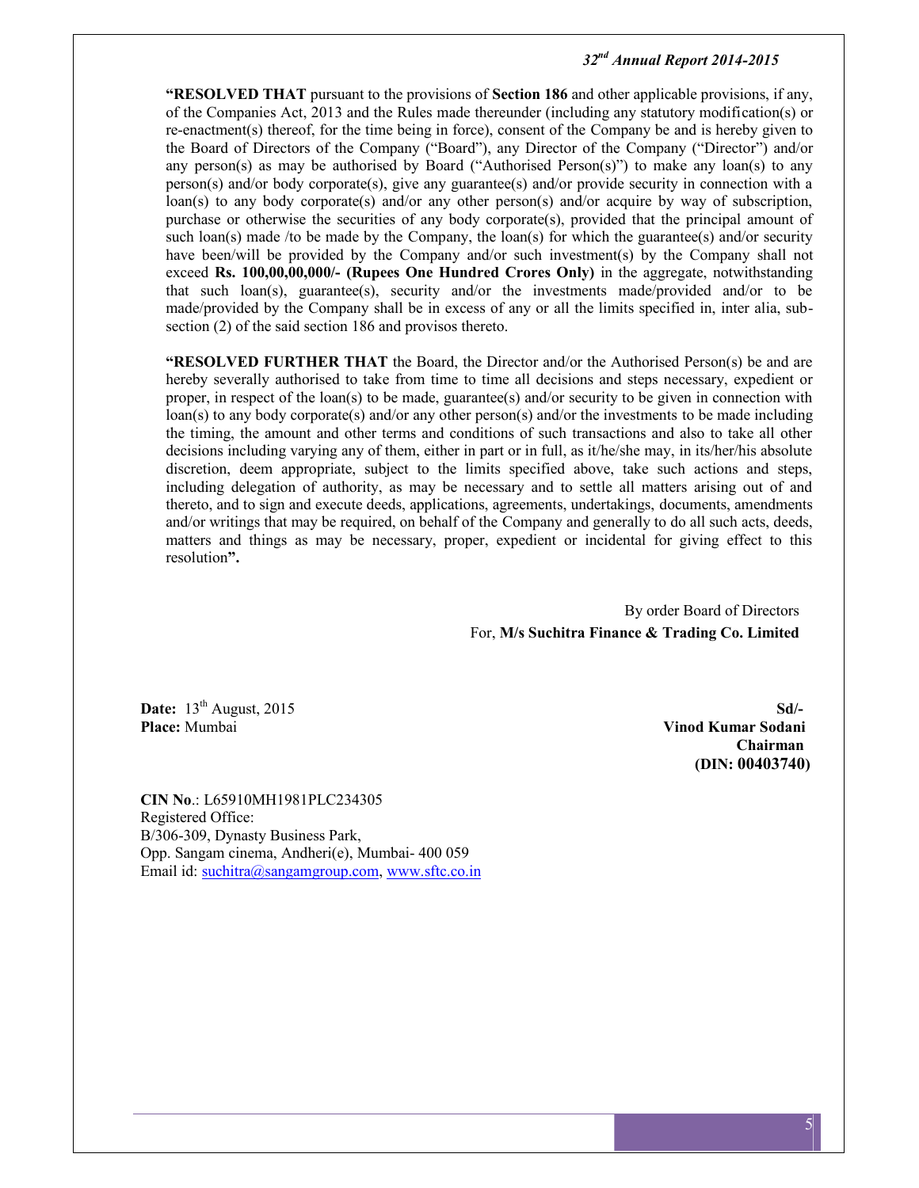**"RESOLVED THAT** pursuant to the provisions of **Section 186** and other applicable provisions, if any, of the Companies Act, 2013 and the Rules made thereunder (including any statutory modification(s) or re-enactment(s) thereof, for the time being in force), consent of the Company be and is hereby given to the Board of Directors of the Company ("Board"), any Director of the Company ("Director") and/or any person(s) as may be authorised by Board ("Authorised Person(s)") to make any loan(s) to any person(s) and/or body corporate(s), give any guarantee(s) and/or provide security in connection with a loan(s) to any body corporate(s) and/or any other person(s) and/or acquire by way of subscription, purchase or otherwise the securities of any body corporate(s), provided that the principal amount of such loan(s) made /to be made by the Company, the loan(s) for which the guarantee(s) and/or security have been/will be provided by the Company and/or such investment(s) by the Company shall not exceed **Rs. 100,00,00,000/- (Rupees One Hundred Crores Only)** in the aggregate, notwithstanding that such loan(s), guarantee(s), security and/or the investments made/provided and/or to be made/provided by the Company shall be in excess of any or all the limits specified in, inter alia, sub-section (2) of the said section 186 and provisos thereto.

**"RESOLVED FURTHER THAT** the Board, the Director and/or the Authorised Person(s) be and are hereby severally authorised to take from time to time all decisions and steps necessary, expedient or proper, in respect of the loan(s) to be made, guarantee(s) and/or security to be given in connection with loan(s) to any body corporate(s) and/or any other person(s) and/or the investments to be made including the timing, the amount and other terms and conditions of such transactions and also to take all other decisions including varying any of them, either in part or in full, as it/he/she may, in its/her/his absolute discretion, deem appropriate, subject to the limits specified above, take such actions and steps, including delegation of authority, as may be necessary and to settle all matters arising out of and thereto, and to sign and execute deeds, applications, agreements, undertakings, documents, amendments and/or writings that may be required, on behalf of the Company and generally to do all such acts, deeds, matters and things as may be necessary, proper, expedient or incidental for giving effect to this resolution**".**

By order Board of Directors
For, **M/s Suchitra Finance & Trading Co. Limited**

**Date:** 13th August, 2015
**Place:** Mumbai

Sd/-
**Vinod Kumar Sodani**
**Chairman**
**(DIN: 00403740)**

**CIN No**.: L65910MH1981PLC234305
Registered Office:
B/306-309, Dynasty Business Park,
Opp. Sangam cinema, Andheri(e), Mumbai- 400 059
Email id: suchitra@sangamgroup.com, www.sftc.co.in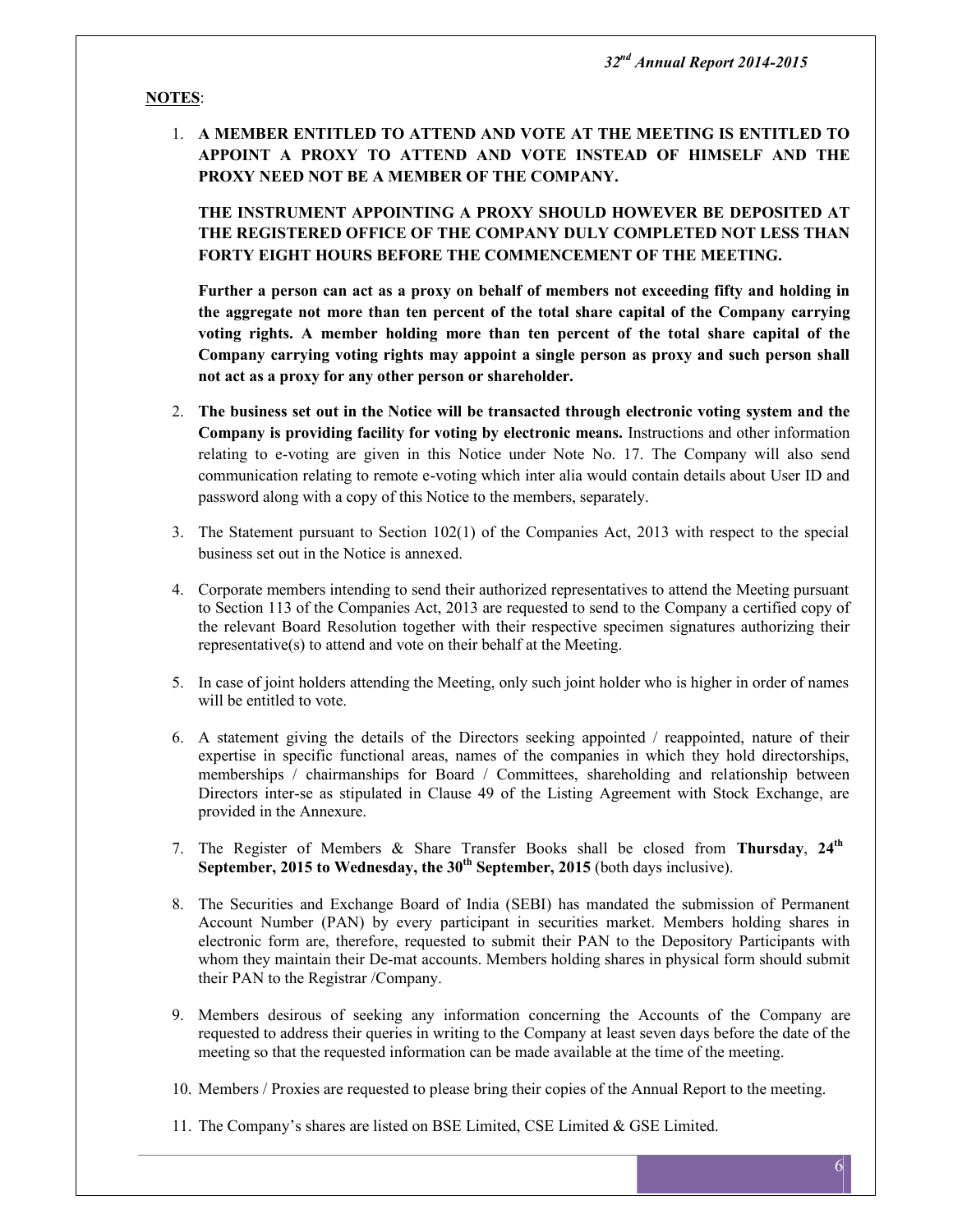**NOTES**:

1. **A MEMBER ENTITLED TO ATTEND AND VOTE AT THE MEETING IS ENTITLED TO APPOINT A PROXY TO ATTEND AND VOTE INSTEAD OF HIMSELF AND THE PROXY NEED NOT BE A MEMBER OF THE COMPANY.**

   **THE INSTRUMENT APPOINTING A PROXY SHOULD HOWEVER BE DEPOSITED AT THE REGISTERED OFFICE OF THE COMPANY DULY COMPLETED NOT LESS THAN FORTY EIGHT HOURS BEFORE THE COMMENCEMENT OF THE MEETING.**

   **Further a person can act as a proxy on behalf of members not exceeding fifty and holding in the aggregate not more than ten percent of the total share capital of the Company carrying voting rights. A member holding more than ten percent of the total share capital of the Company carrying voting rights may appoint a single person as proxy and such person shall not act as a proxy for any other person or shareholder.**

2. **The business set out in the Notice will be transacted through electronic voting system and the Company is providing facility for voting by electronic means.** Instructions and other information relating to e-voting are given in this Notice under Note No. 17. The Company will also send communication relating to remote e-voting which inter alia would contain details about User ID and password along with a copy of this Notice to the members, separately.

3. The Statement pursuant to Section 102(1) of the Companies Act, 2013 with respect to the special business set out in the Notice is annexed.

4. Corporate members intending to send their authorized representatives to attend the Meeting pursuant to Section 113 of the Companies Act, 2013 are requested to send to the Company a certified copy of the relevant Board Resolution together with their respective specimen signatures authorizing their representative(s) to attend and vote on their behalf at the Meeting.

5. In case of joint holders attending the Meeting, only such joint holder who is higher in order of names will be entitled to vote.

6. A statement giving the details of the Directors seeking appointed / reappointed, nature of their expertise in specific functional areas, names of the companies in which they hold directorships, memberships / chairmanships for Board / Committees, shareholding and relationship between Directors inter-se as stipulated in Clause 49 of the Listing Agreement with Stock Exchange, are provided in the Annexure.

7. The Register of Members & Share Transfer Books shall be closed from **Thursday**, **24th September, 2015 to Wednesday, the 30th September, 2015** (both days inclusive).

8. The Securities and Exchange Board of India (SEBI) has mandated the submission of Permanent Account Number (PAN) by every participant in securities market. Members holding shares in electronic form are, therefore, requested to submit their PAN to the Depository Participants with whom they maintain their De-mat accounts. Members holding shares in physical form should submit their PAN to the Registrar /Company.

9. Members desirous of seeking any information concerning the Accounts of the Company are requested to address their queries in writing to the Company at least seven days before the date of the meeting so that the requested information can be made available at the time of the meeting.

10. Members / Proxies are requested to please bring their copies of the Annual Report to the meeting.

11. The Company's shares are listed on BSE Limited, CSE Limited & GSE Limited.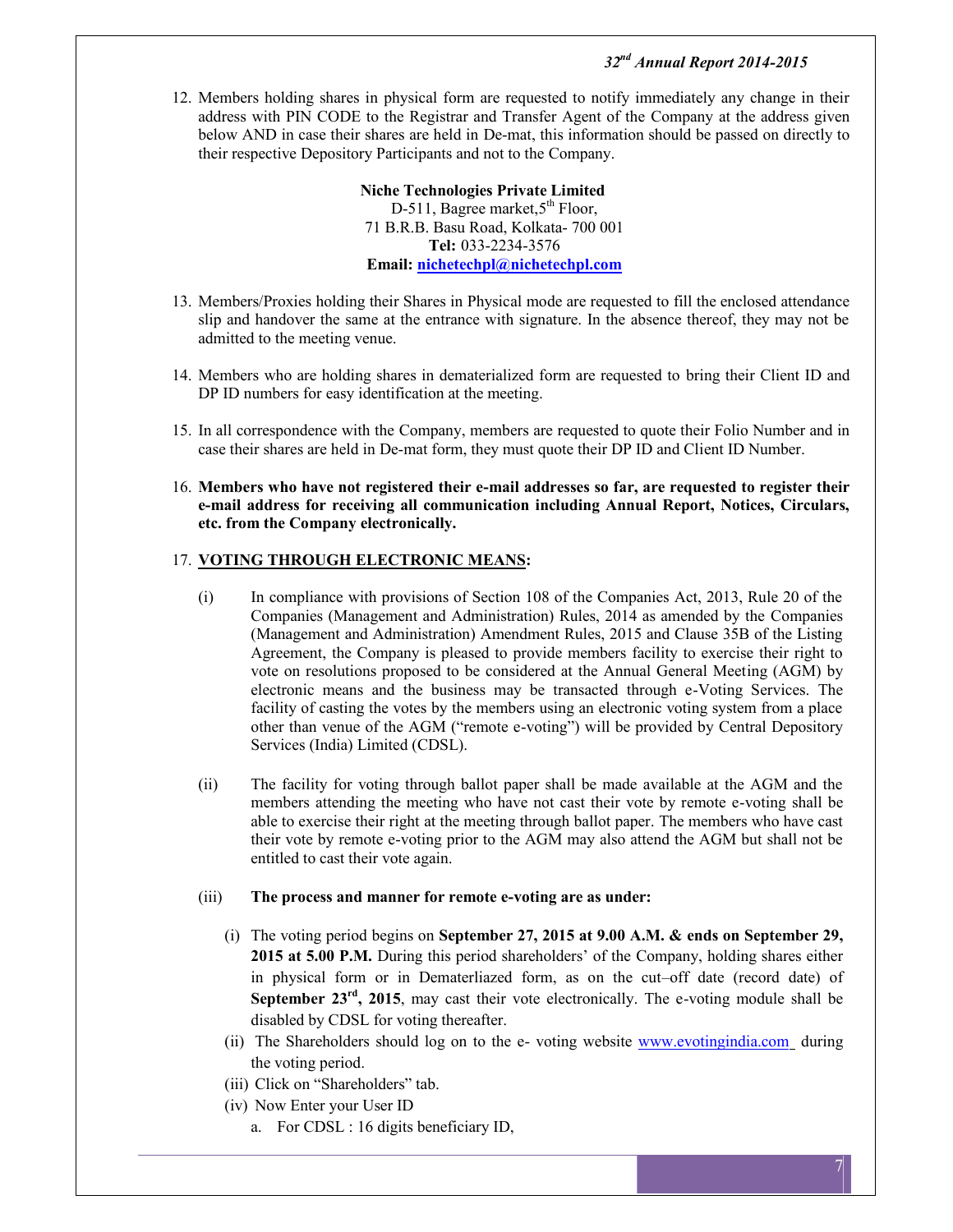12. Members holding shares in physical form are requested to notify immediately any change in their address with PIN CODE to the Registrar and Transfer Agent of the Company at the address given below AND in case their shares are held in De-mat, this information should be passed on directly to their respective Depository Participants and not to the Company.

**Niche Technologies Private Limited**
D-511, Bagree market,5th Floor,
71 B.R.B. Basu Road, Kolkata- 700 001
**Tel:** 033-2234-3576
**Email:** nichetechpl@nichetechpl.com

13. Members/Proxies holding their Shares in Physical mode are requested to fill the enclosed attendance slip and handover the same at the entrance with signature. In the absence thereof, they may not be admitted to the meeting venue.

14. Members who are holding shares in dematerialized form are requested to bring their Client ID and DP ID numbers for easy identification at the meeting.

15. In all correspondence with the Company, members are requested to quote their Folio Number and in case their shares are held in De-mat form, they must quote their DP ID and Client ID Number.

16. **Members who have not registered their e-mail addresses so far, are requested to register their e-mail address for receiving all communication including Annual Report, Notices, Circulars, etc. from the Company electronically.**

17. **VOTING THROUGH ELECTRONIC MEANS:**

(i) In compliance with provisions of Section 108 of the Companies Act, 2013, Rule 20 of the Companies (Management and Administration) Rules, 2014 as amended by the Companies (Management and Administration) Amendment Rules, 2015 and Clause 35B of the Listing Agreement, the Company is pleased to provide members facility to exercise their right to vote on resolutions proposed to be considered at the Annual General Meeting (AGM) by electronic means and the business may be transacted through e-Voting Services. The facility of casting the votes by the members using an electronic voting system from a place other than venue of the AGM ("remote e-voting") will be provided by Central Depository Services (India) Limited (CDSL).

(ii) The facility for voting through ballot paper shall be made available at the AGM and the members attending the meeting who have not cast their vote by remote e-voting shall be able to exercise their right at the meeting through ballot paper. The members who have cast their vote by remote e-voting prior to the AGM may also attend the AGM but shall not be entitled to cast their vote again.

(iii) **The process and manner for remote e-voting are as under:**

(i) The voting period begins on **September 27, 2015 at 9.00 A.M. & ends on September 29, 2015 at 5.00 P.M.** During this period shareholders' of the Company, holding shares either in physical form or in Dematerliazed form, as on the cut–off date (record date) of **September 23rd, 2015**, may cast their vote electronically. The e-voting module shall be disabled by CDSL for voting thereafter.

(ii) The Shareholders should log on to the e- voting website www.evotingindia.com during the voting period.

(iii) Click on "Shareholders" tab.

(iv) Now Enter your User ID

a. For CDSL : 16 digits beneficiary ID,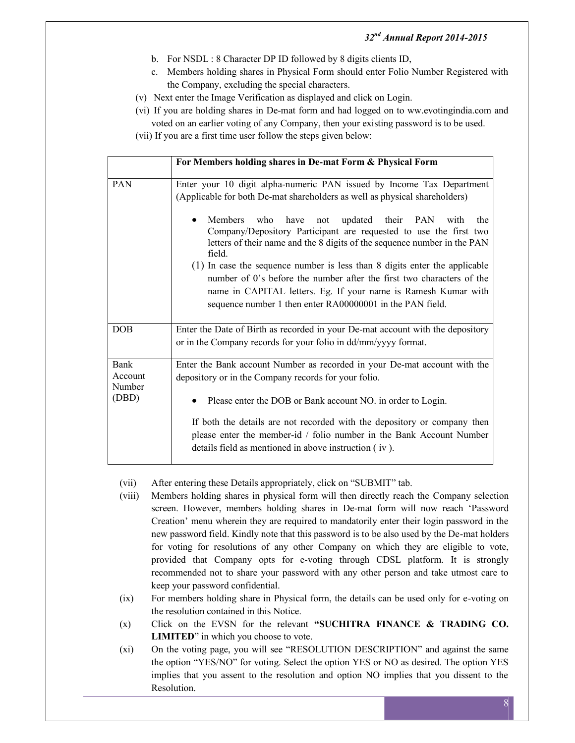b. For NSDL : 8 Character DP ID followed by 8 digits clients ID,

c. Members holding shares in Physical Form should enter Folio Number Registered with the Company, excluding the special characters.

(v) Next enter the Image Verification as displayed and click on Login.

(vi) If you are holding shares in De-mat form and had logged on to ww.evotingindia.com and voted on an earlier voting of any Company, then your existing password is to be used.

(vii) If you are a first time user follow the steps given below:

| | For Members holding shares in De-mat Form & Physical Form |
|---|---|
| PAN | Enter your 10 digit alpha-numeric PAN issued by Income Tax Department (Applicable for both De-mat shareholders as well as physical shareholders)<br><br>• Members who have not updated their PAN with the Company/Depository Participant are requested to use the first two letters of their name and the 8 digits of the sequence number in the PAN field.<br>(1) In case the sequence number is less than 8 digits enter the applicable number of 0's before the number after the first two characters of the name in CAPITAL letters. Eg. If your name is Ramesh Kumar with sequence number 1 then enter RA00000001 in the PAN field. |
| DOB | Enter the Date of Birth as recorded in your De-mat account with the depository or in the Company records for your folio in dd/mm/yyyy format. |
| Bank Account Number (DBD) | Enter the Bank account Number as recorded in your De-mat account with the depository or in the Company records for your folio.<br><br>• Please enter the DOB or Bank account NO. in order to Login.<br><br>If both the details are not recorded with the depository or company then please enter the member-id / folio number in the Bank Account Number details field as mentioned in above instruction ( iv ). |

(vii) After entering these Details appropriately, click on "SUBMIT" tab.

(viii) Members holding shares in physical form will then directly reach the Company selection screen. However, members holding shares in De-mat form will now reach 'Password Creation' menu wherein they are required to mandatorily enter their login password in the new password field. Kindly note that this password is to be also used by the De-mat holders for voting for resolutions of any other Company on which they are eligible to vote, provided that Company opts for e-voting through CDSL platform. It is strongly recommended not to share your password with any other person and take utmost care to keep your password confidential.

(ix) For members holding share in Physical form, the details can be used only for e-voting on the resolution contained in this Notice.

(x) Click on the EVSN for the relevant **"SUCHITRA FINANCE & TRADING CO. LIMITED"** in which you choose to vote.

(xi) On the voting page, you will see "RESOLUTION DESCRIPTION" and against the same the option "YES/NO" for voting. Select the option YES or NO as desired. The option YES implies that you assent to the resolution and option NO implies that you dissent to the Resolution.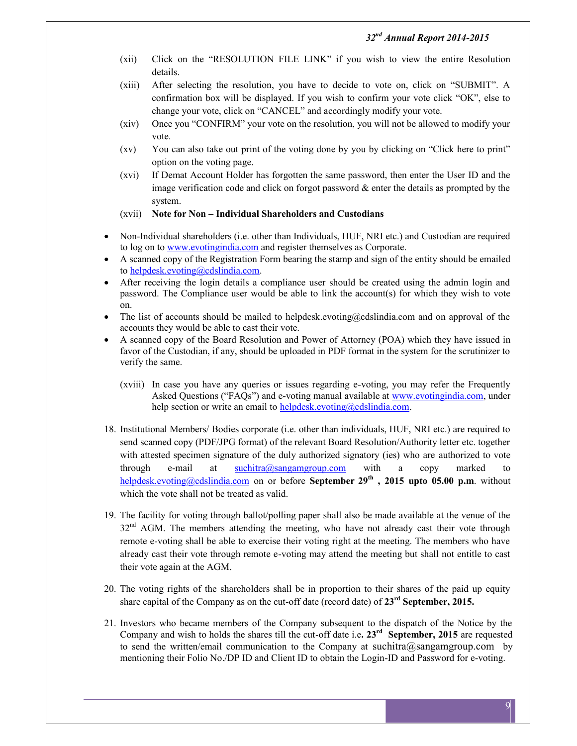(xii) Click on the "RESOLUTION FILE LINK" if you wish to view the entire Resolution details.

(xiii) After selecting the resolution, you have to decide to vote on, click on "SUBMIT". A confirmation box will be displayed. If you wish to confirm your vote click "OK", else to change your vote, click on "CANCEL" and accordingly modify your vote.

(xiv) Once you "CONFIRM" your vote on the resolution, you will not be allowed to modify your vote.

(xv) You can also take out print of the voting done by you by clicking on "Click here to print" option on the voting page.

(xvi) If Demat Account Holder has forgotten the same password, then enter the User ID and the image verification code and click on forgot password & enter the details as prompted by the system.

(xvii) **Note for Non – Individual Shareholders and Custodians**

- Non-Individual shareholders (i.e. other than Individuals, HUF, NRI etc.) and Custodian are required to log on to www.evotingindia.com and register themselves as Corporate.
- A scanned copy of the Registration Form bearing the stamp and sign of the entity should be emailed to helpdesk.evoting@cdslindia.com.
- After receiving the login details a compliance user should be created using the admin login and password. The Compliance user would be able to link the account(s) for which they wish to vote on.
- The list of accounts should be mailed to helpdesk.evoting@cdslindia.com and on approval of the accounts they would be able to cast their vote.
- A scanned copy of the Board Resolution and Power of Attorney (POA) which they have issued in favor of the Custodian, if any, should be uploaded in PDF format in the system for the scrutinizer to verify the same.

(xviii) In case you have any queries or issues regarding e-voting, you may refer the Frequently Asked Questions ("FAQs") and e-voting manual available at www.evotingindia.com, under help section or write an email to helpdesk.evoting@cdslindia.com.

18. Institutional Members/ Bodies corporate (i.e. other than individuals, HUF, NRI etc.) are required to send scanned copy (PDF/JPG format) of the relevant Board Resolution/Authority letter etc. together with attested specimen signature of the duly authorized signatory (ies) who are authorized to vote through e-mail at suchitra@sangamgroup.com with a copy marked to helpdesk.evoting@cdslindia.com on or before **September 29th , 2015 upto 05.00 p.m**. without which the vote shall not be treated as valid.

19. The facility for voting through ballot/polling paper shall also be made available at the venue of the 32nd AGM. The members attending the meeting, who have not already cast their vote through remote e-voting shall be able to exercise their voting right at the meeting. The members who have already cast their vote through remote e-voting may attend the meeting but shall not entitle to cast their vote again at the AGM.

20. The voting rights of the shareholders shall be in proportion to their shares of the paid up equity share capital of the Company as on the cut-off date (record date) of **23rd September, 2015.**

21. Investors who became members of the Company subsequent to the dispatch of the Notice by the Company and wish to holds the shares till the cut-off date i.e**. 23rd September, 2015** are requested to send the written/email communication to the Company at suchitra@sangamgroup.com by mentioning their Folio No./DP ID and Client ID to obtain the Login-ID and Password for e-voting.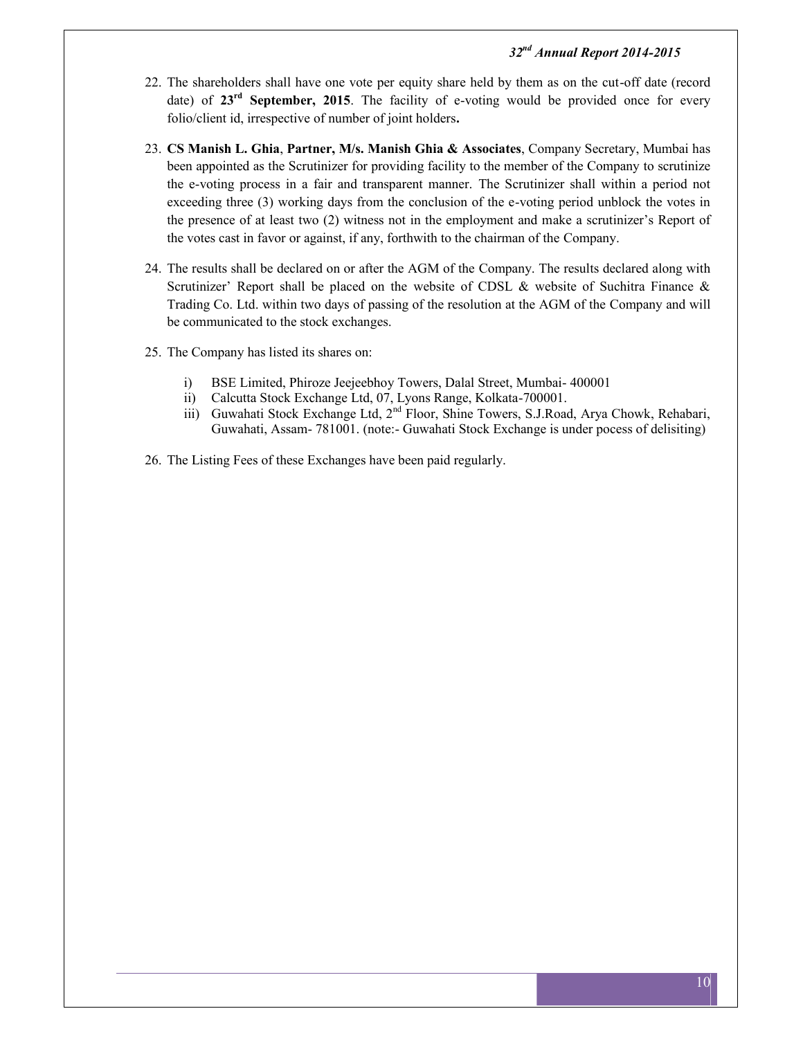22. The shareholders shall have one vote per equity share held by them as on the cut-off date (record date) of **23rd September, 2015**. The facility of e-voting would be provided once for every folio/client id, irrespective of number of joint holders**.**

23. **CS Manish L. Ghia**, **Partner, M/s. Manish Ghia & Associates**, Company Secretary, Mumbai has been appointed as the Scrutinizer for providing facility to the member of the Company to scrutinize the e-voting process in a fair and transparent manner. The Scrutinizer shall within a period not exceeding three (3) working days from the conclusion of the e-voting period unblock the votes in the presence of at least two (2) witness not in the employment and make a scrutinizer's Report of the votes cast in favor or against, if any, forthwith to the chairman of the Company.

24. The results shall be declared on or after the AGM of the Company. The results declared along with Scrutinizer' Report shall be placed on the website of CDSL & website of Suchitra Finance & Trading Co. Ltd. within two days of passing of the resolution at the AGM of the Company and will be communicated to the stock exchanges.

25. The Company has listed its shares on:

    i) BSE Limited, Phiroze Jeejeebhoy Towers, Dalal Street, Mumbai- 400001
    ii) Calcutta Stock Exchange Ltd, 07, Lyons Range, Kolkata-700001.
    iii) Guwahati Stock Exchange Ltd, 2nd Floor, Shine Towers, S.J.Road, Arya Chowk, Rehabari, Guwahati, Assam- 781001. (note:- Guwahati Stock Exchange is under pocess of delisiting)

26. The Listing Fees of these Exchanges have been paid regularly.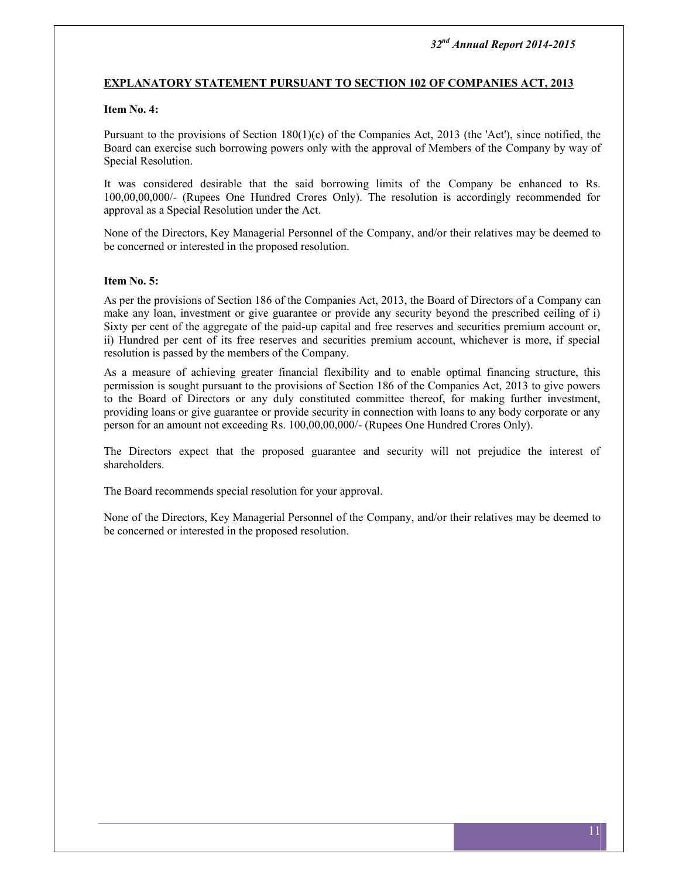## EXPLANATORY STATEMENT PURSUANT TO SECTION 102 OF COMPANIES ACT, 2013

**Item No. 4:**

Pursuant to the provisions of Section 180(1)(c) of the Companies Act, 2013 (the 'Act'), since notified, the Board can exercise such borrowing powers only with the approval of Members of the Company by way of Special Resolution.

It was considered desirable that the said borrowing limits of the Company be enhanced to Rs. 100,00,00,000/- (Rupees One Hundred Crores Only). The resolution is accordingly recommended for approval as a Special Resolution under the Act.

None of the Directors, Key Managerial Personnel of the Company, and/or their relatives may be deemed to be concerned or interested in the proposed resolution.

**Item No. 5:**

As per the provisions of Section 186 of the Companies Act, 2013, the Board of Directors of a Company can make any loan, investment or give guarantee or provide any security beyond the prescribed ceiling of i) Sixty per cent of the aggregate of the paid-up capital and free reserves and securities premium account or, ii) Hundred per cent of its free reserves and securities premium account, whichever is more, if special resolution is passed by the members of the Company.

As a measure of achieving greater financial flexibility and to enable optimal financing structure, this permission is sought pursuant to the provisions of Section 186 of the Companies Act, 2013 to give powers to the Board of Directors or any duly constituted committee thereof, for making further investment, providing loans or give guarantee or provide security in connection with loans to any body corporate or any person for an amount not exceeding Rs. 100,00,00,000/- (Rupees One Hundred Crores Only).

The Directors expect that the proposed guarantee and security will not prejudice the interest of shareholders.

The Board recommends special resolution for your approval.

None of the Directors, Key Managerial Personnel of the Company, and/or their relatives may be deemed to be concerned or interested in the proposed resolution.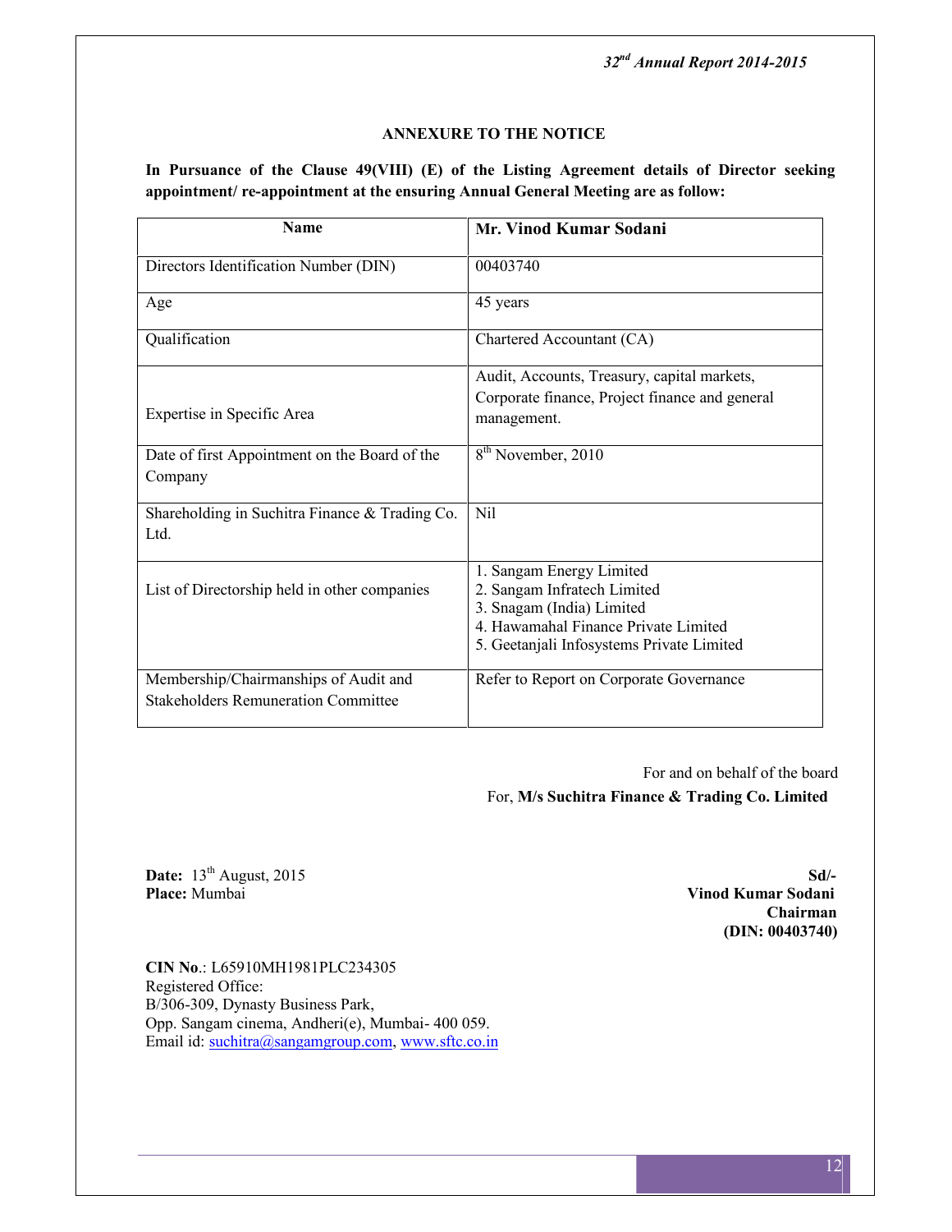## ANNEXURE TO THE NOTICE

**In Pursuance of the Clause 49(VIII) (E) of the Listing Agreement details of Director seeking appointment/ re-appointment at the ensuring Annual General Meeting are as follow:**

| Name | **Mr. Vinod Kumar Sodani** |
|---|---|
| Directors Identification Number (DIN) | 00403740 |
| Age | 45 years |
| Qualification | Chartered Accountant (CA) |
| Expertise in Specific Area | Audit, Accounts, Treasury, capital markets, Corporate finance, Project finance and general management. |
| Date of first Appointment on the Board of the Company | 8th November, 2010 |
| Shareholding in Suchitra Finance & Trading Co. Ltd. | Nil |
| List of Directorship held in other companies | 1. Sangam Energy Limited<br>2. Sangam Infratech Limited<br>3. Snagam (India) Limited<br>4. Hawamahal Finance Private Limited<br>5. Geetanjali Infosystems Private Limited |
| Membership/Chairmanships of Audit and Stakeholders Remuneration Committee | Refer to Report on Corporate Governance |

For and on behalf of the board
For, **M/s Suchitra Finance & Trading Co. Limited**

**Date:** 13th August, 2015
**Place:** Mumbai

**Sd/-**
**Vinod Kumar Sodani**
**Chairman**
**(DIN: 00403740)**

**CIN No**.: L65910MH1981PLC234305
Registered Office:
B/306-309, Dynasty Business Park,
Opp. Sangam cinema, Andheri(e), Mumbai- 400 059.
Email id: suchitra@sangamgroup.com, www.sftc.co.in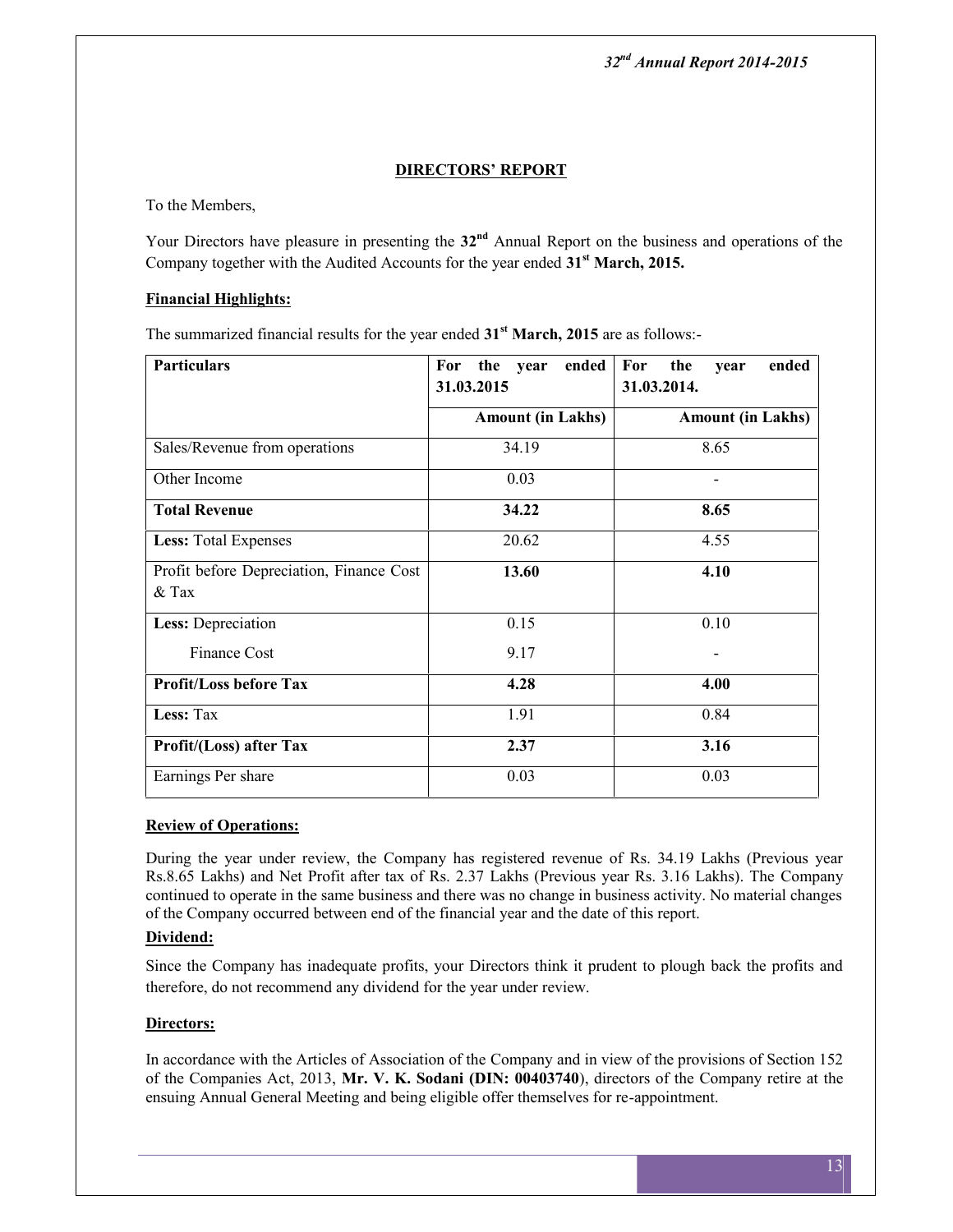## DIRECTORS' REPORT

To the Members,

Your Directors have pleasure in presenting the **32nd** Annual Report on the business and operations of the Company together with the Audited Accounts for the year ended **31st March, 2015.**

### Financial Highlights:

The summarized financial results for the year ended **31st March, 2015** are as follows:-

| **Particulars** | **For the year ended 31.03.2015** | **For the year ended 31.03.2014.** |
|---|---|---|
| | **Amount (in Lakhs)** | **Amount (in Lakhs)** |
| Sales/Revenue from operations | 34.19 | 8.65 |
| Other Income | 0.03 | - |
| **Total Revenue** | **34.22** | **8.65** |
| **Less:** Total Expenses | 20.62 | 4.55 |
| Profit before Depreciation, Finance Cost & Tax | **13.60** | **4.10** |
| **Less:** Depreciation | 0.15 | 0.10 |
| Finance Cost | 9.17 | - |
| **Profit/Loss before Tax** | **4.28** | **4.00** |
| **Less:** Tax | 1.91 | 0.84 |
| **Profit/(Loss) after Tax** | **2.37** | **3.16** |
| Earnings Per share | 0.03 | 0.03 |

### Review of Operations:

During the year under review, the Company has registered revenue of Rs. 34.19 Lakhs (Previous year Rs.8.65 Lakhs) and Net Profit after tax of Rs. 2.37 Lakhs (Previous year Rs. 3.16 Lakhs). The Company continued to operate in the same business and there was no change in business activity. No material changes of the Company occurred between end of the financial year and the date of this report.

### Dividend:

Since the Company has inadequate profits, your Directors think it prudent to plough back the profits and therefore, do not recommend any dividend for the year under review.

### Directors:

In accordance with the Articles of Association of the Company and in view of the provisions of Section 152 of the Companies Act, 2013, **Mr. V. K. Sodani (DIN: 00403740)**, directors of the Company retire at the ensuing Annual General Meeting and being eligible offer themselves for re-appointment.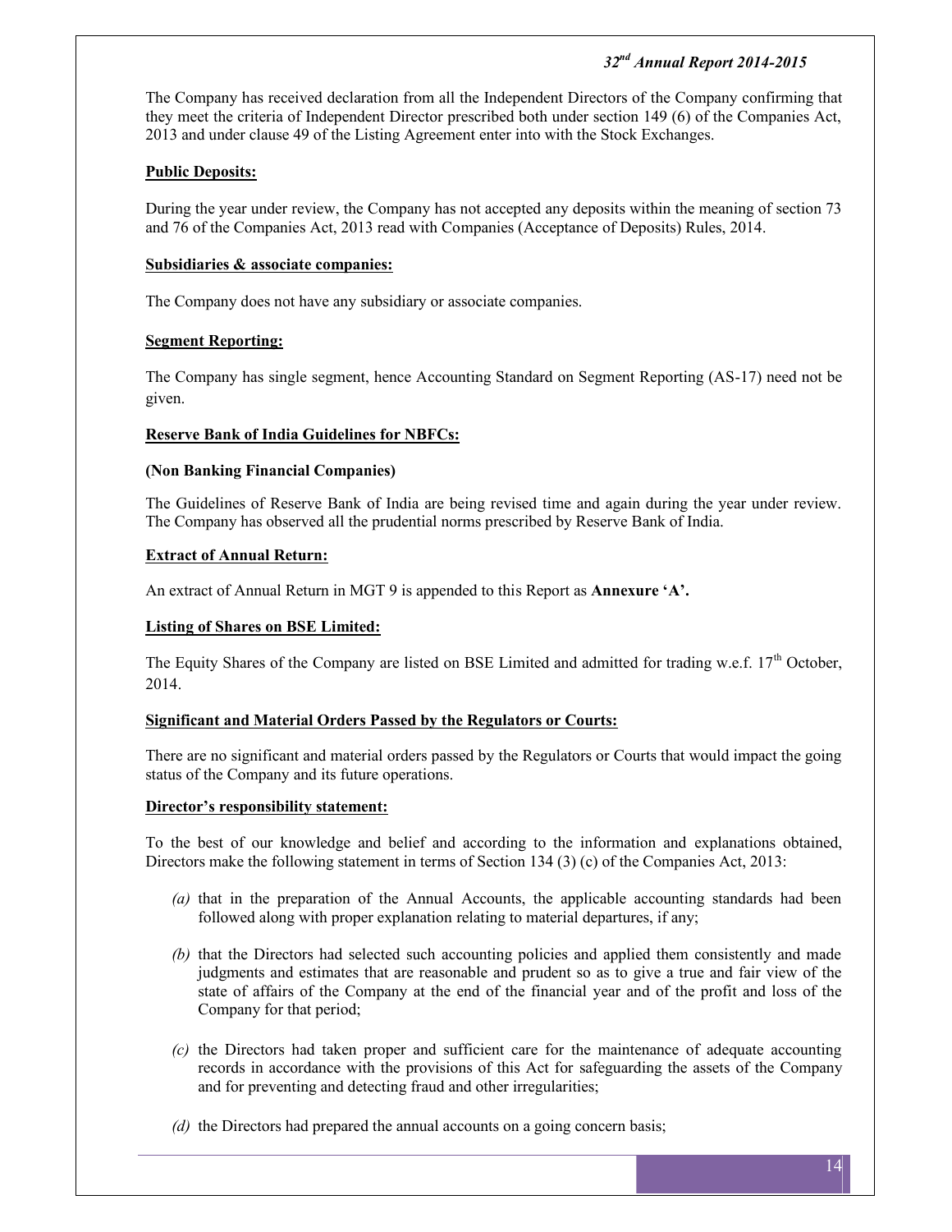The Company has received declaration from all the Independent Directors of the Company confirming that they meet the criteria of Independent Director prescribed both under section 149 (6) of the Companies Act, 2013 and under clause 49 of the Listing Agreement enter into with the Stock Exchanges.

**Public Deposits:**

During the year under review, the Company has not accepted any deposits within the meaning of section 73 and 76 of the Companies Act, 2013 read with Companies (Acceptance of Deposits) Rules, 2014.

**Subsidiaries & associate companies:**

The Company does not have any subsidiary or associate companies.

**Segment Reporting:**

The Company has single segment, hence Accounting Standard on Segment Reporting (AS-17) need not be given.

**Reserve Bank of India Guidelines for NBFCs:**

**(Non Banking Financial Companies)**

The Guidelines of Reserve Bank of India are being revised time and again during the year under review. The Company has observed all the prudential norms prescribed by Reserve Bank of India.

**Extract of Annual Return:**

An extract of Annual Return in MGT 9 is appended to this Report as **Annexure 'A'.**

**Listing of Shares on BSE Limited:**

The Equity Shares of the Company are listed on BSE Limited and admitted for trading w.e.f. 17th October, 2014.

**Significant and Material Orders Passed by the Regulators or Courts:**

There are no significant and material orders passed by the Regulators or Courts that would impact the going status of the Company and its future operations.

**Director's responsibility statement:**

To the best of our knowledge and belief and according to the information and explanations obtained, Directors make the following statement in terms of Section 134 (3) (c) of the Companies Act, 2013:

*(a)* that in the preparation of the Annual Accounts, the applicable accounting standards had been followed along with proper explanation relating to material departures, if any;

*(b)* that the Directors had selected such accounting policies and applied them consistently and made judgments and estimates that are reasonable and prudent so as to give a true and fair view of the state of affairs of the Company at the end of the financial year and of the profit and loss of the Company for that period;

*(c)* the Directors had taken proper and sufficient care for the maintenance of adequate accounting records in accordance with the provisions of this Act for safeguarding the assets of the Company and for preventing and detecting fraud and other irregularities;

*(d)* the Directors had prepared the annual accounts on a going concern basis;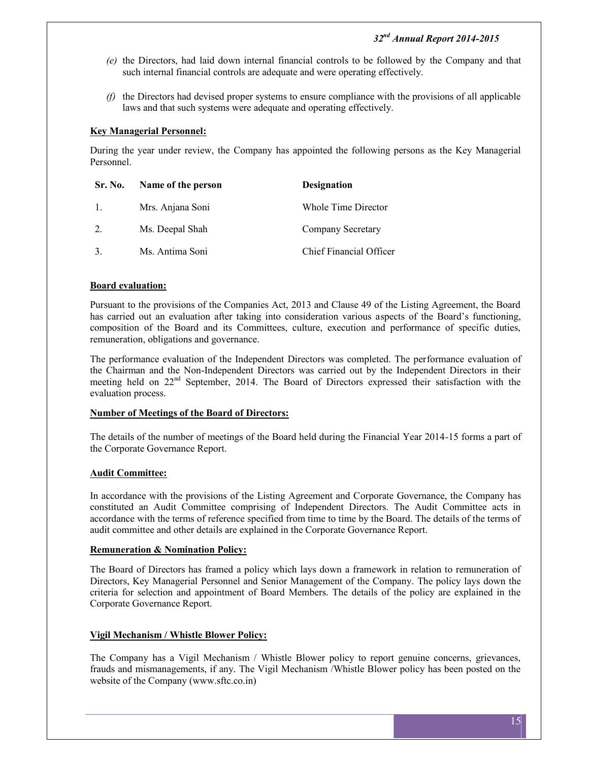(e) the Directors, had laid down internal financial controls to be followed by the Company and that such internal financial controls are adequate and were operating effectively.

(f) the Directors had devised proper systems to ensure compliance with the provisions of all applicable laws and that such systems were adequate and operating effectively.

**Key Managerial Personnel:**

During the year under review, the Company has appointed the following persons as the Key Managerial Personnel.

| Sr. No. | Name of the person | Designation |
|---|---|---|
| 1. | Mrs. Anjana Soni | Whole Time Director |
| 2. | Ms. Deepal Shah | Company Secretary |
| 3. | Ms. Antima Soni | Chief Financial Officer |

**Board evaluation:**

Pursuant to the provisions of the Companies Act, 2013 and Clause 49 of the Listing Agreement, the Board has carried out an evaluation after taking into consideration various aspects of the Board's functioning, composition of the Board and its Committees, culture, execution and performance of specific duties, remuneration, obligations and governance.

The performance evaluation of the Independent Directors was completed. The performance evaluation of the Chairman and the Non-Independent Directors was carried out by the Independent Directors in their meeting held on 22nd September, 2014. The Board of Directors expressed their satisfaction with the evaluation process.

**Number of Meetings of the Board of Directors:**

The details of the number of meetings of the Board held during the Financial Year 2014-15 forms a part of the Corporate Governance Report.

**Audit Committee:**

In accordance with the provisions of the Listing Agreement and Corporate Governance, the Company has constituted an Audit Committee comprising of Independent Directors. The Audit Committee acts in accordance with the terms of reference specified from time to time by the Board. The details of the terms of audit committee and other details are explained in the Corporate Governance Report.

**Remuneration & Nomination Policy:**

The Board of Directors has framed a policy which lays down a framework in relation to remuneration of Directors, Key Managerial Personnel and Senior Management of the Company. The policy lays down the criteria for selection and appointment of Board Members. The details of the policy are explained in the Corporate Governance Report.

**Vigil Mechanism / Whistle Blower Policy:**

The Company has a Vigil Mechanism / Whistle Blower policy to report genuine concerns, grievances, frauds and mismanagements, if any. The Vigil Mechanism /Whistle Blower policy has been posted on the website of the Company (www.sftc.co.in)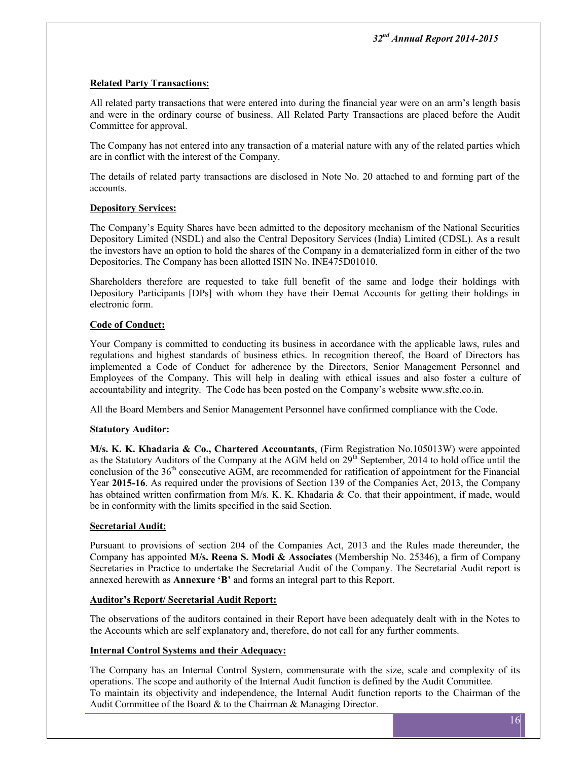**Related Party Transactions:**

All related party transactions that were entered into during the financial year were on an arm's length basis and were in the ordinary course of business. All Related Party Transactions are placed before the Audit Committee for approval.

The Company has not entered into any transaction of a material nature with any of the related parties which are in conflict with the interest of the Company.

The details of related party transactions are disclosed in Note No. 20 attached to and forming part of the accounts.

**Depository Services:**

The Company's Equity Shares have been admitted to the depository mechanism of the National Securities Depository Limited (NSDL) and also the Central Depository Services (India) Limited (CDSL). As a result the investors have an option to hold the shares of the Company in a dematerialized form in either of the two Depositories. The Company has been allotted ISIN No. INE475D01010.

Shareholders therefore are requested to take full benefit of the same and lodge their holdings with Depository Participants [DPs] with whom they have their Demat Accounts for getting their holdings in electronic form.

**Code of Conduct:**

Your Company is committed to conducting its business in accordance with the applicable laws, rules and regulations and highest standards of business ethics. In recognition thereof, the Board of Directors has implemented a Code of Conduct for adherence by the Directors, Senior Management Personnel and Employees of the Company. This will help in dealing with ethical issues and also foster a culture of accountability and integrity. The Code has been posted on the Company's website www.sftc.co.in.

All the Board Members and Senior Management Personnel have confirmed compliance with the Code.

**Statutory Auditor:**

**M/s. K. K. Khadaria & Co., Chartered Accountants**, (Firm Registration No.105013W) were appointed as the Statutory Auditors of the Company at the AGM held on 29th September, 2014 to hold office until the conclusion of the 36th consecutive AGM, are recommended for ratification of appointment for the Financial Year **2015-16**. As required under the provisions of Section 139 of the Companies Act, 2013, the Company has obtained written confirmation from M/s. K. K. Khadaria & Co. that their appointment, if made, would be in conformity with the limits specified in the said Section.

**Secretarial Audit:**

Pursuant to provisions of section 204 of the Companies Act, 2013 and the Rules made thereunder, the Company has appointed **M/s. Reena S. Modi & Associates** (Membership No. 25346), a firm of Company Secretaries in Practice to undertake the Secretarial Audit of the Company. The Secretarial Audit report is annexed herewith as **Annexure 'B'** and forms an integral part to this Report.

**Auditor's Report/ Secretarial Audit Report:**

The observations of the auditors contained in their Report have been adequately dealt with in the Notes to the Accounts which are self explanatory and, therefore, do not call for any further comments.

**Internal Control Systems and their Adequacy:**

The Company has an Internal Control System, commensurate with the size, scale and complexity of its operations. The scope and authority of the Internal Audit function is defined by the Audit Committee.
To maintain its objectivity and independence, the Internal Audit function reports to the Chairman of the Audit Committee of the Board & to the Chairman & Managing Director.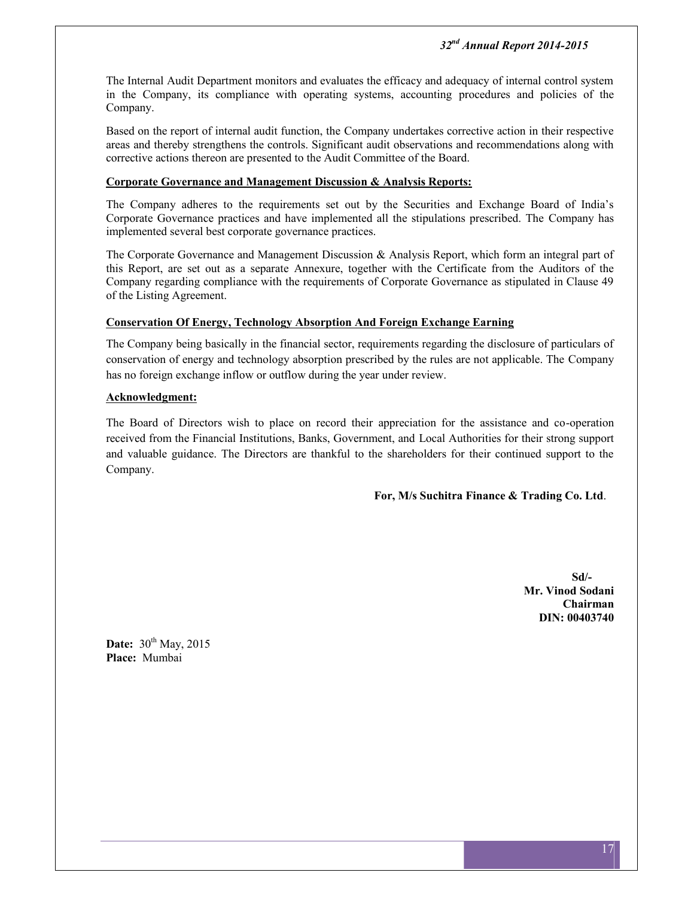The Internal Audit Department monitors and evaluates the efficacy and adequacy of internal control system in the Company, its compliance with operating systems, accounting procedures and policies of the Company.

Based on the report of internal audit function, the Company undertakes corrective action in their respective areas and thereby strengthens the controls. Significant audit observations and recommendations along with corrective actions thereon are presented to the Audit Committee of the Board.

**Corporate Governance and Management Discussion & Analysis Reports:**

The Company adheres to the requirements set out by the Securities and Exchange Board of India's Corporate Governance practices and have implemented all the stipulations prescribed. The Company has implemented several best corporate governance practices.

The Corporate Governance and Management Discussion & Analysis Report, which form an integral part of this Report, are set out as a separate Annexure, together with the Certificate from the Auditors of the Company regarding compliance with the requirements of Corporate Governance as stipulated in Clause 49 of the Listing Agreement.

**Conservation Of Energy, Technology Absorption And Foreign Exchange Earning**

The Company being basically in the financial sector, requirements regarding the disclosure of particulars of conservation of energy and technology absorption prescribed by the rules are not applicable. The Company has no foreign exchange inflow or outflow during the year under review.

**Acknowledgment:**

The Board of Directors wish to place on record their appreciation for the assistance and co-operation received from the Financial Institutions, Banks, Government, and Local Authorities for their strong support and valuable guidance. The Directors are thankful to the shareholders for their continued support to the Company.

**For, M/s Suchitra Finance & Trading Co. Ltd**.

**Sd/-**
**Mr. Vinod Sodani**
**Chairman**
**DIN: 00403740**

**Date:** 30th May, 2015
**Place:** Mumbai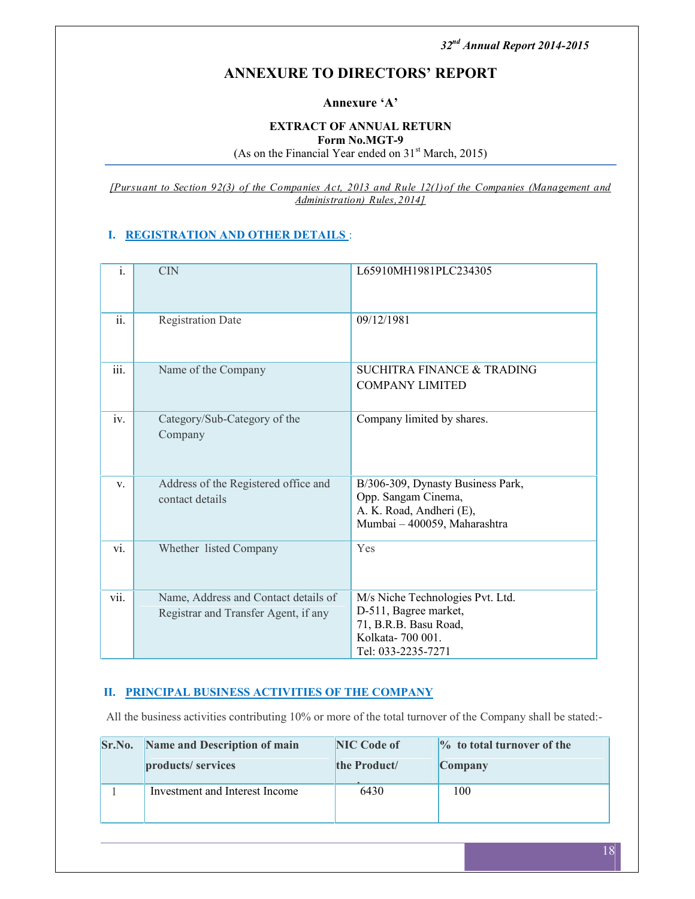# ANNEXURE TO DIRECTORS' REPORT

## Annexure 'A'

**EXTRACT OF ANNUAL RETURN**
**Form No.MGT-9**
(As on the Financial Year ended on 31st March, 2015)

*[Pursuant to Section 92(3) of the Companies Act, 2013 and Rule 12(1)of the Companies (Management and Administration) Rules,2014]*

### I. REGISTRATION AND OTHER DETAILS :

| | | |
|---|---|---|
| i. | CIN | L65910MH1981PLC234305 |
| ii. | Registration Date | 09/12/1981 |
| iii. | Name of the Company | SUCHITRA FINANCE & TRADING COMPANY LIMITED |
| iv. | Category/Sub-Category of the Company | Company limited by shares. |
| v. | Address of the Registered office and contact details | B/306-309, Dynasty Business Park, Opp. Sangam Cinema, A. K. Road, Andheri (E), Mumbai – 400059, Maharashtra |
| vi. | Whether listed Company | Yes |
| vii. | Name, Address and Contact details of Registrar and Transfer Agent, if any | M/s Niche Technologies Pvt. Ltd. D-511, Bagree market, 71, B.R.B. Basu Road, Kolkata- 700 001. Tel: 033-2235-7271 |

### II. PRINCIPAL BUSINESS ACTIVITIES OF THE COMPANY

All the business activities contributing 10% or more of the total turnover of the Company shall be stated:-

| Sr.No. | Name and Description of main products/ services | NIC Code of the Product/ service | % to total turnover of the Company |
|---|---|---|---|
| 1 | Investment and Interest Income | 6430 | 100 |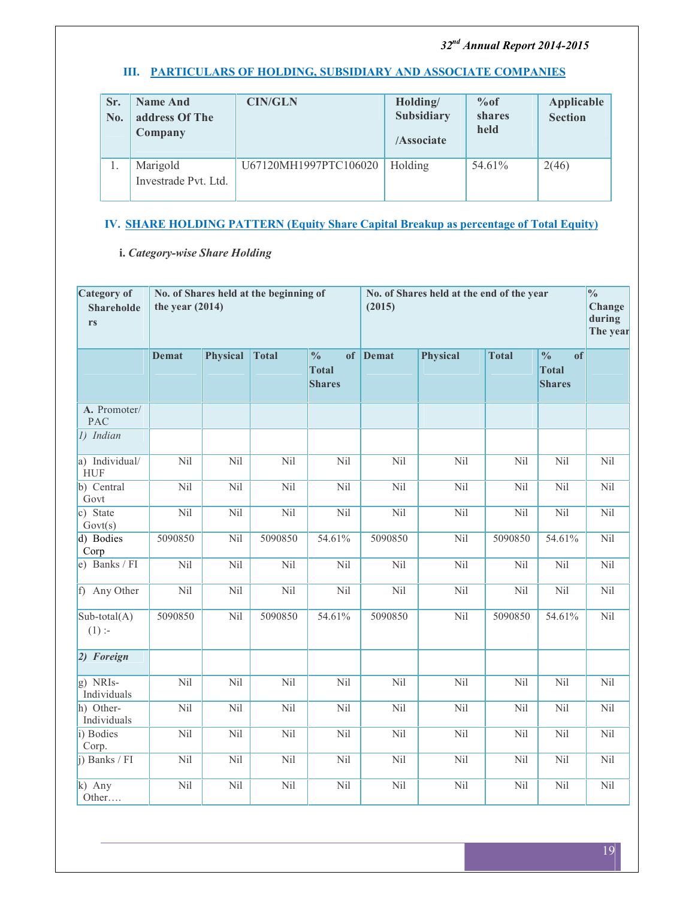### III. PARTICULARS OF HOLDING, SUBSIDIARY AND ASSOCIATE COMPANIES

| Sr. No. | Name And address Of The Company | CIN/GLN | Holding/ Subsidiary /Associate | %of shares held | Applicable Section |
|---|---|---|---|---|---|
| 1. | Marigold Investrade Pvt. Ltd. | U67120MH1997PTC106020 | Holding | 54.61% | 2(46) |

### IV. SHARE HOLDING PATTERN (Equity Share Capital Breakup as percentage of Total Equity)

**i.** ***Category-wise Share Holding***

| Category of Shareholders | No. of Shares held at the beginning of the year (2014) | | | | No. of Shares held at the end of the year (2015) | | | | % Change during The year |
|---|---|---|---|---|---|---|---|---|---|
| | Demat | Physical | Total | % of Total Shares | Demat | Physical | Total | % of Total Shares | |
| **A.** Promoter/ PAC | | | | | | | | | |
| *1) Indian* | | | | | | | | | |
| a) Individual/ HUF | Nil | Nil | Nil | Nil | Nil | Nil | Nil | Nil | Nil |
| b) Central Govt | Nil | Nil | Nil | Nil | Nil | Nil | Nil | Nil | Nil |
| c) State Govt(s) | Nil | Nil | Nil | Nil | Nil | Nil | Nil | Nil | Nil |
| d) Bodies Corp | 5090850 | Nil | 5090850 | 54.61% | 5090850 | Nil | 5090850 | 54.61% | Nil |
| e) Banks / FI | Nil | Nil | Nil | Nil | Nil | Nil | Nil | Nil | Nil |
| f) Any Other | Nil | Nil | Nil | Nil | Nil | Nil | Nil | Nil | Nil |
| Sub-total(A) (1) :- | 5090850 | Nil | 5090850 | 54.61% | 5090850 | Nil | 5090850 | 54.61% | Nil |
| ***2) Foreign*** | | | | | | | | | |
| g) NRIs-Individuals | Nil | Nil | Nil | Nil | Nil | Nil | Nil | Nil | Nil |
| h) Other-Individuals | Nil | Nil | Nil | Nil | Nil | Nil | Nil | Nil | Nil |
| i) Bodies Corp. | Nil | Nil | Nil | Nil | Nil | Nil | Nil | Nil | Nil |
| j) Banks / FI | Nil | Nil | Nil | Nil | Nil | Nil | Nil | Nil | Nil |
| k) Any Other…. | Nil | Nil | Nil | Nil | Nil | Nil | Nil | Nil | Nil |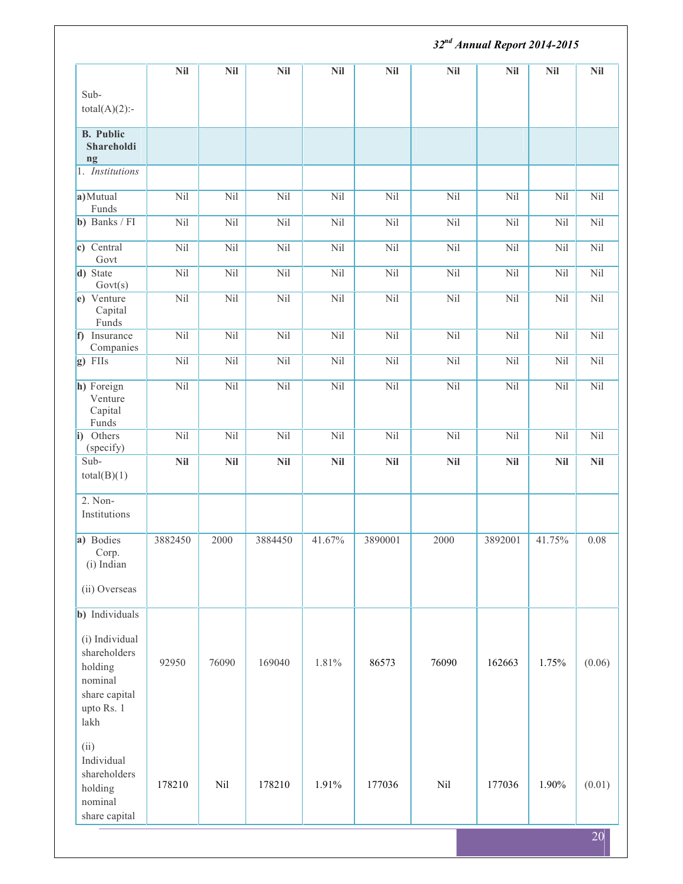| | | | | | | | | | |
|---|---|---|---|---|---|---|---|---|---|
| **Sub-total(A)(2):-** | **Nil** | **Nil** | **Nil** | **Nil** | **Nil** | **Nil** | **Nil** | **Nil** | **Nil** |
| **B. Public Shareholding** | | | | | | | | | |
| 1. *Institutions* | | | | | | | | | |
| **a)** Mutual Funds | Nil | Nil | Nil | Nil | Nil | Nil | Nil | Nil | Nil |
| **b)** Banks / FI | Nil | Nil | Nil | Nil | Nil | Nil | Nil | Nil | Nil |
| **c)** Central Govt | Nil | Nil | Nil | Nil | Nil | Nil | Nil | Nil | Nil |
| **d)** State Govt(s) | Nil | Nil | Nil | Nil | Nil | Nil | Nil | Nil | Nil |
| **e)** Venture Capital Funds | Nil | Nil | Nil | Nil | Nil | Nil | Nil | Nil | Nil |
| **f)** Insurance Companies | Nil | Nil | Nil | Nil | Nil | Nil | Nil | Nil | Nil |
| **g)** FIIs | Nil | Nil | Nil | Nil | Nil | Nil | Nil | Nil | Nil |
| **h)** Foreign Venture Capital Funds | Nil | Nil | Nil | Nil | Nil | Nil | Nil | Nil | Nil |
| **i)** Others (specify) | Nil | Nil | Nil | Nil | Nil | Nil | Nil | Nil | Nil |
| Sub-total(B)(1) | **Nil** | **Nil** | **Nil** | **Nil** | **Nil** | **Nil** | **Nil** | **Nil** | **Nil** |
| 2. Non-Institutions | | | | | | | | | |
| **a)** Bodies Corp. (i) Indian (ii) Overseas | 3882450 | 2000 | 3884450 | 41.67% | 3890001 | 2000 | 3892001 | 41.75% | 0.08 |
| **b)** Individuals | | | | | | | | | |
| (i) Individual shareholders holding nominal share capital upto Rs. 1 lakh | 92950 | 76090 | 169040 | 1.81% | 86573 | 76090 | 162663 | 1.75% | (0.06) |
| (ii) Individual shareholders holding nominal share capital | 178210 | Nil | 178210 | 1.91% | 177036 | Nil | 177036 | 1.90% | (0.01) |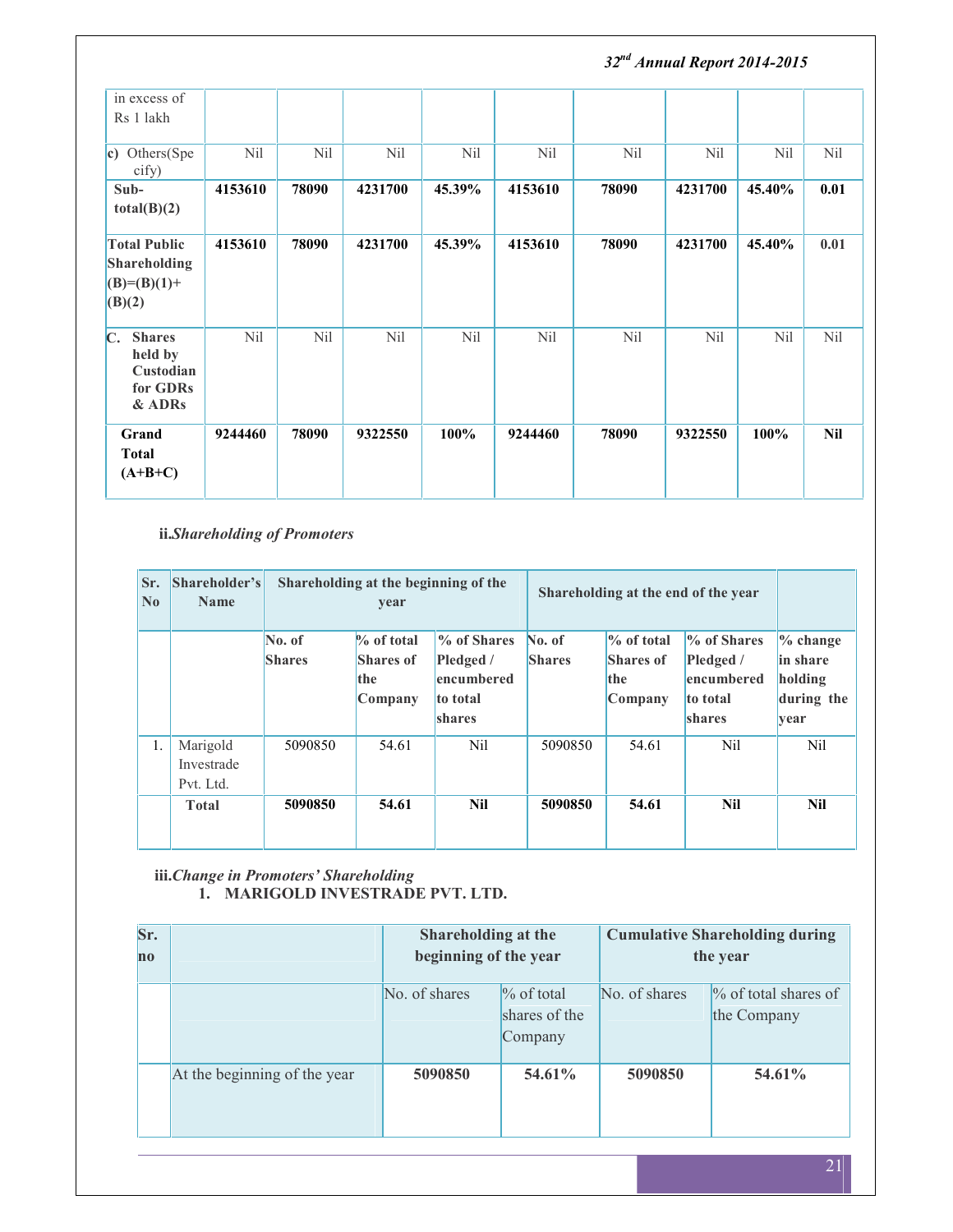| in excess of Rs 1 lakh | | | | | | | | | |
|---|---|---|---|---|---|---|---|---|---|
| c) Others(Specify) | Nil | Nil | Nil | Nil | Nil | Nil | Nil | Nil | Nil |
| **Sub-total(B)(2)** | **4153610** | **78090** | **4231700** | **45.39%** | **4153610** | **78090** | **4231700** | **45.40%** | **0.01** |
| **Total Public Shareholding (B)=(B)(1)+(B)(2)** | **4153610** | **78090** | **4231700** | **45.39%** | **4153610** | **78090** | **4231700** | **45.40%** | **0.01** |
| **C. Shares held by Custodian for GDRs & ADRs** | Nil | Nil | Nil | Nil | Nil | Nil | Nil | Nil | Nil |
| **Grand Total (A+B+C)** | **9244460** | **78090** | **9322550** | **100%** | **9244460** | **78090** | **9322550** | **100%** | **Nil** |

**ii.*Shareholding of Promoters***

| Sr. No | Shareholder's Name | Shareholding at the beginning of the year | | | Shareholding at the end of the year | | | |
|---|---|---|---|---|---|---|---|---|
| | | No. of Shares | % of total Shares of the Company | % of Shares Pledged / encumbered to total shares | No. of Shares | % of total Shares of the Company | % of Shares Pledged / encumbered to total shares | % change in share holding during the year |
| 1. | Marigold Investrade Pvt. Ltd. | 5090850 | 54.61 | Nil | 5090850 | 54.61 | Nil | Nil |
| | **Total** | **5090850** | **54.61** | **Nil** | **5090850** | **54.61** | **Nil** | **Nil** |

**iii.*Change in Promoters' Shareholding***

**1. MARIGOLD INVESTRADE PVT. LTD.**

| Sr. no | | Shareholding at the beginning of the year | | Cumulative Shareholding during the year | |
|---|---|---|---|---|---|
| | | No. of shares | % of total shares of the Company | No. of shares | % of total shares of the Company |
| | At the beginning of the year | **5090850** | **54.61%** | **5090850** | **54.61%** |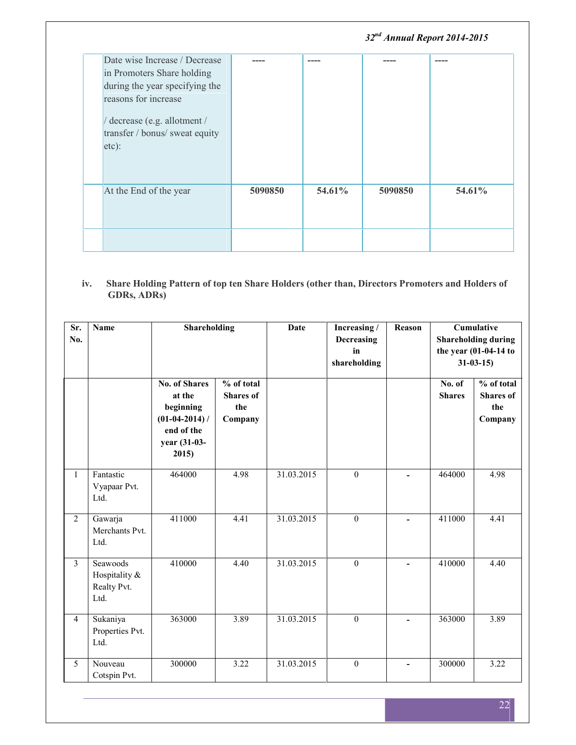| | | | | | |
|---|---|---|---|---|---|
| | Date wise Increase / Decrease in Promoters Share holding during the year specifying the reasons for increase / decrease (e.g. allotment / transfer / bonus/ sweat equity etc): | ---- | ---- | ---- | ---- |
| | At the End of the year | **5090850** | **54.61%** | **5090850** | **54.61%** |
| | | | | | |

**iv. Share Holding Pattern of top ten Share Holders (other than, Directors Promoters and Holders of GDRs, ADRs)**

| Sr. No. | Name | Shareholding | | Date | Increasing / Decreasing in shareholding | Reason | Cumulative Shareholding during the year (01-04-14 to 31-03-15) | |
|---|---|---|---|---|---|---|---|---|
| | | No. of Shares at the beginning (01-04-2014) / end of the year (31-03-2015) | % of total Shares of the Company | | | | No. of Shares | % of total Shares of the Company |
| 1 | Fantastic Vyapaar Pvt. Ltd. | 464000 | 4.98 | 31.03.2015 | 0 | - | 464000 | 4.98 |
| 2 | Gawarja Merchants Pvt. Ltd. | 411000 | 4.41 | 31.03.2015 | 0 | - | 411000 | 4.41 |
| 3 | Seawoods Hospitality & Realty Pvt. Ltd. | 410000 | 4.40 | 31.03.2015 | 0 | - | 410000 | 4.40 |
| 4 | Sukaniya Properties Pvt. Ltd. | 363000 | 3.89 | 31.03.2015 | 0 | - | 363000 | 3.89 |
| 5 | Nouveau Cotspin Pvt. | 300000 | 3.22 | 31.03.2015 | 0 | - | 300000 | 3.22 |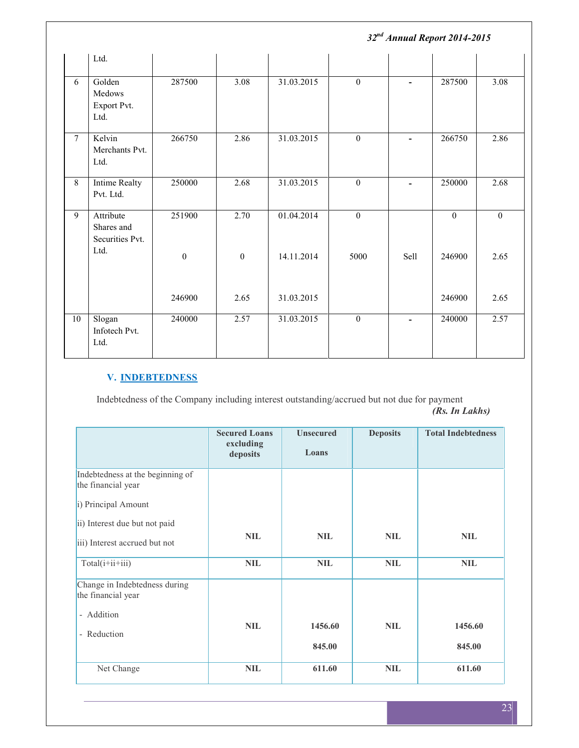| | Ltd. | | | | | | | |
|---|---|---|---|---|---|---|---|---|
| 6 | Golden Medows Export Pvt. Ltd. | 287500 | 3.08 | 31.03.2015 | 0 | - | 287500 | 3.08 |
| 7 | Kelvin Merchants Pvt. Ltd. | 266750 | 2.86 | 31.03.2015 | 0 | - | 266750 | 2.86 |
| 8 | Intime Realty Pvt. Ltd. | 250000 | 2.68 | 31.03.2015 | 0 | - | 250000 | 2.68 |
| 9 | Attribute Shares and Securities Pvt. Ltd. | 251900 | 2.70 | 01.04.2014 | 0 | | 0 | 0 |
| | | 0 | 0 | 14.11.2014 | 5000 | Sell | 246900 | 2.65 |
| | | 246900 | 2.65 | 31.03.2015 | | | 246900 | 2.65 |
| 10 | Slogan Infotech Pvt. Ltd. | 240000 | 2.57 | 31.03.2015 | 0 | - | 240000 | 2.57 |

### V. INDEBTEDNESS

Indebtedness of the Company including interest outstanding/accrued but not due for payment

*(Rs. In Lakhs)*

| | Secured Loans excluding deposits | Unsecured Loans | Deposits | Total Indebtedness |
|---|---|---|---|---|
| Indebtedness at the beginning of the financial year<br>i) Principal Amount<br>ii) Interest due but not paid<br>iii) Interest accrued but not | NIL | NIL | NIL | NIL |
| Total(i+ii+iii) | NIL | NIL | NIL | NIL |
| Change in Indebtedness during the financial year<br>- Addition<br>- Reduction | NIL | 1456.60<br>845.00 | NIL | 1456.60<br>845.00 |
| Net Change | NIL | 611.60 | NIL | 611.60 |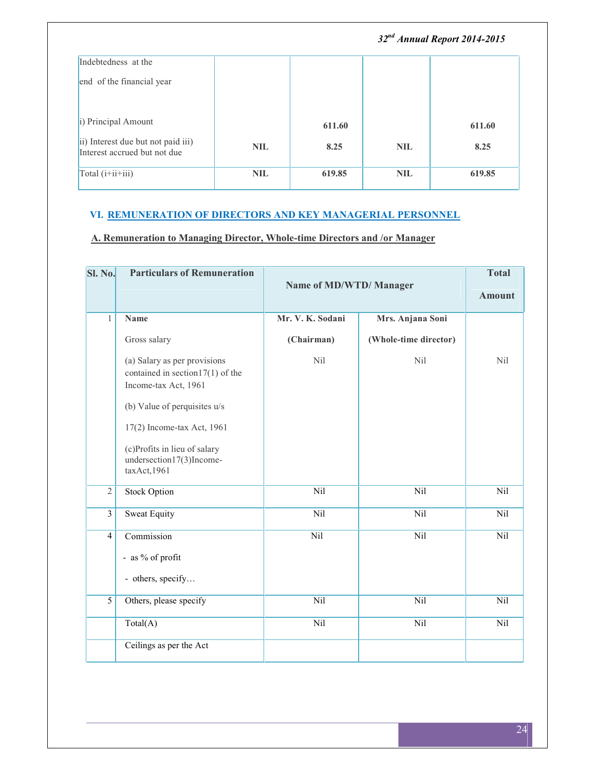| Indebtedness at the end of the financial year | | | | |
|---|---|---|---|---|
| i) Principal Amount | | 611.60 | | 611.60 |
| ii) Interest due but not paid iii) Interest accrued but not due | NIL | 8.25 | NIL | 8.25 |
| Total (i+ii+iii) | NIL | 619.85 | NIL | 619.85 |

## VI. REMUNERATION OF DIRECTORS AND KEY MANAGERIAL PERSONNEL

### A. Remuneration to Managing Director, Whole-time Directors and /or Manager

| Sl. No. | Particulars of Remuneration | Name of MD/WTD/ Manager | | Total Amount |
|---|---|---|---|---|
| 1 | **Name** | **Mr. V. K. Sodani (Chairman)** | **Mrs. Anjana Soni (Whole-time director)** | |
| | Gross salary<br>(a) Salary as per provisions contained in section17(1) of the Income-tax Act, 1961<br>(b) Value of perquisites u/s 17(2) Income-tax Act, 1961<br>(c)Profits in lieu of salary undersection17(3)Income-taxAct,1961 | Nil | Nil | Nil |
| 2 | Stock Option | Nil | Nil | Nil |
| 3 | Sweat Equity | Nil | Nil | Nil |
| 4 | Commission<br>- as % of profit<br>- others, specify… | Nil | Nil | Nil |
| 5 | Others, please specify | Nil | Nil | Nil |
| | Total(A) | Nil | Nil | Nil |
| | Ceilings as per the Act | | | |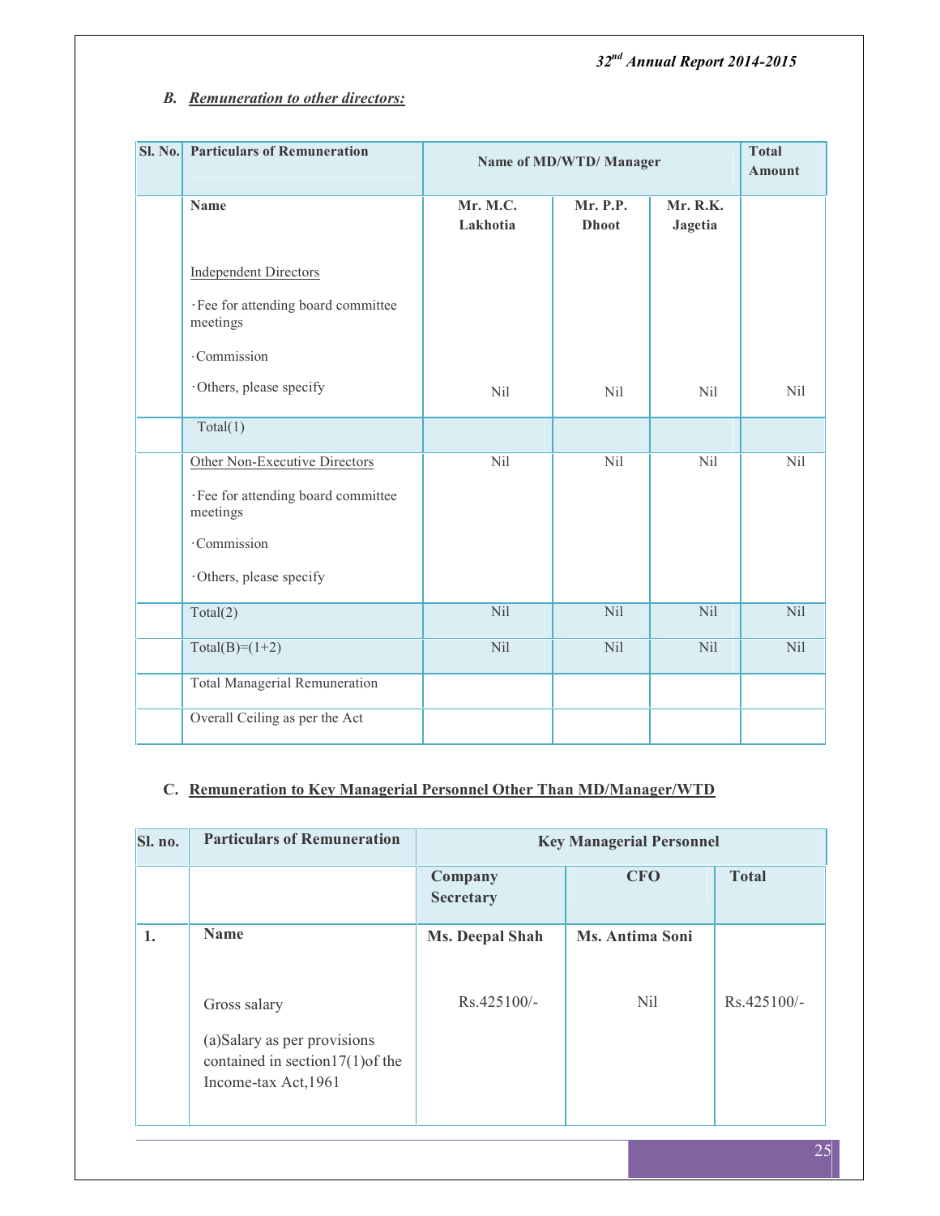### B. Remuneration to other directors:

| Sl. No. | Particulars of Remuneration | Name of MD/WTD/ Manager | | | Total Amount |
|---|---|---|---|---|---|
| | Name | Mr. M.C. Lakhotia | Mr. P.P. Dhoot | Mr. R.K. Jagetia | |
| | Independent Directors<br>·Fee for attending board committee meetings<br>·Commission<br>·Others, please specify | Nil | Nil | Nil | Nil |
| | Total(1) | | | | |
| | Other Non-Executive Directors<br>·Fee for attending board committee meetings<br>·Commission<br>·Others, please specify | Nil | Nil | Nil | Nil |
| | Total(2) | Nil | Nil | Nil | Nil |
| | Total(B)=(1+2) | Nil | Nil | Nil | Nil |
| | Total Managerial Remuneration | | | | |
| | Overall Ceiling as per the Act | | | | |

### C. Remuneration to Key Managerial Personnel Other Than MD/Manager/WTD

| Sl. no. | Particulars of Remuneration | Key Managerial Personnel | | |
|---|---|---|---|---|
| | | Company Secretary | CFO | Total |
| 1. | Name | Ms. Deepal Shah | Ms. Antima Soni | |
| | Gross salary<br>(a)Salary as per provisions contained in section17(1)of the Income-tax Act,1961 | Rs.425100/- | Nil | Rs.425100/- |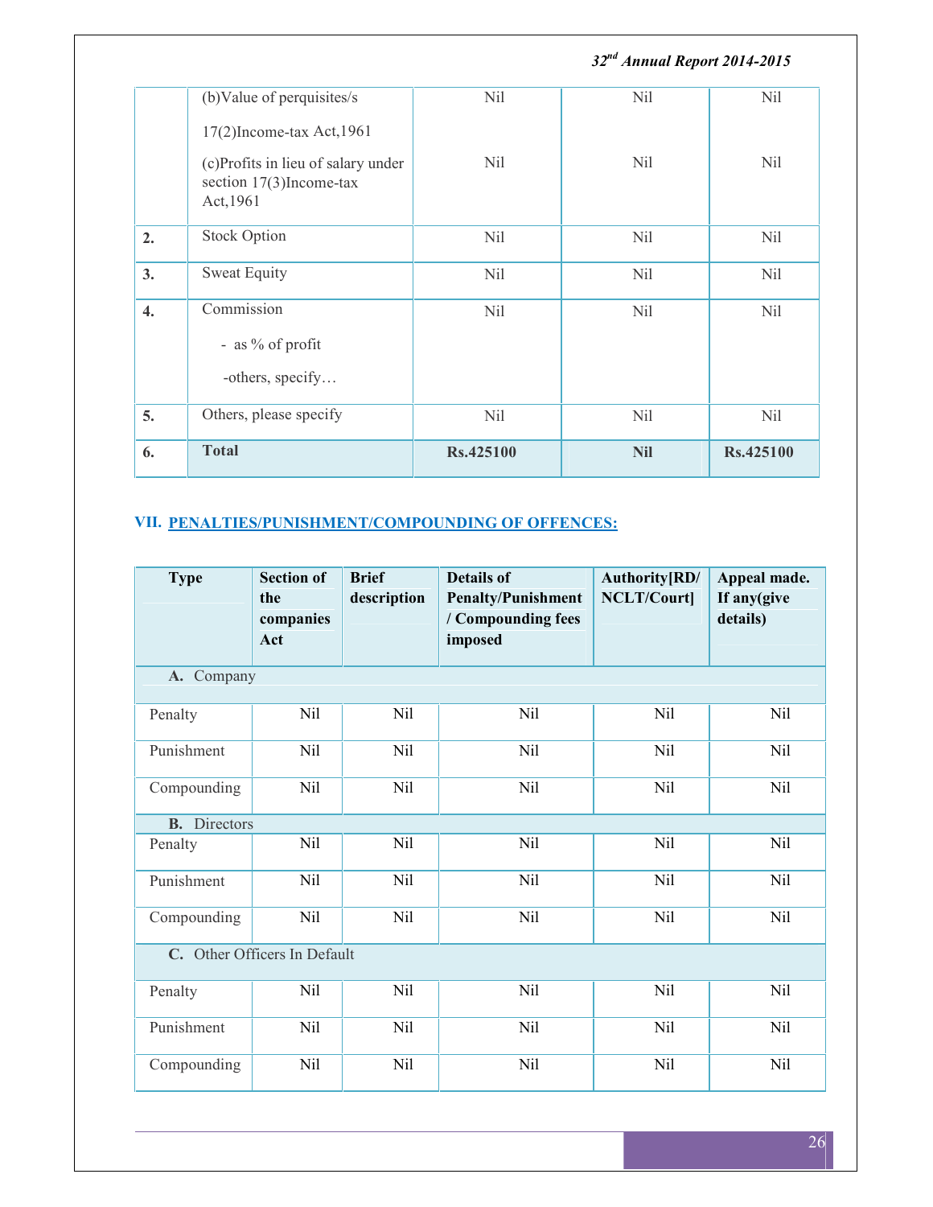| | | | | |
|---|---|---|---|---|
| | (b)Value of perquisites/s 17(2)Income-tax Act,1961 | Nil | Nil | Nil |
| | (c)Profits in lieu of salary under section 17(3)Income-tax Act,1961 | Nil | Nil | Nil |
| **2.** | Stock Option | Nil | Nil | Nil |
| **3.** | Sweat Equity | Nil | Nil | Nil |
| **4.** | Commission<br>- as % of profit<br>-others, specify… | Nil | Nil | Nil |
| **5.** | Others, please specify | Nil | Nil | Nil |
| **6.** | **Total** | **Rs.425100** | **Nil** | **Rs.425100** |

## VII. PENALTIES/PUNISHMENT/COMPOUNDING OF OFFENCES:

| Type | Section of the companies Act | Brief description | Details of Penalty/Punishment / Compounding fees imposed | Authority[RD/ NCLT/Court] | Appeal made. If any(give details) |
|---|---|---|---|---|---|
| **A.** Company | | | | | |
| Penalty | Nil | Nil | Nil | Nil | Nil |
| Punishment | Nil | Nil | Nil | Nil | Nil |
| Compounding | Nil | Nil | Nil | Nil | Nil |
| **B.** Directors | | | | | |
| Penalty | Nil | Nil | Nil | Nil | Nil |
| Punishment | Nil | Nil | Nil | Nil | Nil |
| Compounding | Nil | Nil | Nil | Nil | Nil |
| **C.** Other Officers In Default | | | | | |
| Penalty | Nil | Nil | Nil | Nil | Nil |
| Punishment | Nil | Nil | Nil | Nil | Nil |
| Compounding | Nil | Nil | Nil | Nil | Nil |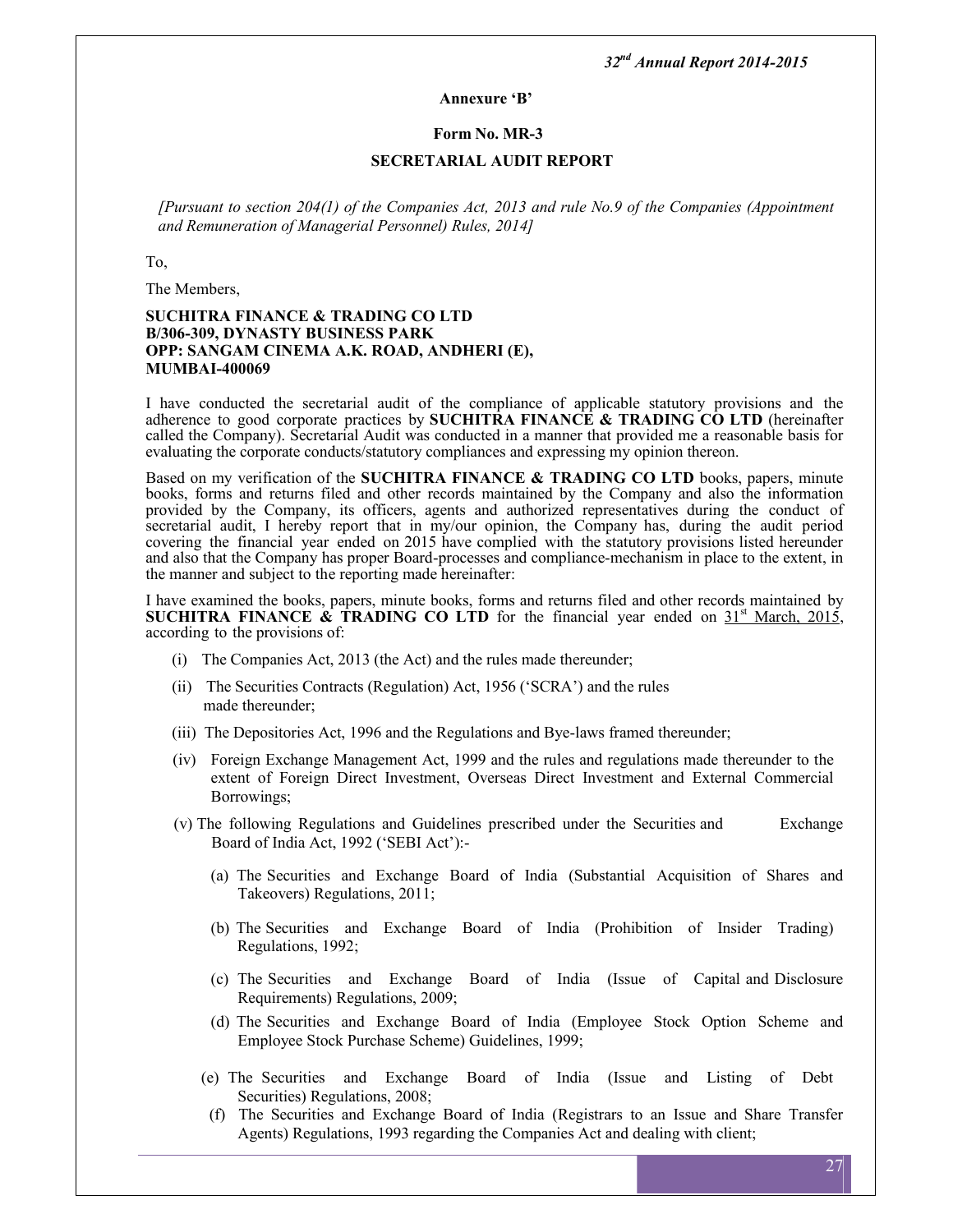**Annexure 'B'**

**Form No. MR-3**

**SECRETARIAL AUDIT REPORT**

*[Pursuant to section 204(1) of the Companies Act, 2013 and rule No.9 of the Companies (Appointment and Remuneration of Managerial Personnel) Rules, 2014]*

To,

The Members,

**SUCHITRA FINANCE & TRADING CO LTD**
**B/306-309, DYNASTY BUSINESS PARK**
**OPP: SANGAM CINEMA A.K. ROAD, ANDHERI (E),**
**MUMBAI-400069**

I have conducted the secretarial audit of the compliance of applicable statutory provisions and the adherence to good corporate practices by **SUCHITRA FINANCE & TRADING CO LTD** (hereinafter called the Company). Secretarial Audit was conducted in a manner that provided me a reasonable basis for evaluating the corporate conducts/statutory compliances and expressing my opinion thereon.

Based on my verification of the **SUCHITRA FINANCE & TRADING CO LTD** books, papers, minute books, forms and returns filed and other records maintained by the Company and also the information provided by the Company, its officers, agents and authorized representatives during the conduct of secretarial audit, I hereby report that in my/our opinion, the Company has, during the audit period covering the financial year ended on 2015 have complied with the statutory provisions listed hereunder and also that the Company has proper Board-processes and compliance-mechanism in place to the extent, in the manner and subject to the reporting made hereinafter:

I have examined the books, papers, minute books, forms and returns filed and other records maintained by **SUCHITRA FINANCE & TRADING CO LTD** for the financial year ended on 31st March, 2015, according to the provisions of:

(i) The Companies Act, 2013 (the Act) and the rules made thereunder;

(ii) The Securities Contracts (Regulation) Act, 1956 ('SCRA') and the rules made thereunder;

(iii) The Depositories Act, 1996 and the Regulations and Bye-laws framed thereunder;

(iv) Foreign Exchange Management Act, 1999 and the rules and regulations made thereunder to the extent of Foreign Direct Investment, Overseas Direct Investment and External Commercial Borrowings;

(v) The following Regulations and Guidelines prescribed under the Securities and Exchange Board of India Act, 1992 ('SEBI Act'):-

(a) The Securities and Exchange Board of India (Substantial Acquisition of Shares and Takeovers) Regulations, 2011;

(b) The Securities and Exchange Board of India (Prohibition of Insider Trading) Regulations, 1992;

(c) The Securities and Exchange Board of India (Issue of Capital and Disclosure Requirements) Regulations, 2009;

(d) The Securities and Exchange Board of India (Employee Stock Option Scheme and Employee Stock Purchase Scheme) Guidelines, 1999;

(e) The Securities and Exchange Board of India (Issue and Listing of Debt Securities) Regulations, 2008;

(f) The Securities and Exchange Board of India (Registrars to an Issue and Share Transfer Agents) Regulations, 1993 regarding the Companies Act and dealing with client;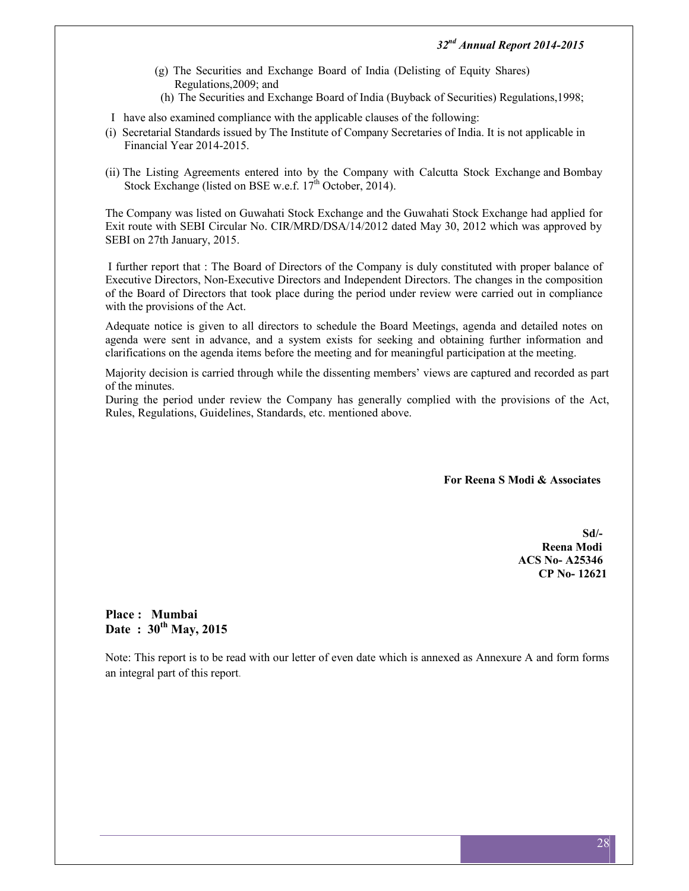(g) The Securities and Exchange Board of India (Delisting of Equity Shares) Regulations,2009; and

(h) The Securities and Exchange Board of India (Buyback of Securities) Regulations,1998;

I have also examined compliance with the applicable clauses of the following:

(i) Secretarial Standards issued by The Institute of Company Secretaries of India. It is not applicable in Financial Year 2014-2015.

(ii) The Listing Agreements entered into by the Company with Calcutta Stock Exchange and Bombay Stock Exchange (listed on BSE w.e.f. 17th October, 2014).

The Company was listed on Guwahati Stock Exchange and the Guwahati Stock Exchange had applied for Exit route with SEBI Circular No. CIR/MRD/DSA/14/2012 dated May 30, 2012 which was approved by SEBI on 27th January, 2015.

I further report that : The Board of Directors of the Company is duly constituted with proper balance of Executive Directors, Non-Executive Directors and Independent Directors. The changes in the composition of the Board of Directors that took place during the period under review were carried out in compliance with the provisions of the Act.

Adequate notice is given to all directors to schedule the Board Meetings, agenda and detailed notes on agenda were sent in advance, and a system exists for seeking and obtaining further information and clarifications on the agenda items before the meeting and for meaningful participation at the meeting.

Majority decision is carried through while the dissenting members' views are captured and recorded as part of the minutes.

During the period under review the Company has generally complied with the provisions of the Act, Rules, Regulations, Guidelines, Standards, etc. mentioned above.

**For Reena S Modi & Associates**

**Sd/-**
**Reena Modi**
**ACS No- A25346**
**CP No- 12621**

**Place : Mumbai**
**Date : 30th May, 2015**

Note: This report is to be read with our letter of even date which is annexed as Annexure A and form forms an integral part of this report.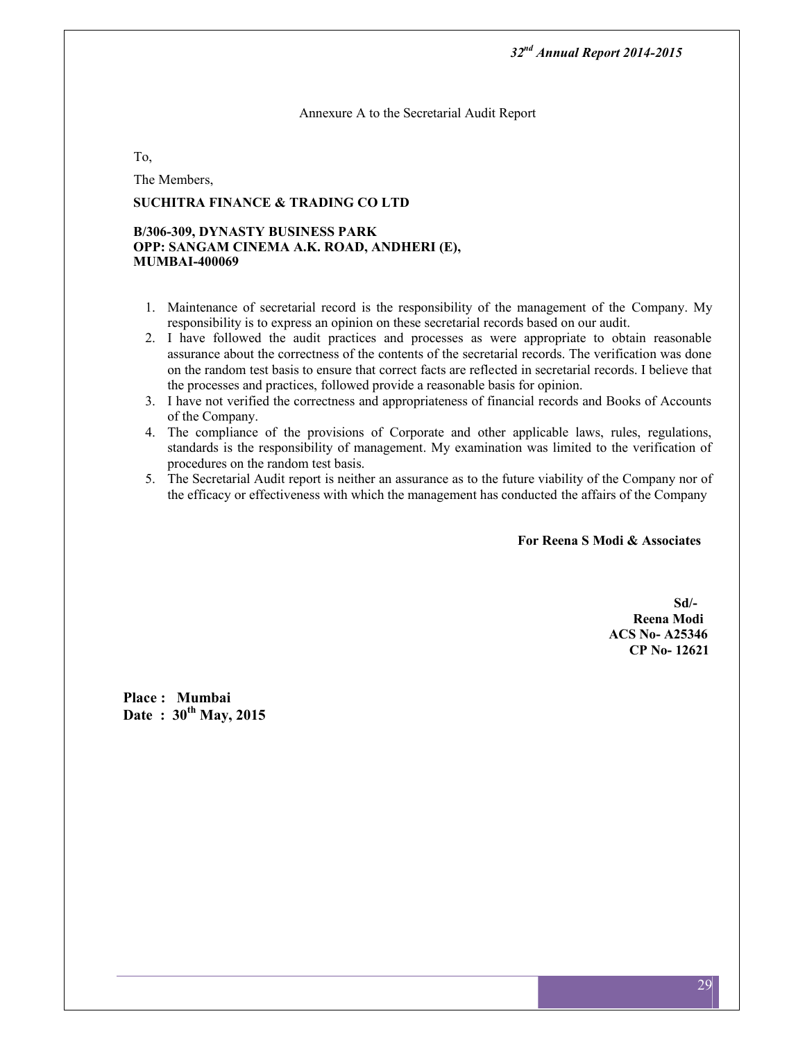Annexure A to the Secretarial Audit Report

To,

The Members,

**SUCHITRA FINANCE & TRADING CO LTD**

**B/306-309, DYNASTY BUSINESS PARK**
**OPP: SANGAM CINEMA A.K. ROAD, ANDHERI (E),**
**MUMBAI-400069**

1. Maintenance of secretarial record is the responsibility of the management of the Company. My responsibility is to express an opinion on these secretarial records based on our audit.
2. I have followed the audit practices and processes as were appropriate to obtain reasonable assurance about the correctness of the contents of the secretarial records. The verification was done on the random test basis to ensure that correct facts are reflected in secretarial records. I believe that the processes and practices, followed provide a reasonable basis for opinion.
3. I have not verified the correctness and appropriateness of financial records and Books of Accounts of the Company.
4. The compliance of the provisions of Corporate and other applicable laws, rules, regulations, standards is the responsibility of management. My examination was limited to the verification of procedures on the random test basis.
5. The Secretarial Audit report is neither an assurance as to the future viability of the Company nor of the efficacy or effectiveness with which the management has conducted the affairs of the Company

**For Reena S Modi & Associates**

**Sd/-**
**Reena Modi**
**ACS No- A25346**
**CP No- 12621**

**Place : Mumbai**
**Date : 30th May, 2015**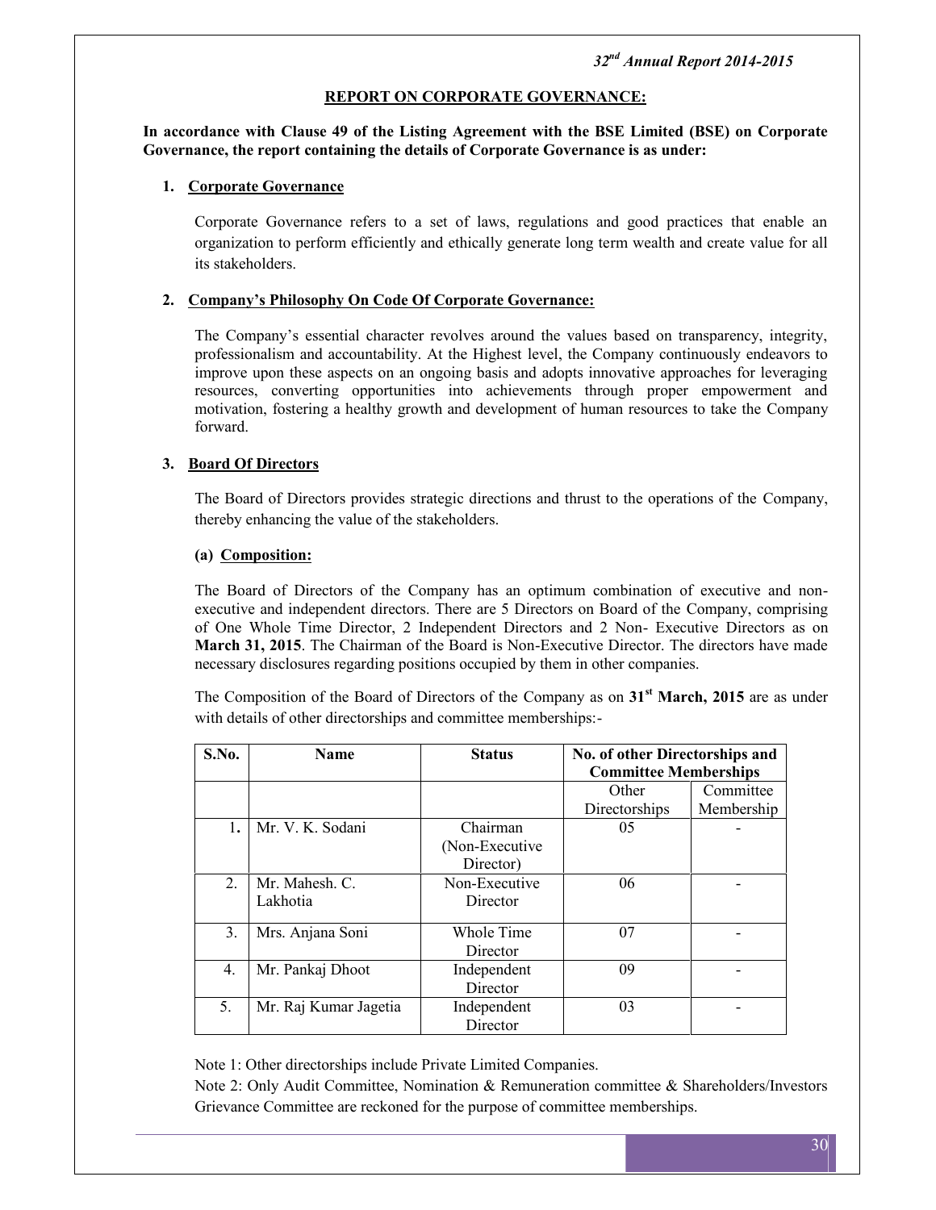## REPORT ON CORPORATE GOVERNANCE:

**In accordance with Clause 49 of the Listing Agreement with the BSE Limited (BSE) on Corporate Governance, the report containing the details of Corporate Governance is as under:**

1. **Corporate Governance**

   Corporate Governance refers to a set of laws, regulations and good practices that enable an organization to perform efficiently and ethically generate long term wealth and create value for all its stakeholders.

2. **Company's Philosophy On Code Of Corporate Governance:**

   The Company's essential character revolves around the values based on transparency, integrity, professionalism and accountability. At the Highest level, the Company continuously endeavors to improve upon these aspects on an ongoing basis and adopts innovative approaches for leveraging resources, converting opportunities into achievements through proper empowerment and motivation, fostering a healthy growth and development of human resources to take the Company forward.

3. **Board Of Directors**

   The Board of Directors provides strategic directions and thrust to the operations of the Company, thereby enhancing the value of the stakeholders.

   **(a) Composition:**

   The Board of Directors of the Company has an optimum combination of executive and non-executive and independent directors. There are 5 Directors on Board of the Company, comprising of One Whole Time Director, 2 Independent Directors and 2 Non- Executive Directors as on **March 31, 2015**. The Chairman of the Board is Non-Executive Director. The directors have made necessary disclosures regarding positions occupied by them in other companies.

   The Composition of the Board of Directors of the Company as on **31st March, 2015** are as under with details of other directorships and committee memberships:-

| S.No. | Name | Status | No. of other Directorships and Committee Memberships | |
|---|---|---|---|---|
| | | | Other Directorships | Committee Membership |
| 1. | Mr. V. K. Sodani | Chairman (Non-Executive Director) | 05 | - |
| 2. | Mr. Mahesh. C. Lakhotia | Non-Executive Director | 06 | - |
| 3. | Mrs. Anjana Soni | Whole Time Director | 07 | - |
| 4. | Mr. Pankaj Dhoot | Independent Director | 09 | - |
| 5. | Mr. Raj Kumar Jagetia | Independent Director | 03 | - |

Note 1: Other directorships include Private Limited Companies.

Note 2: Only Audit Committee, Nomination & Remuneration committee & Shareholders/Investors Grievance Committee are reckoned for the purpose of committee memberships.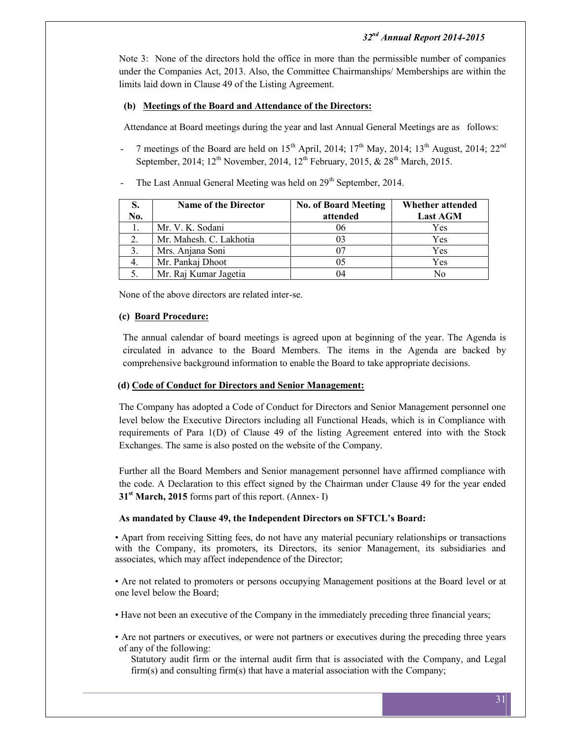Note 3: None of the directors hold the office in more than the permissible number of companies under the Companies Act, 2013. Also, the Committee Chairmanships/ Memberships are within the limits laid down in Clause 49 of the Listing Agreement.

**(b) Meetings of the Board and Attendance of the Directors:**

Attendance at Board meetings during the year and last Annual General Meetings are as follows:

- 7 meetings of the Board are held on 15th April, 2014; 17th May, 2014; 13th August, 2014; 22nd September, 2014; 12th November, 2014, 12th February, 2015, & 28th March, 2015.
- The Last Annual General Meeting was held on 29th September, 2014.

| S. No. | Name of the Director | No. of Board Meeting attended | Whether attended Last AGM |
|---|---|---|---|
| 1. | Mr. V. K. Sodani | 06 | Yes |
| 2. | Mr. Mahesh. C. Lakhotia | 03 | Yes |
| 3. | Mrs. Anjana Soni | 07 | Yes |
| 4. | Mr. Pankaj Dhoot | 05 | Yes |
| 5. | Mr. Raj Kumar Jagetia | 04 | No |

None of the above directors are related inter-se.

**(c) Board Procedure:**

The annual calendar of board meetings is agreed upon at beginning of the year. The Agenda is circulated in advance to the Board Members. The items in the Agenda are backed by comprehensive background information to enable the Board to take appropriate decisions.

**(d) Code of Conduct for Directors and Senior Management:**

The Company has adopted a Code of Conduct for Directors and Senior Management personnel one level below the Executive Directors including all Functional Heads, which is in Compliance with requirements of Para 1(D) of Clause 49 of the listing Agreement entered into with the Stock Exchanges. The same is also posted on the website of the Company.

Further all the Board Members and Senior management personnel have affirmed compliance with the code. A Declaration to this effect signed by the Chairman under Clause 49 for the year ended **31st March, 2015** forms part of this report. (Annex- I)

**As mandated by Clause 49, the Independent Directors on SFTCL's Board:**

- Apart from receiving Sitting fees, do not have any material pecuniary relationships or transactions with the Company, its promoters, its Directors, its senior Management, its subsidiaries and associates, which may affect independence of the Director;
- Are not related to promoters or persons occupying Management positions at the Board level or at one level below the Board;
- Have not been an executive of the Company in the immediately preceding three financial years;
- Are not partners or executives, or were not partners or executives during the preceding three years of any of the following:

  Statutory audit firm or the internal audit firm that is associated with the Company, and Legal firm(s) and consulting firm(s) that have a material association with the Company;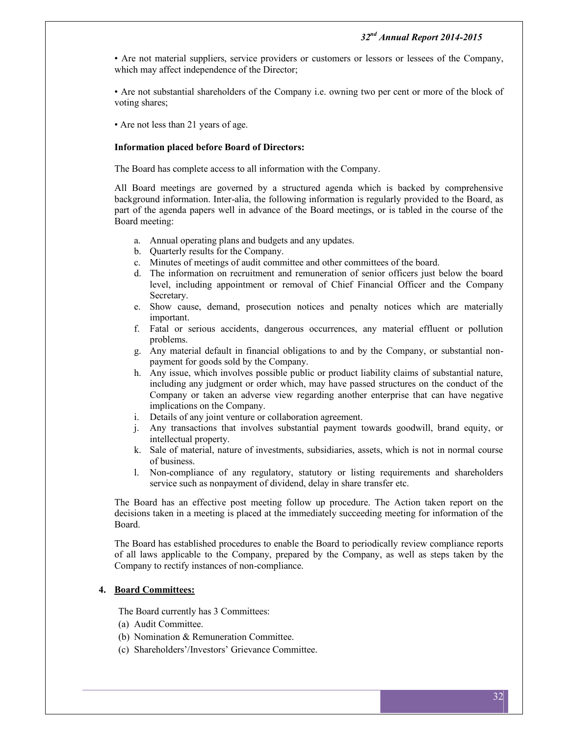• Are not material suppliers, service providers or customers or lessors or lessees of the Company, which may affect independence of the Director;

• Are not substantial shareholders of the Company i.e. owning two per cent or more of the block of voting shares;

• Are not less than 21 years of age.

**Information placed before Board of Directors:**

The Board has complete access to all information with the Company.

All Board meetings are governed by a structured agenda which is backed by comprehensive background information. Inter-alia, the following information is regularly provided to the Board, as part of the agenda papers well in advance of the Board meetings, or is tabled in the course of the Board meeting:

a. Annual operating plans and budgets and any updates.
b. Quarterly results for the Company.
c. Minutes of meetings of audit committee and other committees of the board.
d. The information on recruitment and remuneration of senior officers just below the board level, including appointment or removal of Chief Financial Officer and the Company Secretary.
e. Show cause, demand, prosecution notices and penalty notices which are materially important.
f. Fatal or serious accidents, dangerous occurrences, any material effluent or pollution problems.
g. Any material default in financial obligations to and by the Company, or substantial non-payment for goods sold by the Company.
h. Any issue, which involves possible public or product liability claims of substantial nature, including any judgment or order which, may have passed structures on the conduct of the Company or taken an adverse view regarding another enterprise that can have negative implications on the Company.
i. Details of any joint venture or collaboration agreement.
j. Any transactions that involves substantial payment towards goodwill, brand equity, or intellectual property.
k. Sale of material, nature of investments, subsidiaries, assets, which is not in normal course of business.
l. Non-compliance of any regulatory, statutory or listing requirements and shareholders service such as nonpayment of dividend, delay in share transfer etc.

The Board has an effective post meeting follow up procedure. The Action taken report on the decisions taken in a meeting is placed at the immediately succeeding meeting for information of the Board.

The Board has established procedures to enable the Board to periodically review compliance reports of all laws applicable to the Company, prepared by the Company, as well as steps taken by the Company to rectify instances of non-compliance.

## 4. Board Committees:

The Board currently has 3 Committees:

(a) Audit Committee.
(b) Nomination & Remuneration Committee.
(c) Shareholders'/Investors' Grievance Committee.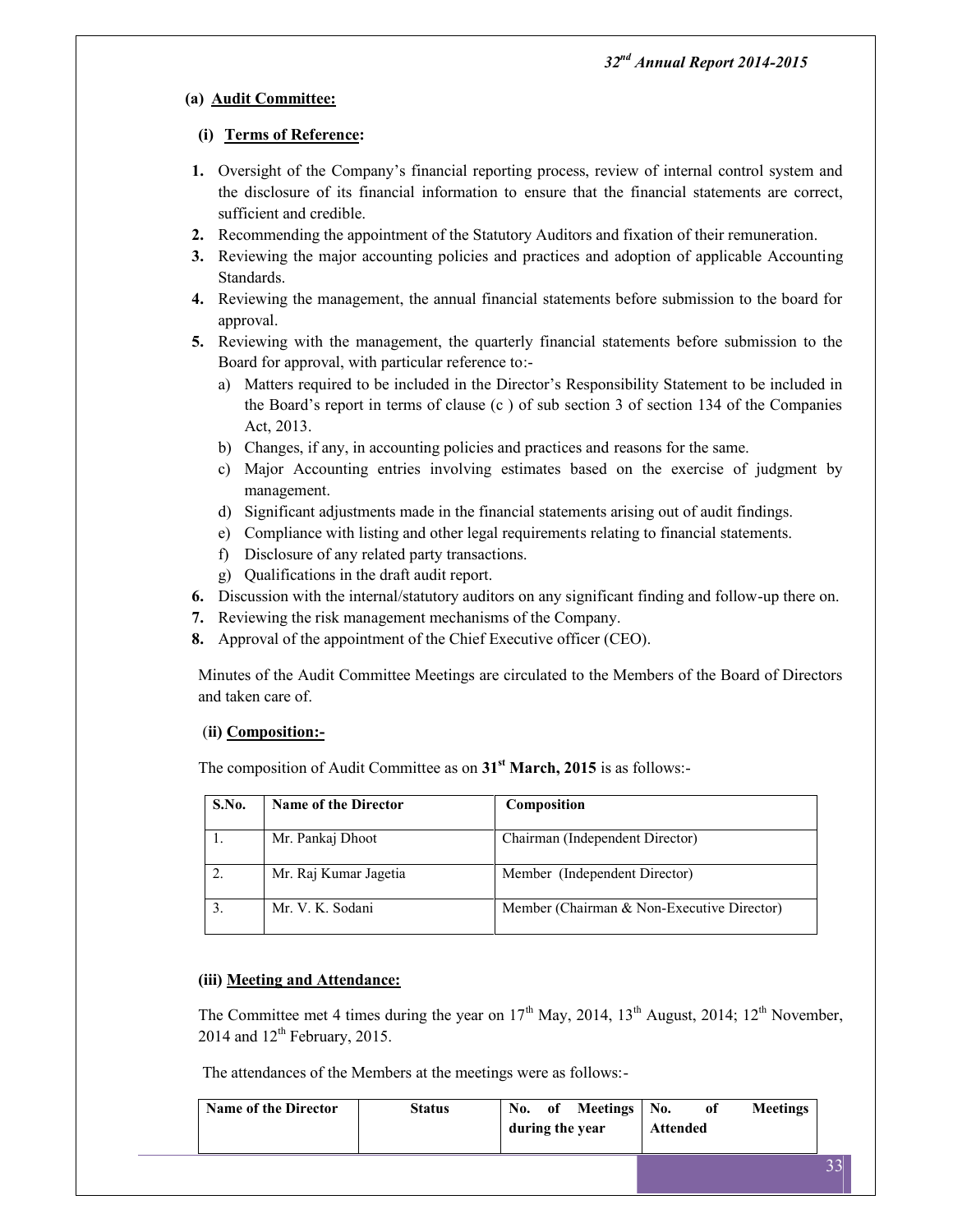### (a) Audit Committee:

#### (i) Terms of Reference:

1. Oversight of the Company's financial reporting process, review of internal control system and the disclosure of its financial information to ensure that the financial statements are correct, sufficient and credible.
2. Recommending the appointment of the Statutory Auditors and fixation of their remuneration.
3. Reviewing the major accounting policies and practices and adoption of applicable Accounting Standards.
4. Reviewing the management, the annual financial statements before submission to the board for approval.
5. Reviewing with the management, the quarterly financial statements before submission to the Board for approval, with particular reference to:-
   a) Matters required to be included in the Director's Responsibility Statement to be included in the Board's report in terms of clause (c ) of sub section 3 of section 134 of the Companies Act, 2013.
   b) Changes, if any, in accounting policies and practices and reasons for the same.
   c) Major Accounting entries involving estimates based on the exercise of judgment by management.
   d) Significant adjustments made in the financial statements arising out of audit findings.
   e) Compliance with listing and other legal requirements relating to financial statements.
   f) Disclosure of any related party transactions.
   g) Qualifications in the draft audit report.
6. Discussion with the internal/statutory auditors on any significant finding and follow-up there on.
7. Reviewing the risk management mechanisms of the Company.
8. Approval of the appointment of the Chief Executive officer (CEO).

Minutes of the Audit Committee Meetings are circulated to the Members of the Board of Directors and taken care of.

#### (ii) Composition:-

The composition of Audit Committee as on **31st March, 2015** is as follows:-

| S.No. | Name of the Director | Composition |
|---|---|---|
| 1. | Mr. Pankaj Dhoot | Chairman (Independent Director) |
| 2. | Mr. Raj Kumar Jagetia | Member (Independent Director) |
| 3. | Mr. V. K. Sodani | Member (Chairman & Non-Executive Director) |

#### (iii) Meeting and Attendance:

The Committee met 4 times during the year on 17th May, 2014, 13th August, 2014; 12th November, 2014 and 12th February, 2015.

The attendances of the Members at the meetings were as follows:-

| Name of the Director | Status | No. of Meetings during the year | No. of Meetings Attended |
|---|---|---|---|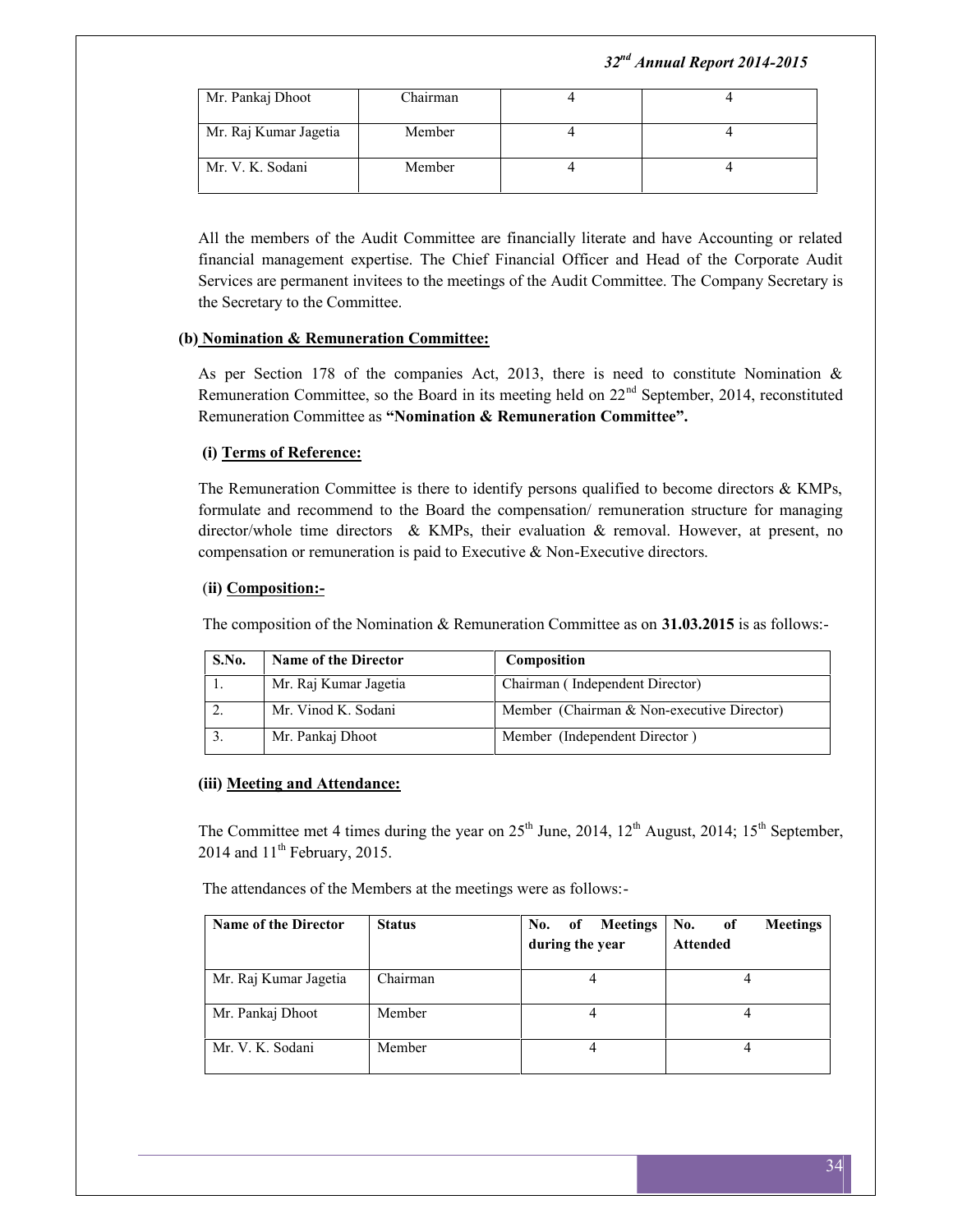| Mr. Pankaj Dhoot | Chairman | 4 | 4 |
|---|---|---|---|
| Mr. Raj Kumar Jagetia | Member | 4 | 4 |
| Mr. V. K. Sodani | Member | 4 | 4 |

All the members of the Audit Committee are financially literate and have Accounting or related financial management expertise. The Chief Financial Officer and Head of the Corporate Audit Services are permanent invitees to the meetings of the Audit Committee. The Company Secretary is the Secretary to the Committee.

**(b) Nomination & Remuneration Committee:**

As per Section 178 of the companies Act, 2013, there is need to constitute Nomination & Remuneration Committee, so the Board in its meeting held on 22nd September, 2014, reconstituted Remuneration Committee as **"Nomination & Remuneration Committee".**

**(i) Terms of Reference:**

The Remuneration Committee is there to identify persons qualified to become directors & KMPs, formulate and recommend to the Board the compensation/ remuneration structure for managing director/whole time directors & KMPs, their evaluation & removal. However, at present, no compensation or remuneration is paid to Executive & Non-Executive directors.

**(ii) Composition:-**

The composition of the Nomination & Remuneration Committee as on **31.03.2015** is as follows:-

| S.No. | Name of the Director | Composition |
|---|---|---|
| 1. | Mr. Raj Kumar Jagetia | Chairman ( Independent Director) |
| 2. | Mr. Vinod K. Sodani | Member (Chairman & Non-executive Director) |
| 3. | Mr. Pankaj Dhoot | Member (Independent Director ) |

**(iii) Meeting and Attendance:**

The Committee met 4 times during the year on 25th June, 2014, 12th August, 2014; 15th September, 2014 and 11th February, 2015.

The attendances of the Members at the meetings were as follows:-

| Name of the Director | Status | No. of Meetings during the year | No. of Meetings Attended |
|---|---|---|---|
| Mr. Raj Kumar Jagetia | Chairman | 4 | 4 |
| Mr. Pankaj Dhoot | Member | 4 | 4 |
| Mr. V. K. Sodani | Member | 4 | 4 |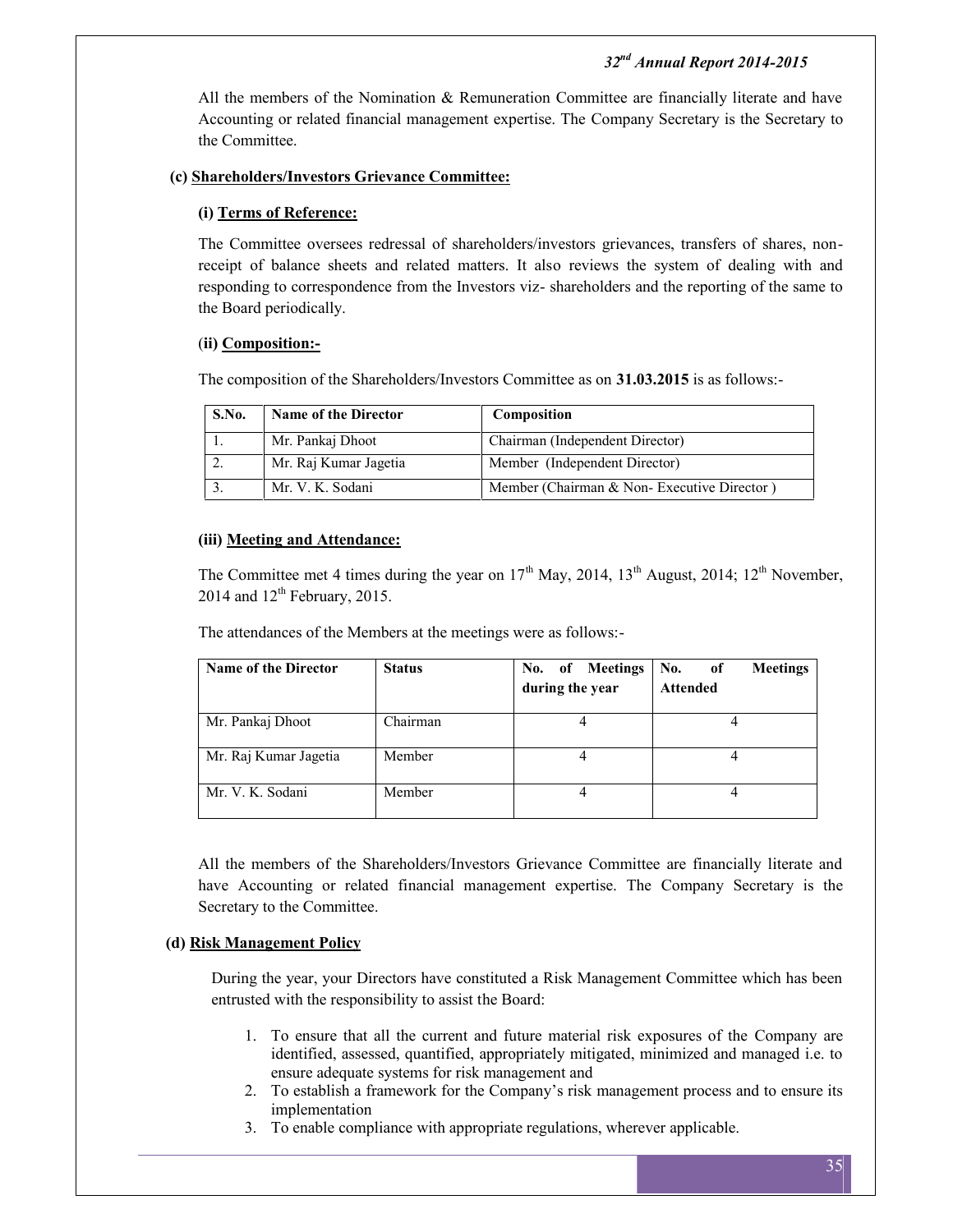All the members of the Nomination & Remuneration Committee are financially literate and have Accounting or related financial management expertise. The Company Secretary is the Secretary to the Committee.

**(c) Shareholders/Investors Grievance Committee:**

**(i) Terms of Reference:**

The Committee oversees redressal of shareholders/investors grievances, transfers of shares, non-receipt of balance sheets and related matters. It also reviews the system of dealing with and responding to correspondence from the Investors viz- shareholders and the reporting of the same to the Board periodically.

**(ii) Composition:-**

The composition of the Shareholders/Investors Committee as on **31.03.2015** is as follows:-

| S.No. | Name of the Director | Composition |
|---|---|---|
| 1. | Mr. Pankaj Dhoot | Chairman (Independent Director) |
| 2. | Mr. Raj Kumar Jagetia | Member (Independent Director) |
| 3. | Mr. V. K. Sodani | Member (Chairman & Non- Executive Director ) |

**(iii) Meeting and Attendance:**

The Committee met 4 times during the year on 17th May, 2014, 13th August, 2014; 12th November, 2014 and 12th February, 2015.

The attendances of the Members at the meetings were as follows:-

| Name of the Director | Status | No. of Meetings during the year | No. of Meetings Attended |
|---|---|---|---|
| Mr. Pankaj Dhoot | Chairman | 4 | 4 |
| Mr. Raj Kumar Jagetia | Member | 4 | 4 |
| Mr. V. K. Sodani | Member | 4 | 4 |

All the members of the Shareholders/Investors Grievance Committee are financially literate and have Accounting or related financial management expertise. The Company Secretary is the Secretary to the Committee.

**(d) Risk Management Policy**

During the year, your Directors have constituted a Risk Management Committee which has been entrusted with the responsibility to assist the Board:

1. To ensure that all the current and future material risk exposures of the Company are identified, assessed, quantified, appropriately mitigated, minimized and managed i.e. to ensure adequate systems for risk management and
2. To establish a framework for the Company's risk management process and to ensure its implementation
3. To enable compliance with appropriate regulations, wherever applicable.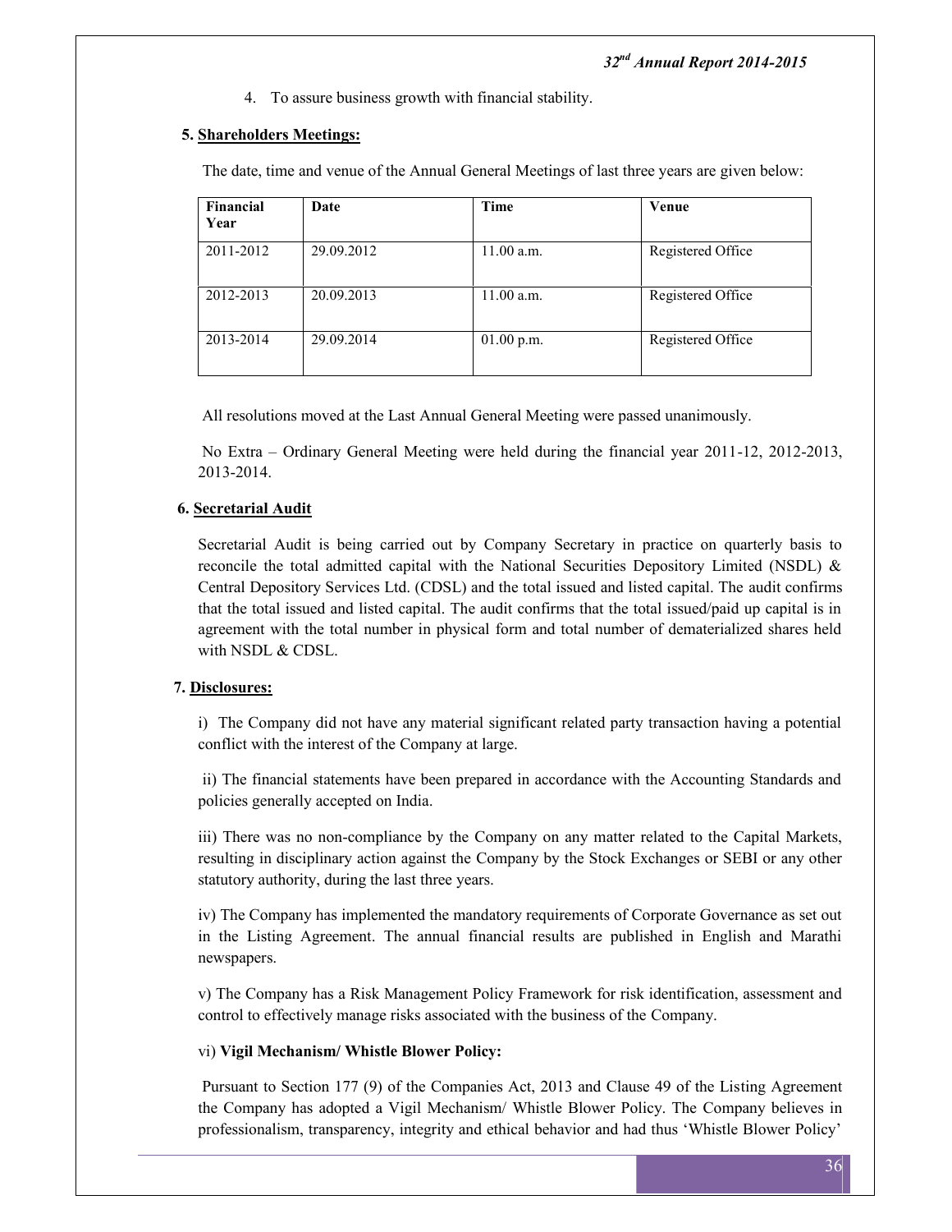4. To assure business growth with financial stability.

**5. Shareholders Meetings:**

The date, time and venue of the Annual General Meetings of last three years are given below:

| Financial Year | Date | Time | Venue |
|---|---|---|---|
| 2011-2012 | 29.09.2012 | 11.00 a.m. | Registered Office |
| 2012-2013 | 20.09.2013 | 11.00 a.m. | Registered Office |
| 2013-2014 | 29.09.2014 | 01.00 p.m. | Registered Office |

All resolutions moved at the Last Annual General Meeting were passed unanimously.

No Extra – Ordinary General Meeting were held during the financial year 2011-12, 2012-2013, 2013-2014.

**6. Secretarial Audit**

Secretarial Audit is being carried out by Company Secretary in practice on quarterly basis to reconcile the total admitted capital with the National Securities Depository Limited (NSDL) & Central Depository Services Ltd. (CDSL) and the total issued and listed capital. The audit confirms that the total issued and listed capital. The audit confirms that the total issued/paid up capital is in agreement with the total number in physical form and total number of dematerialized shares held with NSDL & CDSL.

**7. Disclosures:**

i) The Company did not have any material significant related party transaction having a potential conflict with the interest of the Company at large.

ii) The financial statements have been prepared in accordance with the Accounting Standards and policies generally accepted on India.

iii) There was no non-compliance by the Company on any matter related to the Capital Markets, resulting in disciplinary action against the Company by the Stock Exchanges or SEBI or any other statutory authority, during the last three years.

iv) The Company has implemented the mandatory requirements of Corporate Governance as set out in the Listing Agreement. The annual financial results are published in English and Marathi newspapers.

v) The Company has a Risk Management Policy Framework for risk identification, assessment and control to effectively manage risks associated with the business of the Company.

vi) **Vigil Mechanism/ Whistle Blower Policy:**

Pursuant to Section 177 (9) of the Companies Act, 2013 and Clause 49 of the Listing Agreement the Company has adopted a Vigil Mechanism/ Whistle Blower Policy. The Company believes in professionalism, transparency, integrity and ethical behavior and had thus 'Whistle Blower Policy'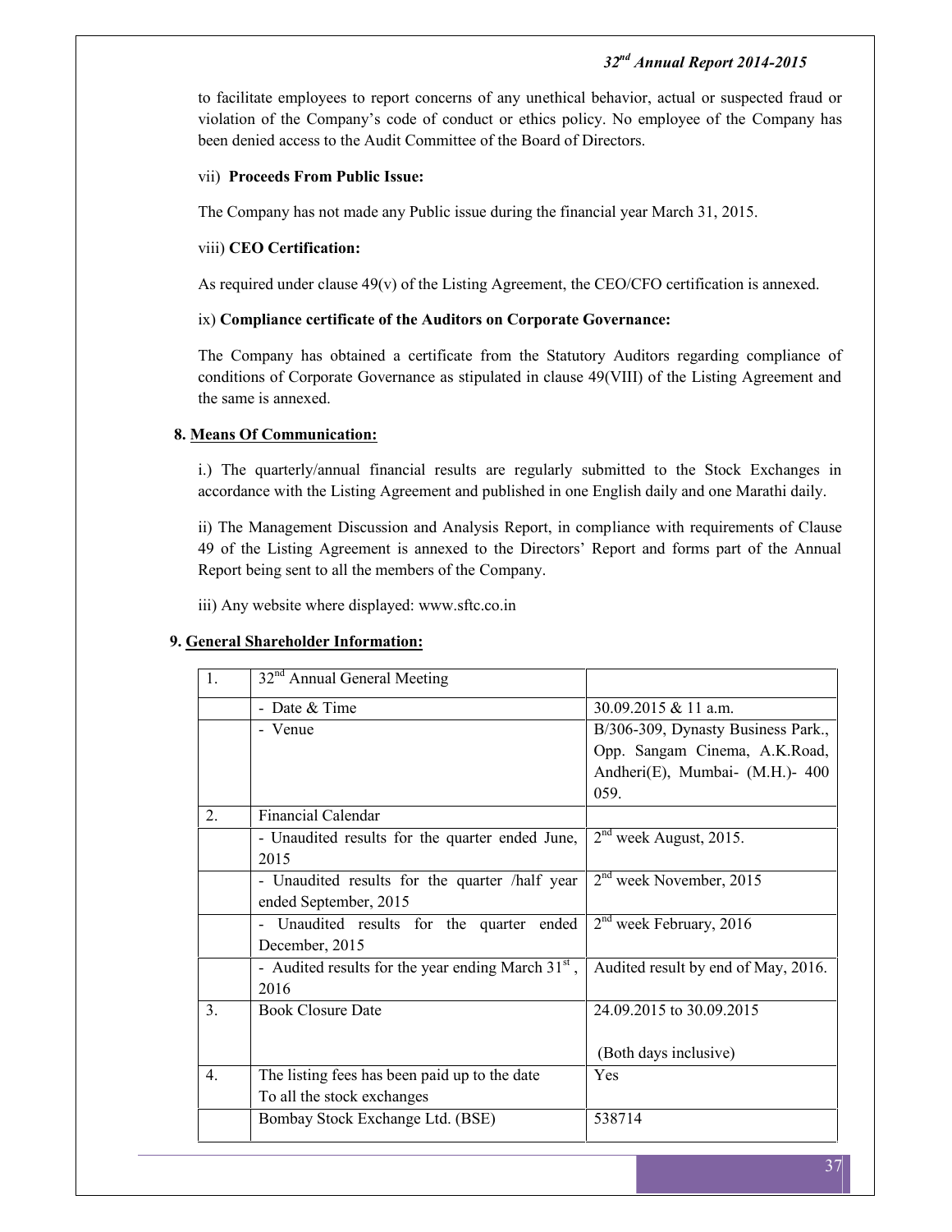to facilitate employees to report concerns of any unethical behavior, actual or suspected fraud or violation of the Company's code of conduct or ethics policy. No employee of the Company has been denied access to the Audit Committee of the Board of Directors.

vii) **Proceeds From Public Issue:**

The Company has not made any Public issue during the financial year March 31, 2015.

viii) **CEO Certification:**

As required under clause 49(v) of the Listing Agreement, the CEO/CFO certification is annexed.

ix) **Compliance certificate of the Auditors on Corporate Governance:**

The Company has obtained a certificate from the Statutory Auditors regarding compliance of conditions of Corporate Governance as stipulated in clause 49(VIII) of the Listing Agreement and the same is annexed.

**8. Means Of Communication:**

i.) The quarterly/annual financial results are regularly submitted to the Stock Exchanges in accordance with the Listing Agreement and published in one English daily and one Marathi daily.

ii) The Management Discussion and Analysis Report, in compliance with requirements of Clause 49 of the Listing Agreement is annexed to the Directors' Report and forms part of the Annual Report being sent to all the members of the Company.

iii) Any website where displayed: www.sftc.co.in

**9. General Shareholder Information:**

| 1. | 32nd Annual General Meeting | |
|---|---|---|
| | - Date & Time | 30.09.2015 & 11 a.m. |
| | - Venue | B/306-309, Dynasty Business Park., Opp. Sangam Cinema, A.K.Road, Andheri(E), Mumbai- (M.H.)- 400 059. |
| 2. | Financial Calendar | |
| | - Unaudited results for the quarter ended June, 2015 | 2nd week August, 2015. |
| | - Unaudited results for the quarter /half year ended September, 2015 | 2nd week November, 2015 |
| | - Unaudited results for the quarter ended December, 2015 | 2nd week February, 2016 |
| | - Audited results for the year ending March 31st, 2016 | Audited result by end of May, 2016. |
| 3. | Book Closure Date | 24.09.2015 to 30.09.2015 (Both days inclusive) |
| 4. | The listing fees has been paid up to the date To all the stock exchanges | Yes |
| | Bombay Stock Exchange Ltd. (BSE) | 538714 |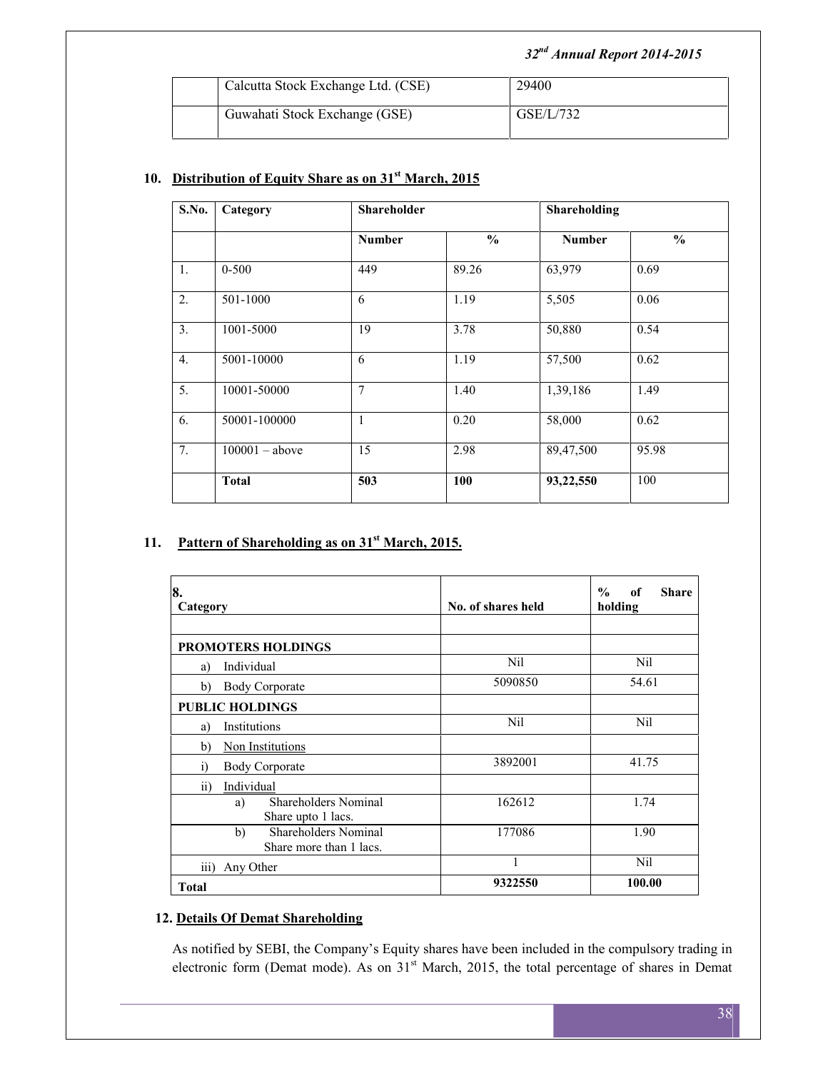| | Calcutta Stock Exchange Ltd. (CSE) | 29400 |
|---|---|---|
| | Guwahati Stock Exchange (GSE) | GSE/L/732 |

## 10. Distribution of Equity Share as on 31st March, 2015

| S.No. | Category | Shareholder | | Shareholding | |
|---|---|---|---|---|---|
| | | Number | % | Number | % |
| 1. | 0-500 | 449 | 89.26 | 63,979 | 0.69 |
| 2. | 501-1000 | 6 | 1.19 | 5,505 | 0.06 |
| 3. | 1001-5000 | 19 | 3.78 | 50,880 | 0.54 |
| 4. | 5001-10000 | 6 | 1.19 | 57,500 | 0.62 |
| 5. | 10001-50000 | 7 | 1.40 | 1,39,186 | 1.49 |
| 6. | 50001-100000 | 1 | 0.20 | 58,000 | 0.62 |
| 7. | 100001 – above | 15 | 2.98 | 89,47,500 | 95.98 |
| | **Total** | **503** | **100** | **93,22,550** | 100 |

## 11. Pattern of Shareholding as on 31st March, 2015.

| 8. Category | No. of shares held | % of Share holding |
|---|---|---|
| | | |
| **PROMOTERS HOLDINGS** | | |
| a) Individual | Nil | Nil |
| b) Body Corporate | 5090850 | 54.61 |
| **PUBLIC HOLDINGS** | | |
| a) Institutions | Nil | Nil |
| b) Non Institutions | | |
| i) Body Corporate | 3892001 | 41.75 |
| ii) Individual | | |
| a) Shareholders Nominal Share upto 1 lacs. | 162612 | 1.74 |
| b) Shareholders Nominal Share more than 1 lacs. | 177086 | 1.90 |
| iii) Any Other | 1 | Nil |
| **Total** | **9322550** | **100.00** |

## 12. Details Of Demat Shareholding

As notified by SEBI, the Company's Equity shares have been included in the compulsory trading in electronic form (Demat mode). As on 31st March, 2015, the total percentage of shares in Demat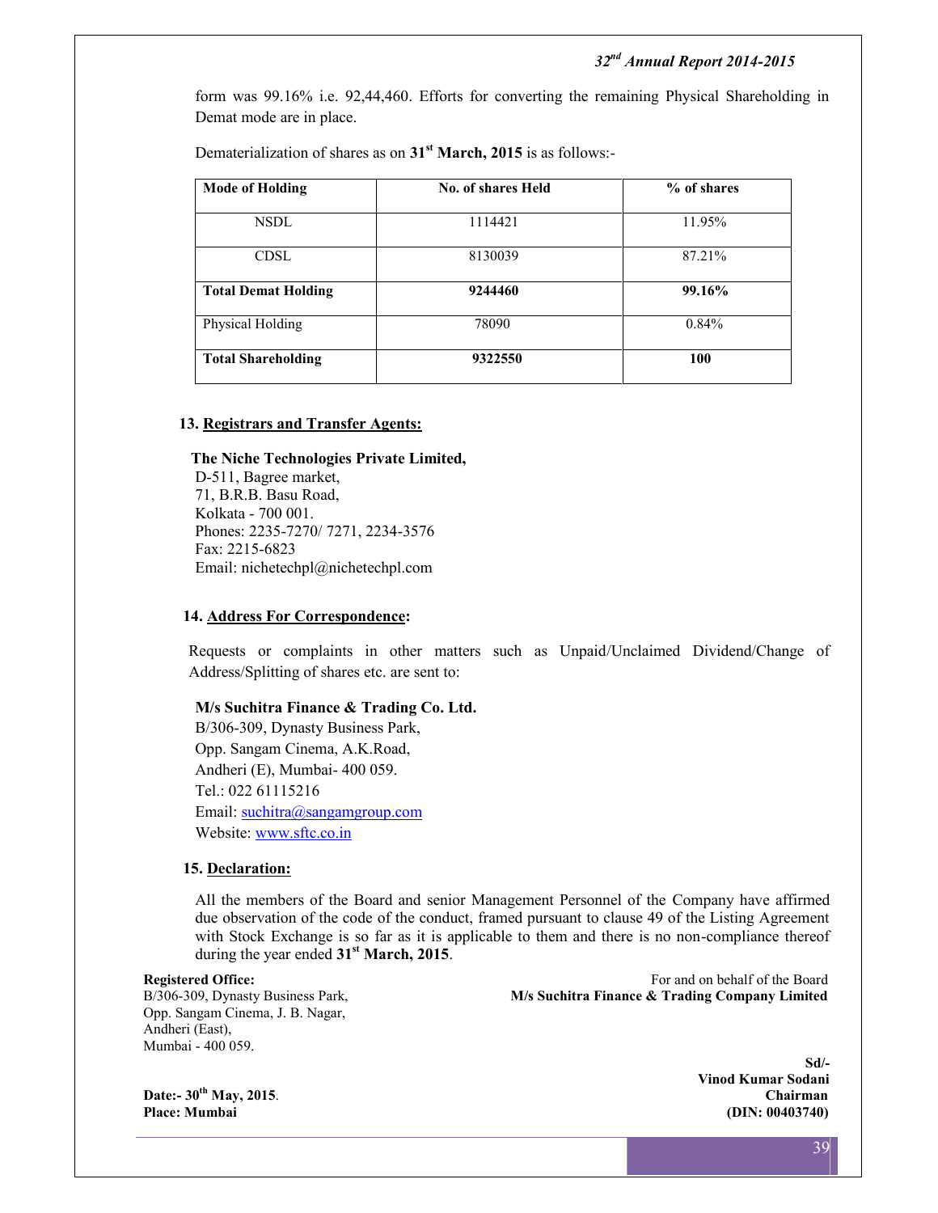form was 99.16% i.e. 92,44,460. Efforts for converting the remaining Physical Shareholding in Demat mode are in place.

Dematerialization of shares as on **31st March, 2015** is as follows:-

| Mode of Holding | No. of shares Held | % of shares |
|---|---|---|
| NSDL | 1114421 | 11.95% |
| CDSL | 8130039 | 87.21% |
| **Total Demat Holding** | **9244460** | **99.16%** |
| Physical Holding | 78090 | 0.84% |
| **Total Shareholding** | **9322550** | **100** |

**13. Registrars and Transfer Agents:**

**The Niche Technologies Private Limited,**
D-511, Bagree market,
71, B.R.B. Basu Road,
Kolkata - 700 001.
Phones: 2235-7270/ 7271, 2234-3576
Fax: 2215-6823
Email: nichetechpl@nichetechpl.com

**14. Address For Correspondence:**

Requests or complaints in other matters such as Unpaid/Unclaimed Dividend/Change of Address/Splitting of shares etc. are sent to:

**M/s Suchitra Finance & Trading Co. Ltd.**
B/306-309, Dynasty Business Park,
Opp. Sangam Cinema, A.K.Road,
Andheri (E), Mumbai- 400 059.
Tel.: 022 61115216
Email: suchitra@sangamgroup.com
Website: www.sftc.co.in

**15. Declaration:**

All the members of the Board and senior Management Personnel of the Company have affirmed due observation of the code of the conduct, framed pursuant to clause 49 of the Listing Agreement with Stock Exchange is so far as it is applicable to them and there is no non-compliance thereof during the year ended **31st March, 2015**.

**Registered Office:**
B/306-309, Dynasty Business Park,
Opp. Sangam Cinema, J. B. Nagar,
Andheri (East),
Mumbai - 400 059.

For and on behalf of the Board
**M/s Suchitra Finance & Trading Company Limited**

**Sd/-**
**Vinod Kumar Sodani**
**Chairman**
**(DIN: 00403740)**

**Date:- 30th May, 2015.**
**Place: Mumbai**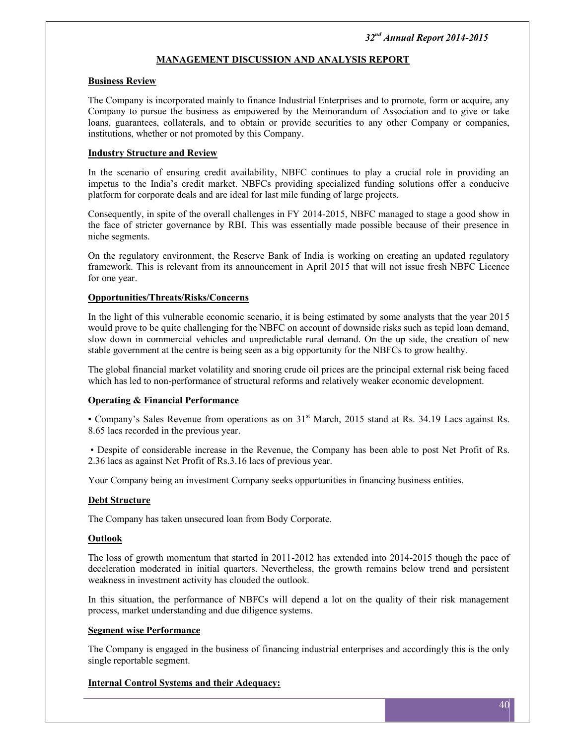## MANAGEMENT DISCUSSION AND ANALYSIS REPORT

### Business Review

The Company is incorporated mainly to finance Industrial Enterprises and to promote, form or acquire, any Company to pursue the business as empowered by the Memorandum of Association and to give or take loans, guarantees, collaterals, and to obtain or provide securities to any other Company or companies, institutions, whether or not promoted by this Company.

### Industry Structure and Review

In the scenario of ensuring credit availability, NBFC continues to play a crucial role in providing an impetus to the India's credit market. NBFCs providing specialized funding solutions offer a conducive platform for corporate deals and are ideal for last mile funding of large projects.

Consequently, in spite of the overall challenges in FY 2014-2015, NBFC managed to stage a good show in the face of stricter governance by RBI. This was essentially made possible because of their presence in niche segments.

On the regulatory environment, the Reserve Bank of India is working on creating an updated regulatory framework. This is relevant from its announcement in April 2015 that will not issue fresh NBFC Licence for one year.

### Opportunities/Threats/Risks/Concerns

In the light of this vulnerable economic scenario, it is being estimated by some analysts that the year 2015 would prove to be quite challenging for the NBFC on account of downside risks such as tepid loan demand, slow down in commercial vehicles and unpredictable rural demand. On the up side, the creation of new stable government at the centre is being seen as a big opportunity for the NBFCs to grow healthy.

The global financial market volatility and snoring crude oil prices are the principal external risk being faced which has led to non-performance of structural reforms and relatively weaker economic development.

### Operating & Financial Performance

- Company's Sales Revenue from operations as on 31st March, 2015 stand at Rs. 34.19 Lacs against Rs. 8.65 lacs recorded in the previous year.
- Despite of considerable increase in the Revenue, the Company has been able to post Net Profit of Rs. 2.36 lacs as against Net Profit of Rs.3.16 lacs of previous year.

Your Company being an investment Company seeks opportunities in financing business entities.

### Debt Structure

The Company has taken unsecured loan from Body Corporate.

### Outlook

The loss of growth momentum that started in 2011-2012 has extended into 2014-2015 though the pace of deceleration moderated in initial quarters. Nevertheless, the growth remains below trend and persistent weakness in investment activity has clouded the outlook.

In this situation, the performance of NBFCs will depend a lot on the quality of their risk management process, market understanding and due diligence systems.

### Segment wise Performance

The Company is engaged in the business of financing industrial enterprises and accordingly this is the only single reportable segment.

### Internal Control Systems and their Adequacy: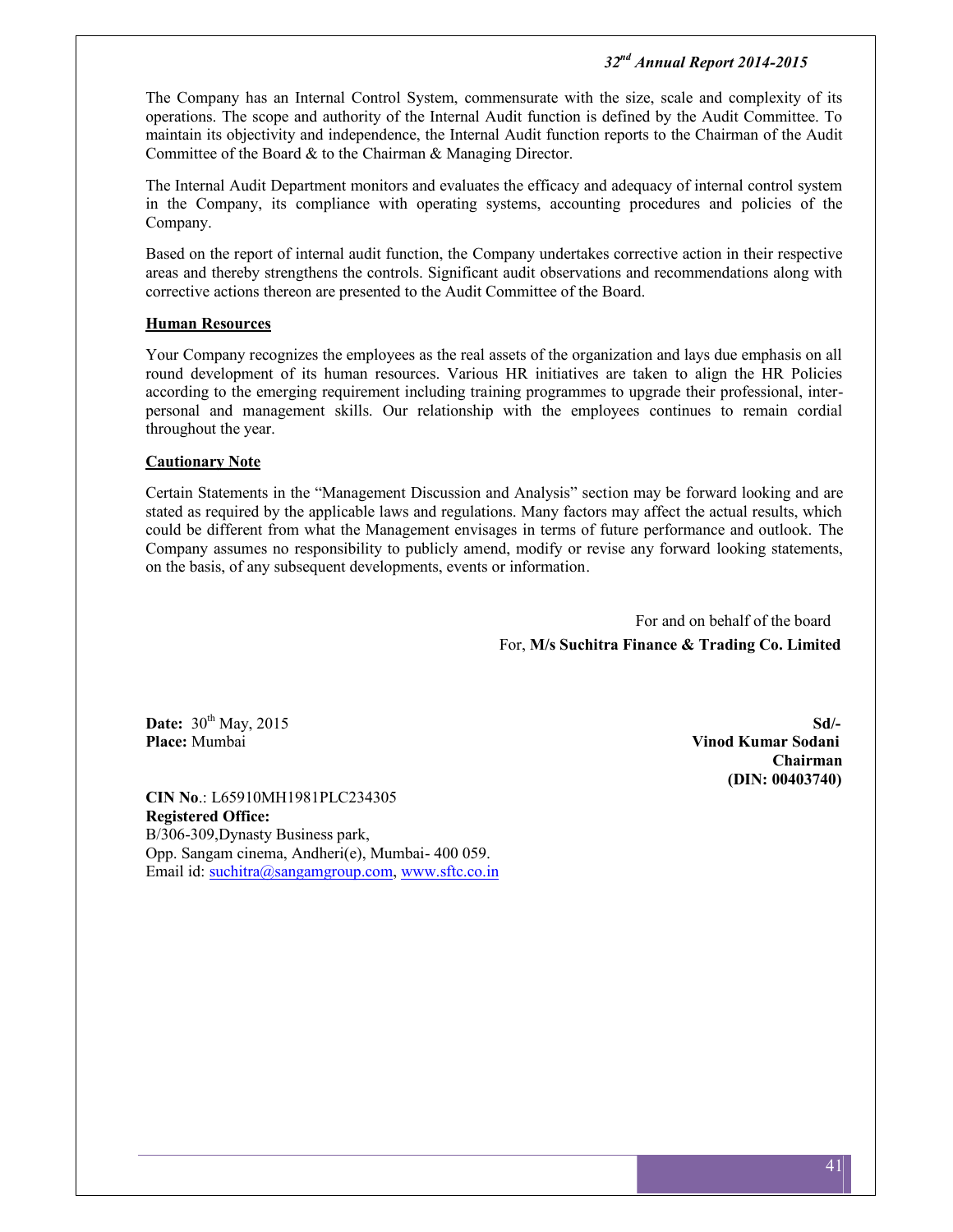The Company has an Internal Control System, commensurate with the size, scale and complexity of its operations. The scope and authority of the Internal Audit function is defined by the Audit Committee. To maintain its objectivity and independence, the Internal Audit function reports to the Chairman of the Audit Committee of the Board & to the Chairman & Managing Director.

The Internal Audit Department monitors and evaluates the efficacy and adequacy of internal control system in the Company, its compliance with operating systems, accounting procedures and policies of the Company.

Based on the report of internal audit function, the Company undertakes corrective action in their respective areas and thereby strengthens the controls. Significant audit observations and recommendations along with corrective actions thereon are presented to the Audit Committee of the Board.

**Human Resources**

Your Company recognizes the employees as the real assets of the organization and lays due emphasis on all round development of its human resources. Various HR initiatives are taken to align the HR Policies according to the emerging requirement including training programmes to upgrade their professional, inter-personal and management skills. Our relationship with the employees continues to remain cordial throughout the year.

**Cautionary Note**

Certain Statements in the "Management Discussion and Analysis" section may be forward looking and are stated as required by the applicable laws and regulations. Many factors may affect the actual results, which could be different from what the Management envisages in terms of future performance and outlook. The Company assumes no responsibility to publicly amend, modify or revise any forward looking statements, on the basis, of any subsequent developments, events or information.

For and on behalf of the board
For, **M/s Suchitra Finance & Trading Co. Limited**

**Date:** 30th May, 2015
**Place:** Mumbai

**Sd/-**
**Vinod Kumar Sodani**
**Chairman**
**(DIN: 00403740)**

**CIN No**.: L65910MH1981PLC234305
**Registered Office:**
B/306-309,Dynasty Business park,
Opp. Sangam cinema, Andheri(e), Mumbai- 400 059.
Email id: suchitra@sangamgroup.com, www.sftc.co.in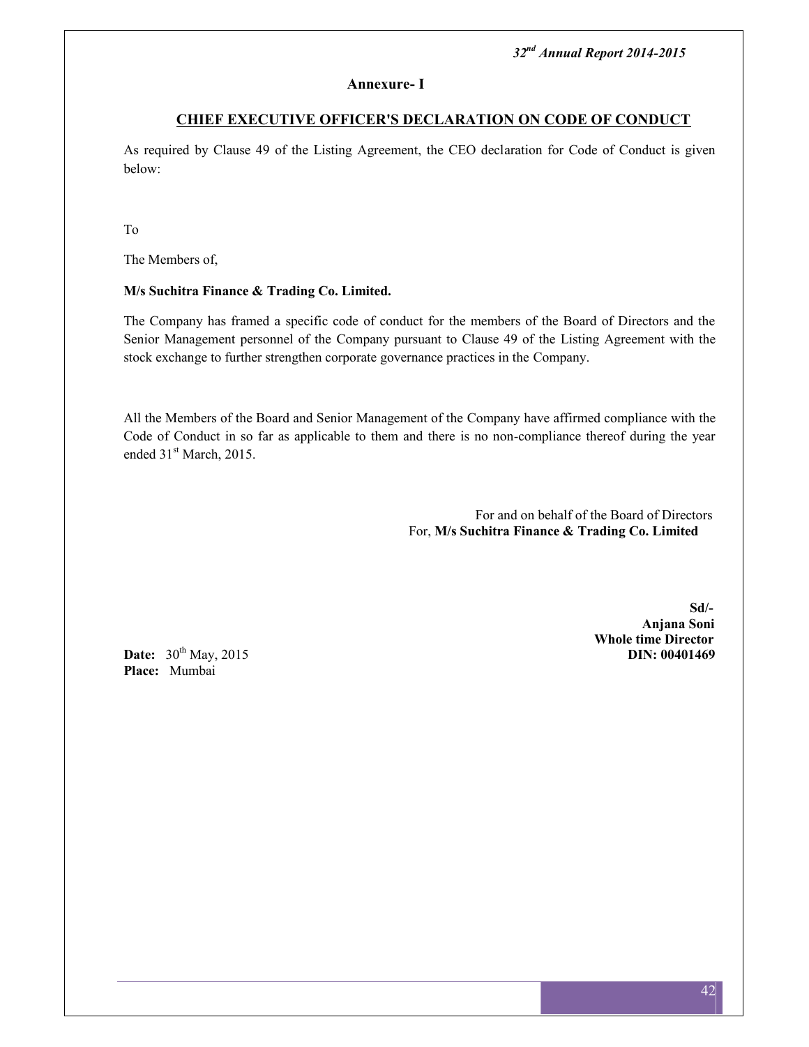**Annexure- I**

## CHIEF EXECUTIVE OFFICER'S DECLARATION ON CODE OF CONDUCT

As required by Clause 49 of the Listing Agreement, the CEO declaration for Code of Conduct is given below:

To

The Members of,

**M/s Suchitra Finance & Trading Co. Limited.**

The Company has framed a specific code of conduct for the members of the Board of Directors and the Senior Management personnel of the Company pursuant to Clause 49 of the Listing Agreement with the stock exchange to further strengthen corporate governance practices in the Company.

All the Members of the Board and Senior Management of the Company have affirmed compliance with the Code of Conduct in so far as applicable to them and there is no non-compliance thereof during the year ended 31st March, 2015.

For and on behalf of the Board of Directors
For, **M/s Suchitra Finance & Trading Co. Limited**

**Sd/-**
**Anjana Soni**
**Whole time Director**
**DIN: 00401469**

**Date:** 30th May, 2015
**Place:** Mumbai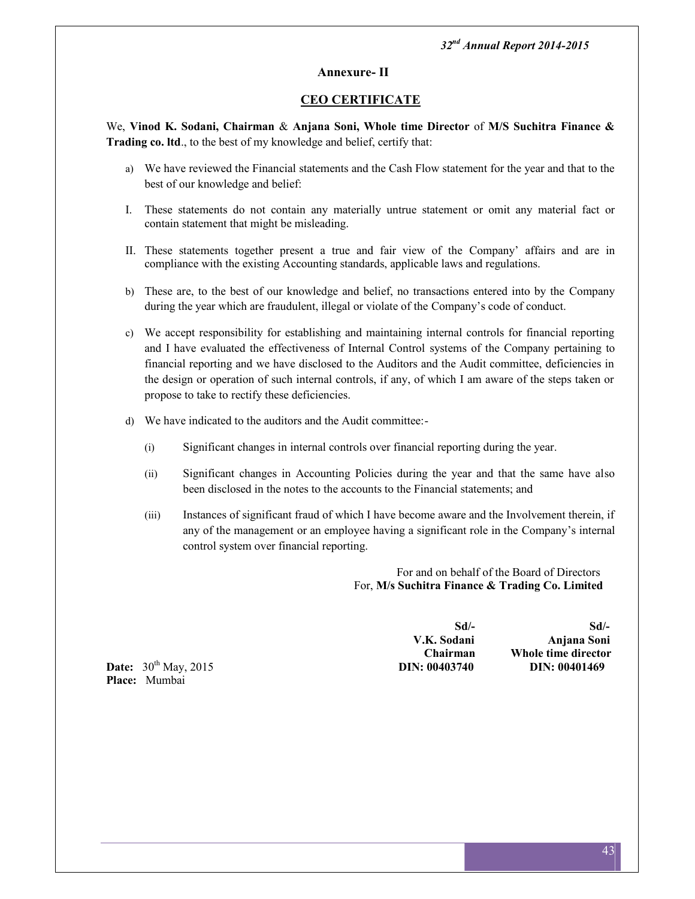## Annexure- II

## CEO CERTIFICATE

We, **Vinod K. Sodani, Chairman** & **Anjana Soni, Whole time Director** of **M/S Suchitra Finance & Trading co. ltd**., to the best of my knowledge and belief, certify that:

a) We have reviewed the Financial statements and the Cash Flow statement for the year and that to the best of our knowledge and belief:

I. These statements do not contain any materially untrue statement or omit any material fact or contain statement that might be misleading.

II. These statements together present a true and fair view of the Company' affairs and are in compliance with the existing Accounting standards, applicable laws and regulations.

b) These are, to the best of our knowledge and belief, no transactions entered into by the Company during the year which are fraudulent, illegal or violate of the Company's code of conduct.

c) We accept responsibility for establishing and maintaining internal controls for financial reporting and I have evaluated the effectiveness of Internal Control systems of the Company pertaining to financial reporting and we have disclosed to the Auditors and the Audit committee, deficiencies in the design or operation of such internal controls, if any, of which I am aware of the steps taken or propose to take to rectify these deficiencies.

d) We have indicated to the auditors and the Audit committee:-

(i) Significant changes in internal controls over financial reporting during the year.

(ii) Significant changes in Accounting Policies during the year and that the same have also been disclosed in the notes to the accounts to the Financial statements; and

(iii) Instances of significant fraud of which I have become aware and the Involvement therein, if any of the management or an employee having a significant role in the Company's internal control system over financial reporting.

For and on behalf of the Board of Directors
For, **M/s Suchitra Finance & Trading Co. Limited**

| **Sd/-** | **Sd/-** |
|---|---|
| **V.K. Sodani** | **Anjana Soni** |
| **Chairman** | **Whole time director** |
| **DIN: 00403740** | **DIN: 00401469** |

**Date:** 30th May, 2015
**Place:** Mumbai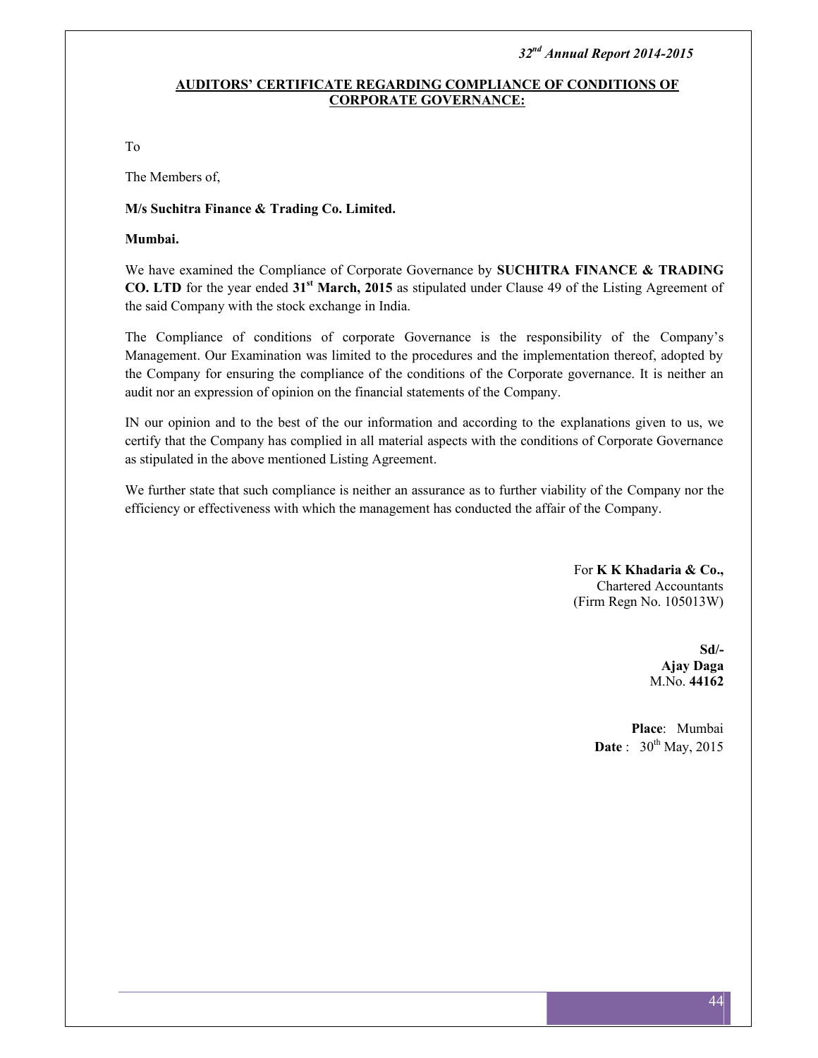## AUDITORS' CERTIFICATE REGARDING COMPLIANCE OF CONDITIONS OF CORPORATE GOVERNANCE:

To

The Members of,

**M/s Suchitra Finance & Trading Co. Limited.**

**Mumbai.**

We have examined the Compliance of Corporate Governance by **SUCHITRA FINANCE & TRADING CO. LTD** for the year ended **31st March, 2015** as stipulated under Clause 49 of the Listing Agreement of the said Company with the stock exchange in India.

The Compliance of conditions of corporate Governance is the responsibility of the Company's Management. Our Examination was limited to the procedures and the implementation thereof, adopted by the Company for ensuring the compliance of the conditions of the Corporate governance. It is neither an audit nor an expression of opinion on the financial statements of the Company.

IN our opinion and to the best of the our information and according to the explanations given to us, we certify that the Company has complied in all material aspects with the conditions of Corporate Governance as stipulated in the above mentioned Listing Agreement.

We further state that such compliance is neither an assurance as to further viability of the Company nor the efficiency or effectiveness with which the management has conducted the affair of the Company.

For **K K Khadaria & Co.,**
Chartered Accountants
(Firm Regn No. 105013W)

**Sd/-**
**Ajay Daga**
M.No. **44162**

**Place**: Mumbai
**Date** : 30th May, 2015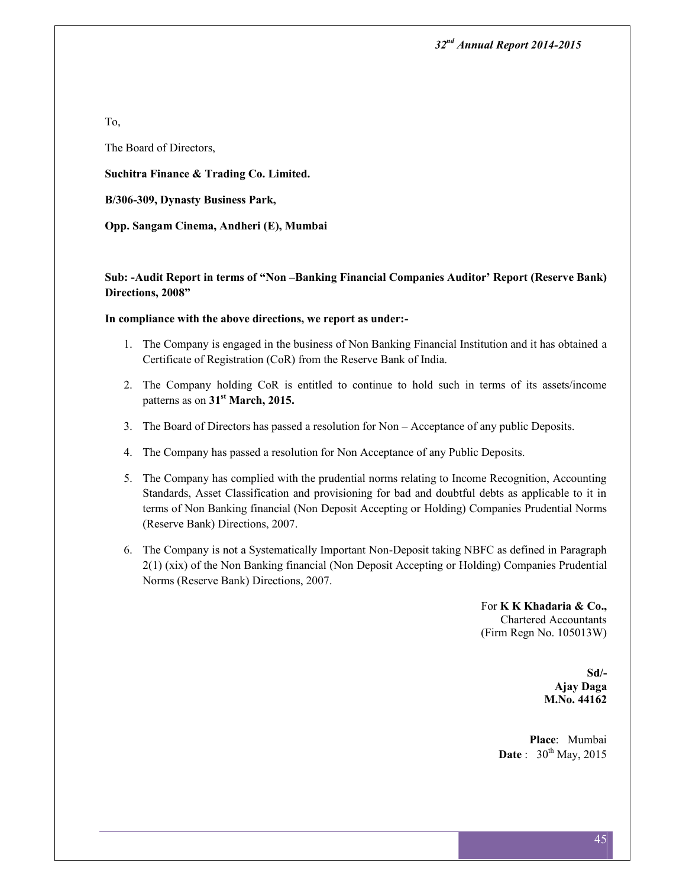To,

The Board of Directors,

**Suchitra Finance & Trading Co. Limited.**

**B/306-309, Dynasty Business Park,**

**Opp. Sangam Cinema, Andheri (E), Mumbai**

**Sub: -Audit Report in terms of "Non –Banking Financial Companies Auditor' Report (Reserve Bank) Directions, 2008"**

**In compliance with the above directions, we report as under:-**

1. The Company is engaged in the business of Non Banking Financial Institution and it has obtained a Certificate of Registration (CoR) from the Reserve Bank of India.
2. The Company holding CoR is entitled to continue to hold such in terms of its assets/income patterns as on **31st March, 2015.**
3. The Board of Directors has passed a resolution for Non – Acceptance of any public Deposits.
4. The Company has passed a resolution for Non Acceptance of any Public Deposits.
5. The Company has complied with the prudential norms relating to Income Recognition, Accounting Standards, Asset Classification and provisioning for bad and doubtful debts as applicable to it in terms of Non Banking financial (Non Deposit Accepting or Holding) Companies Prudential Norms (Reserve Bank) Directions, 2007.
6. The Company is not a Systematically Important Non-Deposit taking NBFC as defined in Paragraph 2(1) (xix) of the Non Banking financial (Non Deposit Accepting or Holding) Companies Prudential Norms (Reserve Bank) Directions, 2007.

For **K K Khadaria & Co.,**
Chartered Accountants
(Firm Regn No. 105013W)

**Sd/-**
**Ajay Daga**
**M.No. 44162**

**Place**: Mumbai
**Date** : 30th May, 2015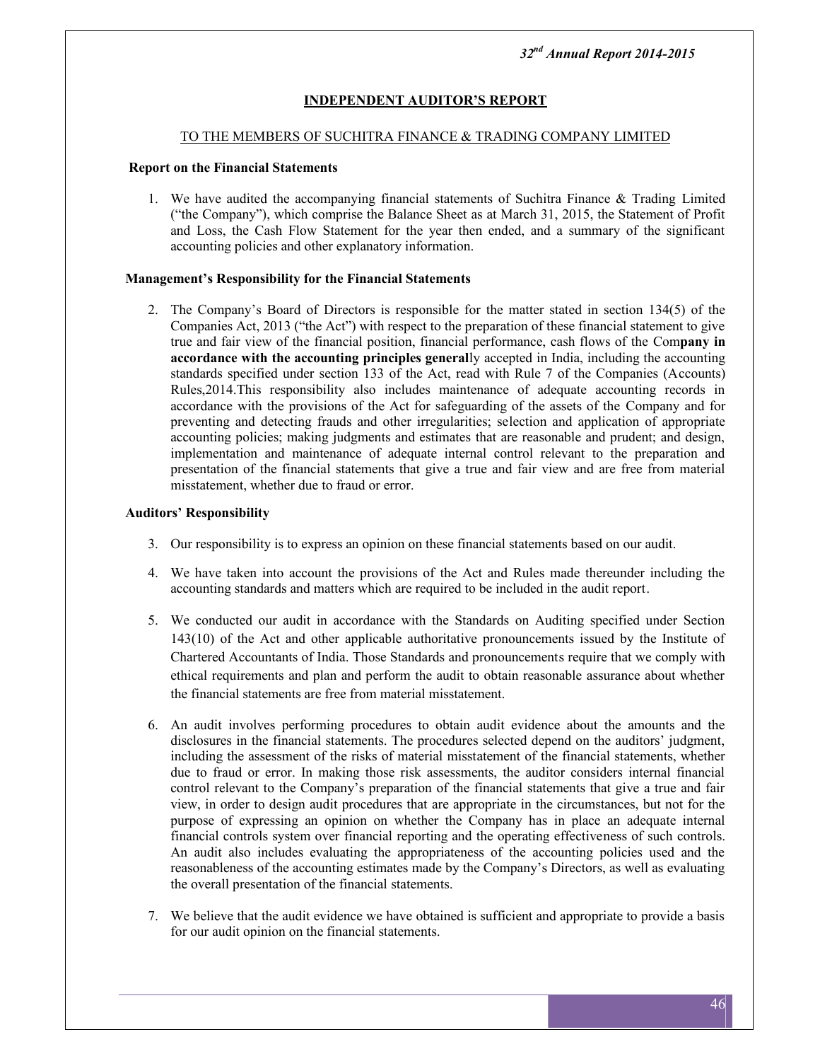# INDEPENDENT AUDITOR'S REPORT

TO THE MEMBERS OF SUCHITRA FINANCE & TRADING COMPANY LIMITED

**Report on the Financial Statements**

1. We have audited the accompanying financial statements of Suchitra Finance & Trading Limited ("the Company"), which comprise the Balance Sheet as at March 31, 2015, the Statement of Profit and Loss, the Cash Flow Statement for the year then ended, and a summary of the significant accounting policies and other explanatory information.

**Management's Responsibility for the Financial Statements**

2. The Company's Board of Directors is responsible for the matter stated in section 134(5) of the Companies Act, 2013 ("the Act") with respect to the preparation of these financial statement to give true and fair view of the financial position, financial performance, cash flows of the Com**pany in accordance with the accounting principles general**ly accepted in India, including the accounting standards specified under section 133 of the Act, read with Rule 7 of the Companies (Accounts) Rules,2014.This responsibility also includes maintenance of adequate accounting records in accordance with the provisions of the Act for safeguarding of the assets of the Company and for preventing and detecting frauds and other irregularities; selection and application of appropriate accounting policies; making judgments and estimates that are reasonable and prudent; and design, implementation and maintenance of adequate internal control relevant to the preparation and presentation of the financial statements that give a true and fair view and are free from material misstatement, whether due to fraud or error.

**Auditors' Responsibility**

3. Our responsibility is to express an opinion on these financial statements based on our audit.

4. We have taken into account the provisions of the Act and Rules made thereunder including the accounting standards and matters which are required to be included in the audit report.

5. We conducted our audit in accordance with the Standards on Auditing specified under Section 143(10) of the Act and other applicable authoritative pronouncements issued by the Institute of Chartered Accountants of India. Those Standards and pronouncements require that we comply with ethical requirements and plan and perform the audit to obtain reasonable assurance about whether the financial statements are free from material misstatement.

6. An audit involves performing procedures to obtain audit evidence about the amounts and the disclosures in the financial statements. The procedures selected depend on the auditors' judgment, including the assessment of the risks of material misstatement of the financial statements, whether due to fraud or error. In making those risk assessments, the auditor considers internal financial control relevant to the Company's preparation of the financial statements that give a true and fair view, in order to design audit procedures that are appropriate in the circumstances, but not for the purpose of expressing an opinion on whether the Company has in place an adequate internal financial controls system over financial reporting and the operating effectiveness of such controls. An audit also includes evaluating the appropriateness of the accounting policies used and the reasonableness of the accounting estimates made by the Company's Directors, as well as evaluating the overall presentation of the financial statements.

7. We believe that the audit evidence we have obtained is sufficient and appropriate to provide a basis for our audit opinion on the financial statements.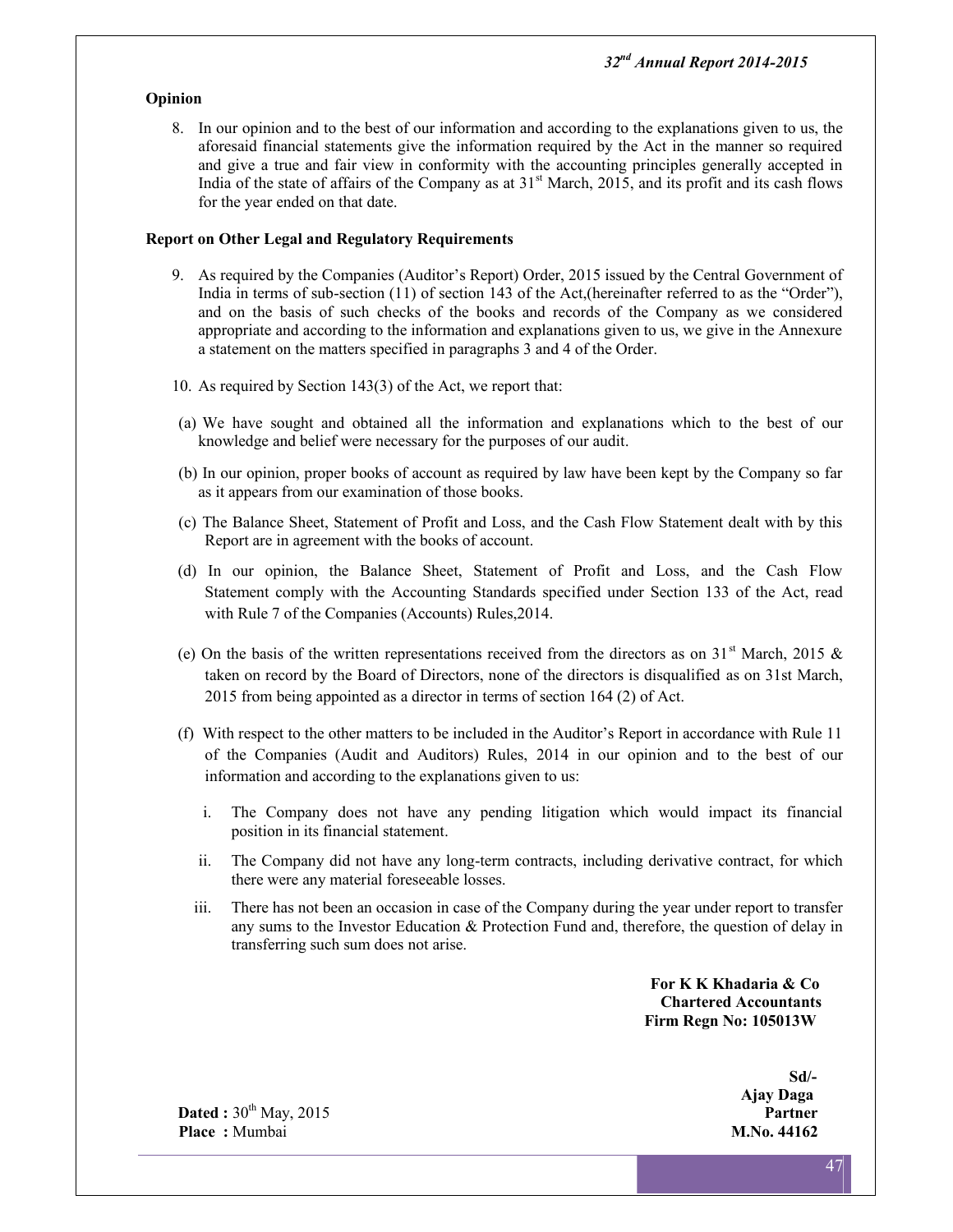### Opinion

8. In our opinion and to the best of our information and according to the explanations given to us, the aforesaid financial statements give the information required by the Act in the manner so required and give a true and fair view in conformity with the accounting principles generally accepted in India of the state of affairs of the Company as at 31st March, 2015, and its profit and its cash flows for the year ended on that date.

### Report on Other Legal and Regulatory Requirements

9. As required by the Companies (Auditor's Report) Order, 2015 issued by the Central Government of India in terms of sub-section (11) of section 143 of the Act,(hereinafter referred to as the "Order"), and on the basis of such checks of the books and records of the Company as we considered appropriate and according to the information and explanations given to us, we give in the Annexure a statement on the matters specified in paragraphs 3 and 4 of the Order.

10. As required by Section 143(3) of the Act, we report that:

(a) We have sought and obtained all the information and explanations which to the best of our knowledge and belief were necessary for the purposes of our audit.

(b) In our opinion, proper books of account as required by law have been kept by the Company so far as it appears from our examination of those books.

(c) The Balance Sheet, Statement of Profit and Loss, and the Cash Flow Statement dealt with by this Report are in agreement with the books of account.

(d) In our opinion, the Balance Sheet, Statement of Profit and Loss, and the Cash Flow Statement comply with the Accounting Standards specified under Section 133 of the Act, read with Rule 7 of the Companies (Accounts) Rules,2014.

(e) On the basis of the written representations received from the directors as on 31st March, 2015 & taken on record by the Board of Directors, none of the directors is disqualified as on 31st March, 2015 from being appointed as a director in terms of section 164 (2) of Act.

(f) With respect to the other matters to be included in the Auditor's Report in accordance with Rule 11 of the Companies (Audit and Auditors) Rules, 2014 in our opinion and to the best of our information and according to the explanations given to us:

i. The Company does not have any pending litigation which would impact its financial position in its financial statement.

ii. The Company did not have any long-term contracts, including derivative contract, for which there were any material foreseeable losses.

iii. There has not been an occasion in case of the Company during the year under report to transfer any sums to the Investor Education & Protection Fund and, therefore, the question of delay in transferring such sum does not arise.

**For K K Khadaria & Co**
**Chartered Accountants**
**Firm Regn No: 105013W**

**Sd/-**
**Ajay Daga**
**Partner**
**M.No. 44162**

**Dated :** 30th May, 2015
**Place :** Mumbai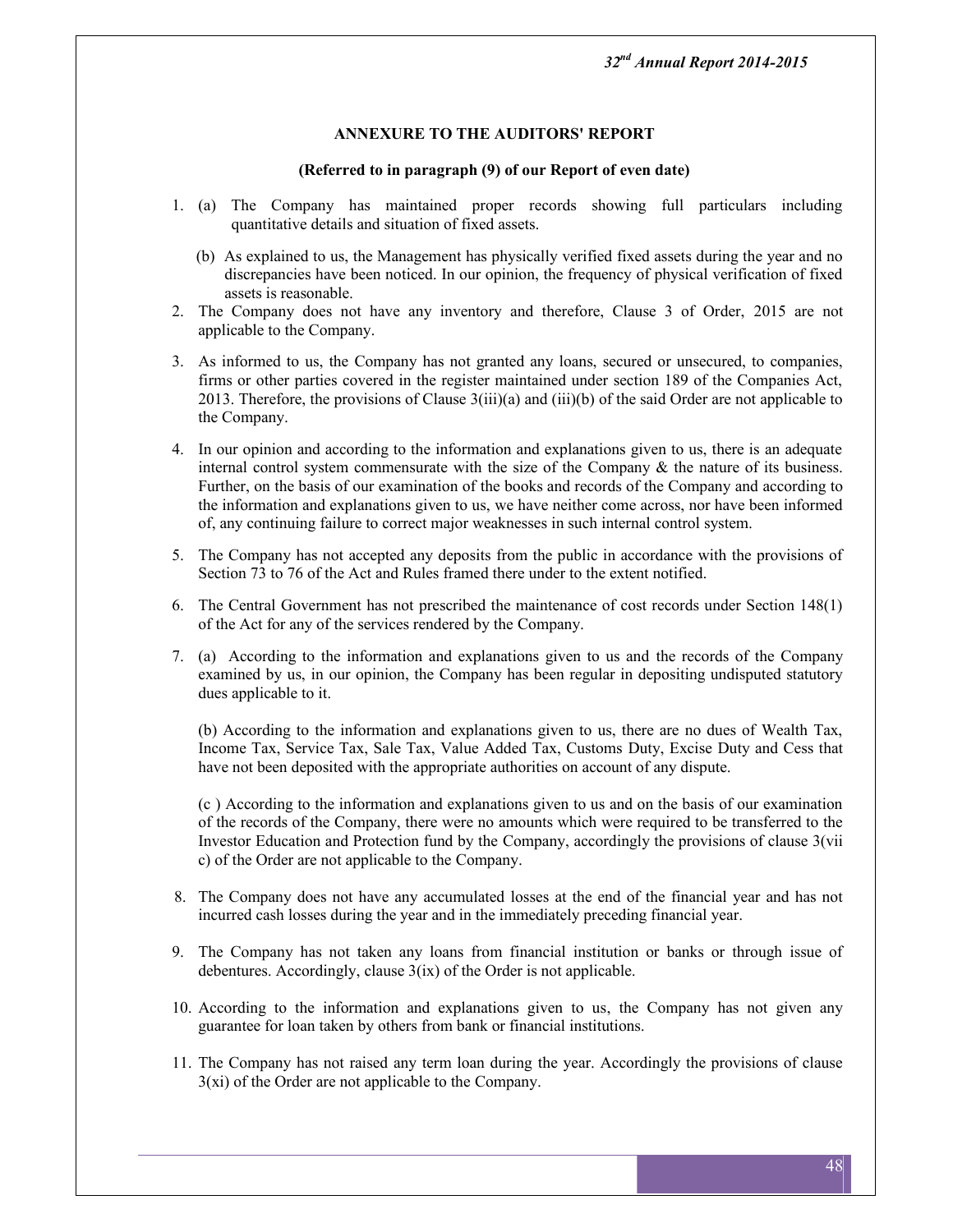## ANNEXURE TO THE AUDITORS' REPORT

**(Referred to in paragraph (9) of our Report of even date)**

1. (a) The Company has maintained proper records showing full particulars including quantitative details and situation of fixed assets.

   (b) As explained to us, the Management has physically verified fixed assets during the year and no discrepancies have been noticed. In our opinion, the frequency of physical verification of fixed assets is reasonable.

2. The Company does not have any inventory and therefore, Clause 3 of Order, 2015 are not applicable to the Company.

3. As informed to us, the Company has not granted any loans, secured or unsecured, to companies, firms or other parties covered in the register maintained under section 189 of the Companies Act, 2013. Therefore, the provisions of Clause 3(iii)(a) and (iii)(b) of the said Order are not applicable to the Company.

4. In our opinion and according to the information and explanations given to us, there is an adequate internal control system commensurate with the size of the Company & the nature of its business. Further, on the basis of our examination of the books and records of the Company and according to the information and explanations given to us, we have neither come across, nor have been informed of, any continuing failure to correct major weaknesses in such internal control system.

5. The Company has not accepted any deposits from the public in accordance with the provisions of Section 73 to 76 of the Act and Rules framed there under to the extent notified.

6. The Central Government has not prescribed the maintenance of cost records under Section 148(1) of the Act for any of the services rendered by the Company.

7. (a) According to the information and explanations given to us and the records of the Company examined by us, in our opinion, the Company has been regular in depositing undisputed statutory dues applicable to it.

   (b) According to the information and explanations given to us, there are no dues of Wealth Tax, Income Tax, Service Tax, Sale Tax, Value Added Tax, Customs Duty, Excise Duty and Cess that have not been deposited with the appropriate authorities on account of any dispute.

   (c ) According to the information and explanations given to us and on the basis of our examination of the records of the Company, there were no amounts which were required to be transferred to the Investor Education and Protection fund by the Company, accordingly the provisions of clause 3(vii c) of the Order are not applicable to the Company.

8. The Company does not have any accumulated losses at the end of the financial year and has not incurred cash losses during the year and in the immediately preceding financial year.

9. The Company has not taken any loans from financial institution or banks or through issue of debentures. Accordingly, clause 3(ix) of the Order is not applicable.

10. According to the information and explanations given to us, the Company has not given any guarantee for loan taken by others from bank or financial institutions.

11. The Company has not raised any term loan during the year. Accordingly the provisions of clause 3(xi) of the Order are not applicable to the Company.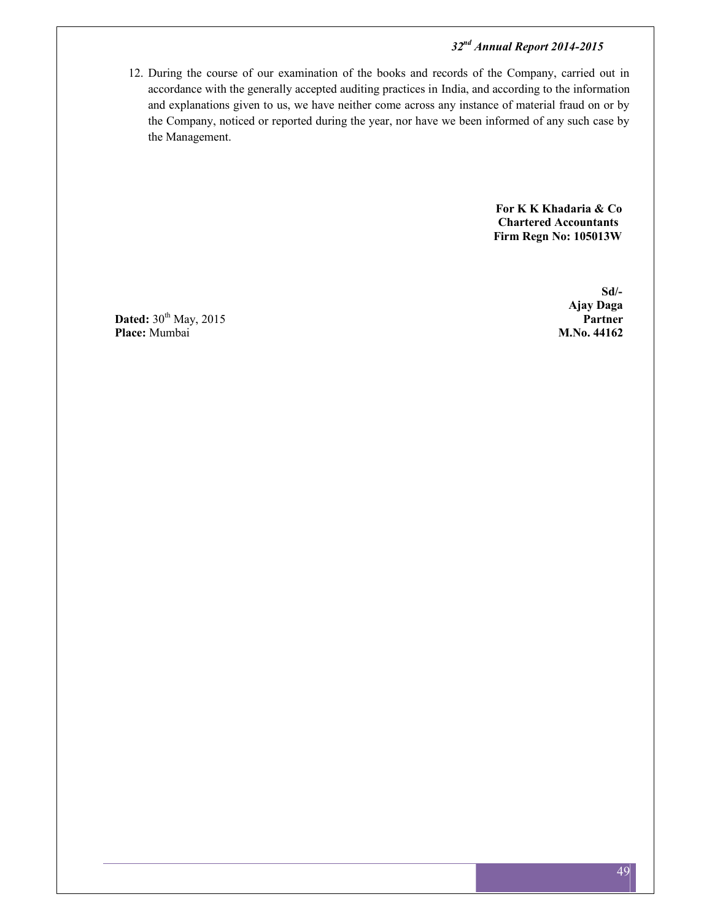12. During the course of our examination of the books and records of the Company, carried out in accordance with the generally accepted auditing practices in India, and according to the information and explanations given to us, we have neither come across any instance of material fraud on or by the Company, noticed or reported during the year, nor have we been informed of any such case by the Management.

**For K K Khadaria & Co**
**Chartered Accountants**
**Firm Regn No: 105013W**

**Sd/-**
**Ajay Daga**
**Partner**
**M.No. 44162**

**Dated:** 30th May, 2015
**Place:** Mumbai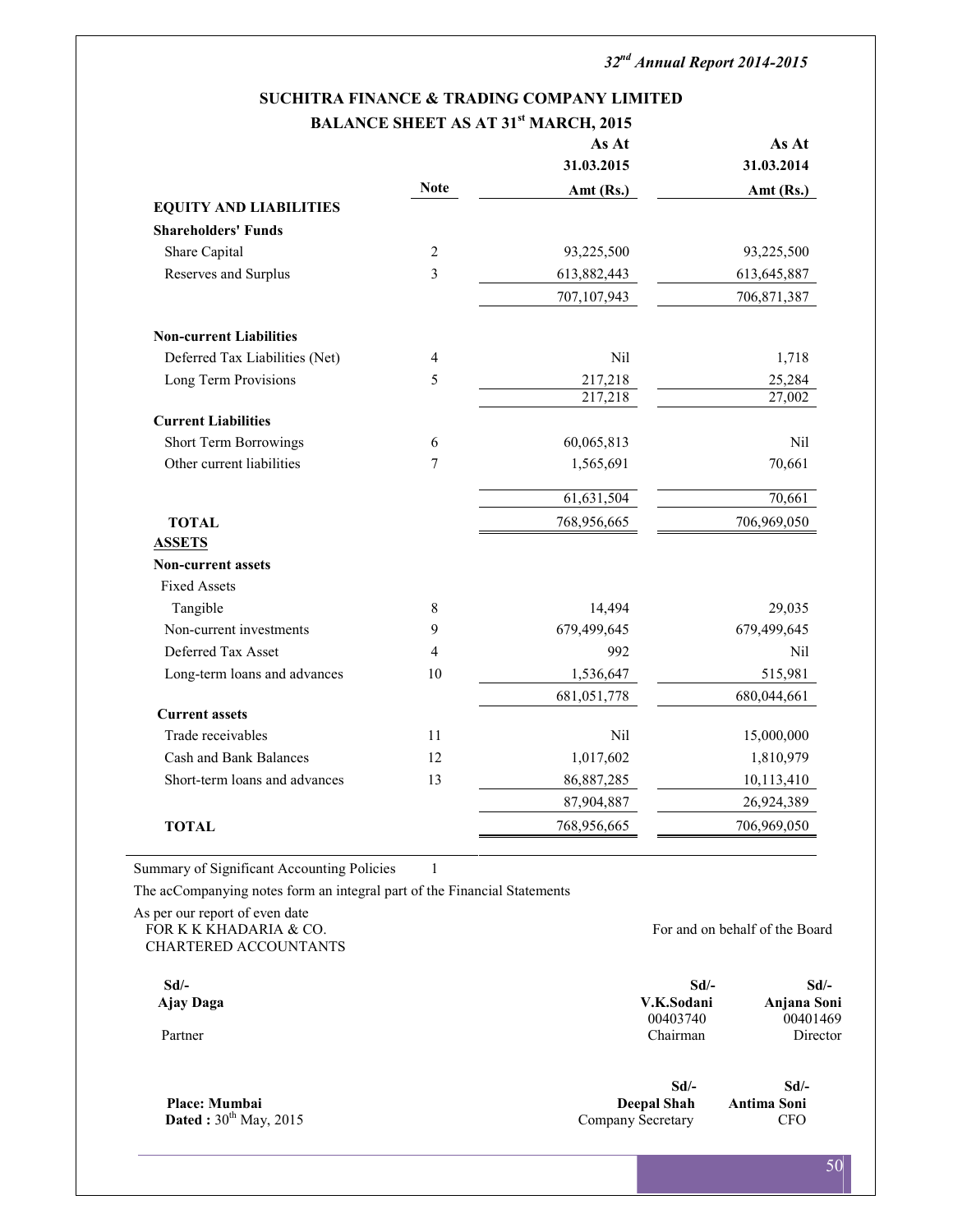## SUCHITRA FINANCE & TRADING COMPANY LIMITED

### BALANCE SHEET AS AT 31st MARCH, 2015

| | Note | As At 31.03.2015 Amt (Rs.) | As At 31.03.2014 Amt (Rs.) |
|---|---|---|---|
| **EQUITY AND LIABILITIES** | | | |
| **Shareholders' Funds** | | | |
| Share Capital | 2 | 93,225,500 | 93,225,500 |
| Reserves and Surplus | 3 | 613,882,443 | 613,645,887 |
| | | 707,107,943 | 706,871,387 |
| **Non-current Liabilities** | | | |
| Deferred Tax Liabilities (Net) | 4 | Nil | 1,718 |
| Long Term Provisions | 5 | 217,218 | 25,284 |
| | | 217,218 | 27,002 |
| **Current Liabilities** | | | |
| Short Term Borrowings | 6 | 60,065,813 | Nil |
| Other current liabilities | 7 | 1,565,691 | 70,661 |
| | | 61,631,504 | 70,661 |
| **TOTAL** | | 768,956,665 | 706,969,050 |
| **ASSETS** | | | |
| **Non-current assets** | | | |
| Fixed Assets | | | |
| Tangible | 8 | 14,494 | 29,035 |
| Non-current investments | 9 | 679,499,645 | 679,499,645 |
| Deferred Tax Asset | 4 | 992 | Nil |
| Long-term loans and advances | 10 | 1,536,647 | 515,981 |
| | | 681,051,778 | 680,044,661 |
| **Current assets** | | | |
| Trade receivables | 11 | Nil | 15,000,000 |
| Cash and Bank Balances | 12 | 1,017,602 | 1,810,979 |
| Short-term loans and advances | 13 | 86,887,285 | 10,113,410 |
| | | 87,904,887 | 26,924,389 |
| **TOTAL** | | 768,956,665 | 706,969,050 |

Summary of Significant Accounting Policies 1

The acCompanying notes form an integral part of the Financial Statements

As per our report of even date
FOR K K KHADARIA & CO.
CHARTERED ACCOUNTANTS

For and on behalf of the Board

**Sd/-**
**Ajay Daga**
Partner

**Sd/-**
**V.K.Sodani**
00403740
Chairman

**Sd/-**
**Anjana Soni**
00401469
Director

**Sd/-**
**Deepal Shah**
Company Secretary

**Sd/-**
**Antima Soni**
CFO

**Place: Mumbai**
**Dated :** 30th May, 2015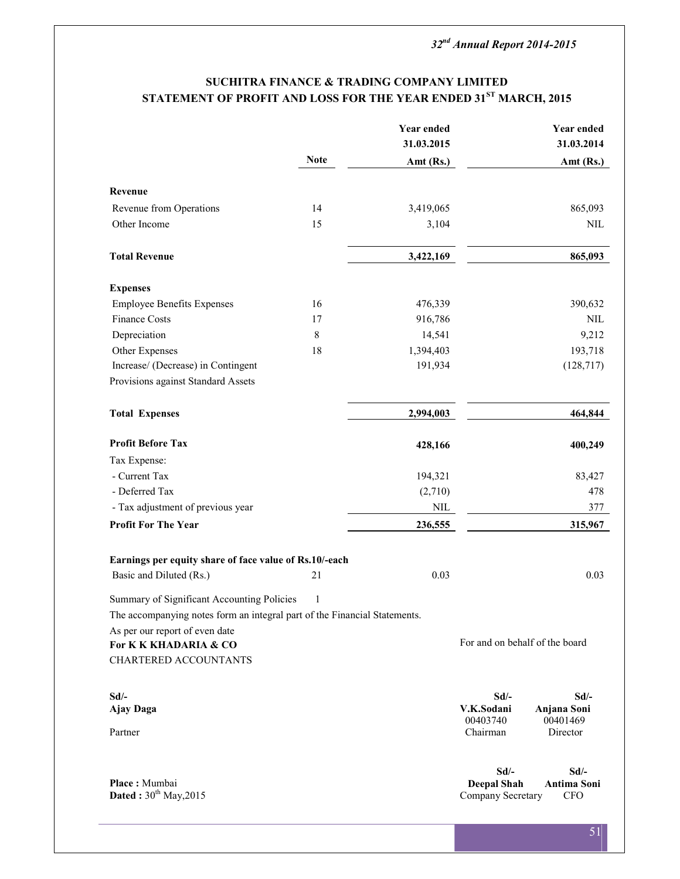## SUCHITRA FINANCE & TRADING COMPANY LIMITED
## STATEMENT OF PROFIT AND LOSS FOR THE YEAR ENDED 31ST MARCH, 2015

| | Note | Year ended 31.03.2015 Amt (Rs.) | Year ended 31.03.2014 Amt (Rs.) |
|---|---|---|---|
| **Revenue** | | | |
| Revenue from Operations | 14 | 3,419,065 | 865,093 |
| Other Income | 15 | 3,104 | NIL |
| **Total Revenue** | | **3,422,169** | **865,093** |
| **Expenses** | | | |
| Employee Benefits Expenses | 16 | 476,339 | 390,632 |
| Finance Costs | 17 | 916,786 | NIL |
| Depreciation | 8 | 14,541 | 9,212 |
| Other Expenses | 18 | 1,394,403 | 193,718 |
| Increase/ (Decrease) in Contingent Provisions against Standard Assets | | 191,934 | (128,717) |
| **Total Expenses** | | **2,994,003** | **464,844** |
| **Profit Before Tax** | | **428,166** | **400,249** |
| Tax Expense: | | | |
| - Current Tax | | 194,321 | 83,427 |
| - Deferred Tax | | (2,710) | 478 |
| - Tax adjustment of previous year | | NIL | 377 |
| **Profit For The Year** | | **236,555** | **315,967** |
| **Earnings per equity share of face value of Rs.10/-each** | | | |
| Basic and Diluted (Rs.) | 21 | 0.03 | 0.03 |

Summary of Significant Accounting Policies 1

The accompanying notes form an integral part of the Financial Statements.

As per our report of even date

**For K K KHADARIA & CO**
CHARTERED ACCOUNTANTS

For and on behalf of the board

**Sd/-**
**Ajay Daga**
Partner

**Sd/-**
**V.K.Sodani**
00403740
Chairman

**Sd/-**
**Anjana Soni**
00401469
Director

**Place :** Mumbai
**Dated :** 30th May,2015

**Sd/-**
**Deepal Shah**
Company Secretary

**Sd/-**
**Antima Soni**
CFO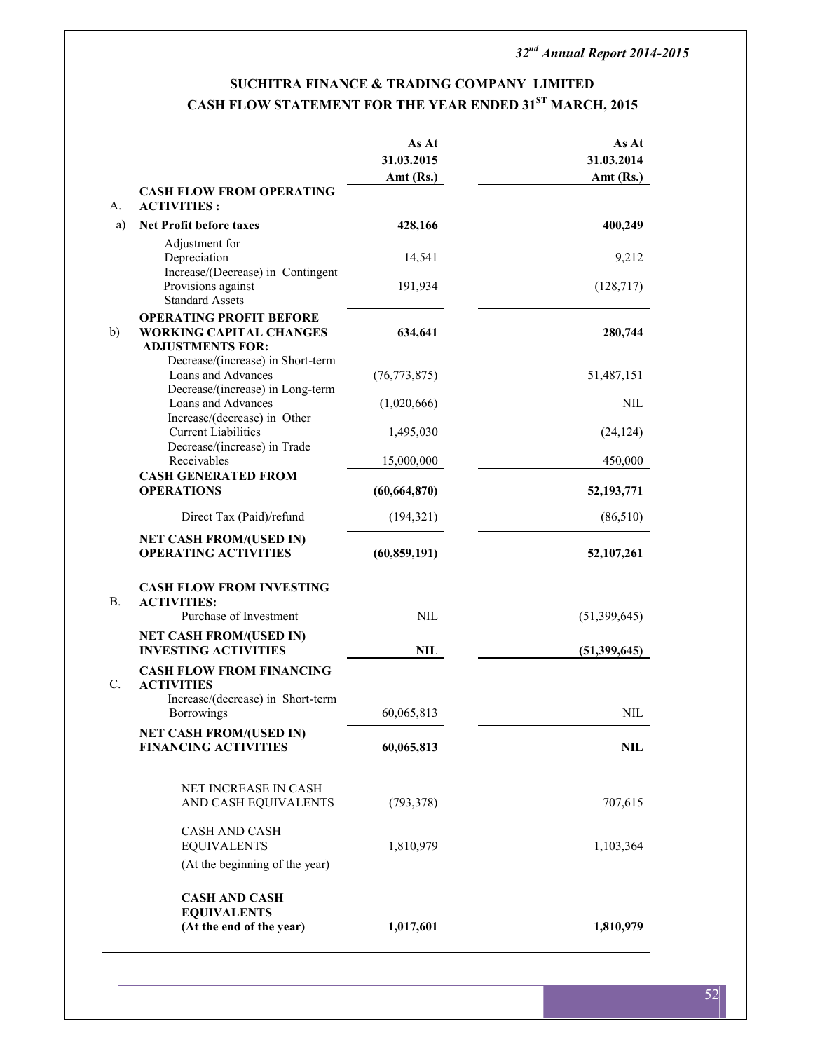## SUCHITRA FINANCE & TRADING COMPANY LIMITED

## CASH FLOW STATEMENT FOR THE YEAR ENDED 31[ST] MARCH, 2015

| | | As At 31.03.2015 Amt (Rs.) | As At 31.03.2014 Amt (Rs.) |
|---|---|---|---|
| A. | **CASH FLOW FROM OPERATING ACTIVITIES :** | | |
| a) | **Net Profit before taxes** | **428,166** | **400,249** |
| | Adjustment for | | |
| | Depreciation | 14,541 | 9,212 |
| | Increase/(Decrease) in Contingent Provisions against Standard Assets | 191,934 | (128,717) |
| b) | **OPERATING PROFIT BEFORE WORKING CAPITAL CHANGES ADJUSTMENTS FOR:** | **634,641** | **280,744** |
| | Decrease/(increase) in Short-term Loans and Advances | (76,773,875) | 51,487,151 |
| | Decrease/(increase) in Long-term Loans and Advances | (1,020,666) | NIL |
| | Increase/(decrease) in Other Current Liabilities | 1,495,030 | (24,124) |
| | Decrease/(increase) in Trade Receivables | 15,000,000 | 450,000 |
| | **CASH GENERATED FROM OPERATIONS** | **(60,664,870)** | **52,193,771** |
| | Direct Tax (Paid)/refund | (194,321) | (86,510) |
| | **NET CASH FROM/(USED IN) OPERATING ACTIVITIES** | **(60,859,191)** | **52,107,261** |
| B. | **CASH FLOW FROM INVESTING ACTIVITIES:** | | |
| | Purchase of Investment | NIL | (51,399,645) |
| | **NET CASH FROM/(USED IN) INVESTING ACTIVITIES** | **NIL** | **(51,399,645)** |
| C. | **CASH FLOW FROM FINANCING ACTIVITIES** | | |
| | Increase/(decrease) in Short-term Borrowings | 60,065,813 | NIL |
| | **NET CASH FROM/(USED IN) FINANCING ACTIVITIES** | **60,065,813** | **NIL** |
| | NET INCREASE IN CASH AND CASH EQUIVALENTS | (793,378) | 707,615 |
| | CASH AND CASH EQUIVALENTS (At the beginning of the year) | 1,810,979 | 1,103,364 |
| | **CASH AND CASH EQUIVALENTS (At the end of the year)** | **1,017,601** | **1,810,979** |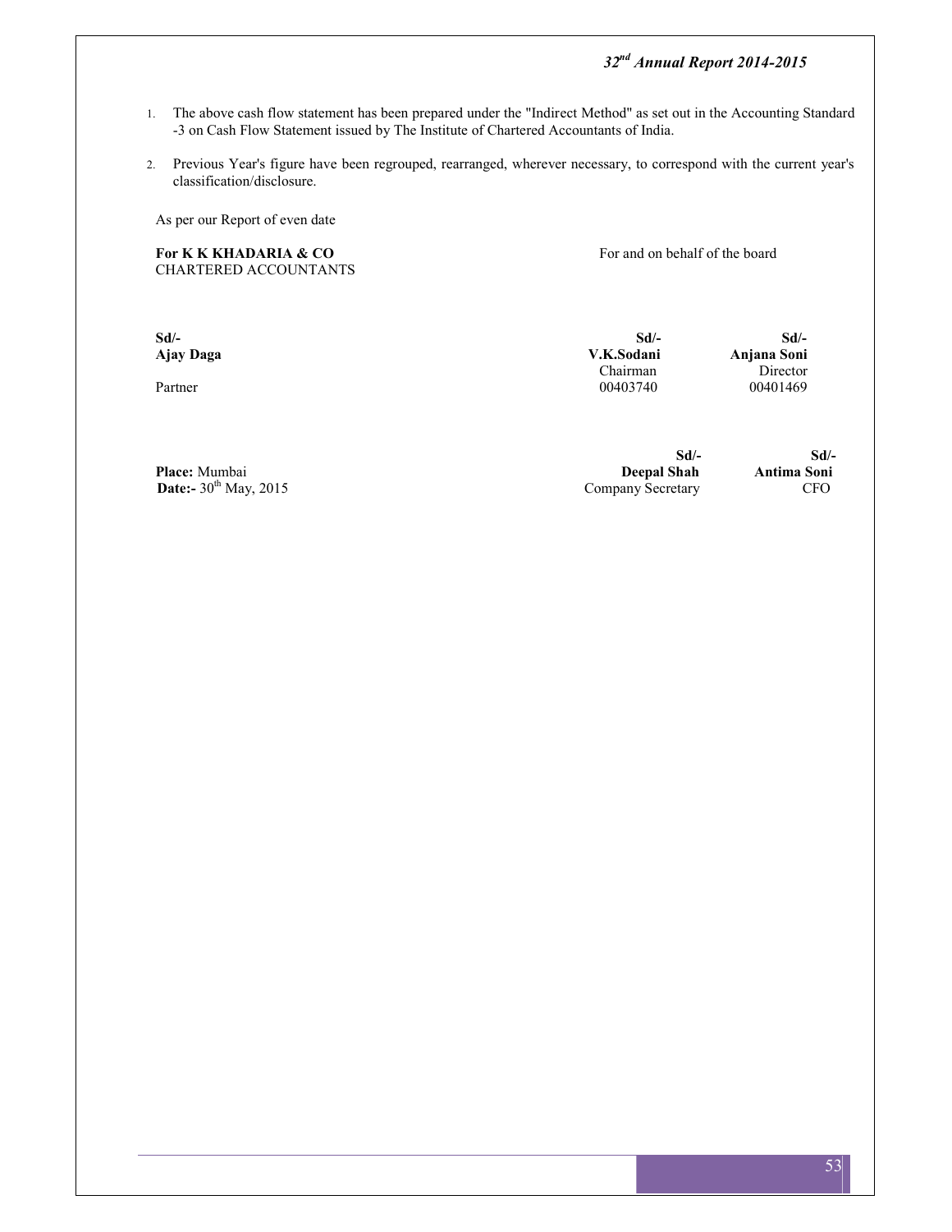1. The above cash flow statement has been prepared under the "Indirect Method" as set out in the Accounting Standard -3 on Cash Flow Statement issued by The Institute of Chartered Accountants of India.

2. Previous Year's figure have been regrouped, rearranged, wherever necessary, to correspond with the current year's classification/disclosure.

As per our Report of even date

**For K K KHADARIA & CO**
CHARTERED ACCOUNTANTS

For and on behalf of the board

| | | |
|---|---|---|
| **Sd/-** | **Sd/-** | **Sd/-** |
| **Ajay Daga** | **V.K.Sodani** | **Anjana Soni** |
| | Chairman | Director |
| Partner | 00403740 | 00401469 |

| | | |
|---|---|---|
| | **Sd/-** | **Sd/-** |
| **Place:** Mumbai | **Deepal Shah** | **Antima Soni** |
| **Date:-** 30th May, 2015 | Company Secretary | CFO |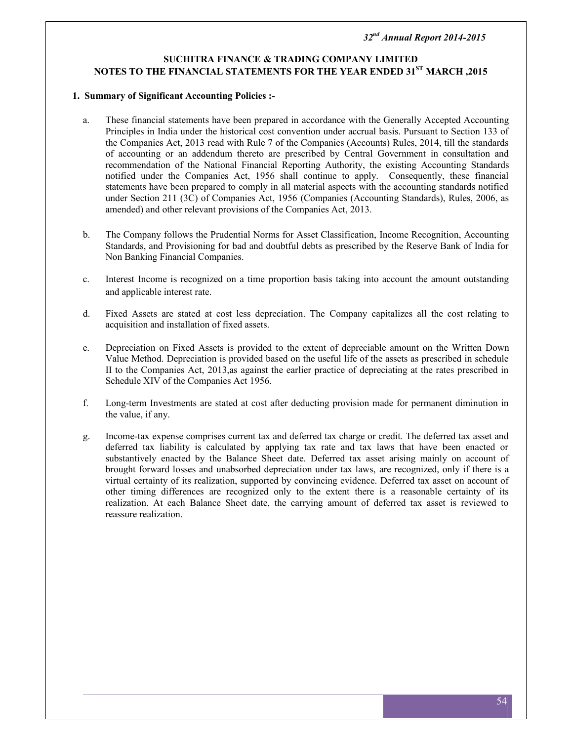# SUCHITRA FINANCE & TRADING COMPANY LIMITED

## NOTES TO THE FINANCIAL STATEMENTS FOR THE YEAR ENDED 31ST MARCH ,2015

**1. Summary of Significant Accounting Policies :-**

a. These financial statements have been prepared in accordance with the Generally Accepted Accounting Principles in India under the historical cost convention under accrual basis. Pursuant to Section 133 of the Companies Act, 2013 read with Rule 7 of the Companies (Accounts) Rules, 2014, till the standards of accounting or an addendum thereto are prescribed by Central Government in consultation and recommendation of the National Financial Reporting Authority, the existing Accounting Standards notified under the Companies Act, 1956 shall continue to apply. Consequently, these financial statements have been prepared to comply in all material aspects with the accounting standards notified under Section 211 (3C) of Companies Act, 1956 (Companies (Accounting Standards), Rules, 2006, as amended) and other relevant provisions of the Companies Act, 2013.

b. The Company follows the Prudential Norms for Asset Classification, Income Recognition, Accounting Standards, and Provisioning for bad and doubtful debts as prescribed by the Reserve Bank of India for Non Banking Financial Companies.

c. Interest Income is recognized on a time proportion basis taking into account the amount outstanding and applicable interest rate.

d. Fixed Assets are stated at cost less depreciation. The Company capitalizes all the cost relating to acquisition and installation of fixed assets.

e. Depreciation on Fixed Assets is provided to the extent of depreciable amount on the Written Down Value Method. Depreciation is provided based on the useful life of the assets as prescribed in schedule II to the Companies Act, 2013,as against the earlier practice of depreciating at the rates prescribed in Schedule XIV of the Companies Act 1956.

f. Long-term Investments are stated at cost after deducting provision made for permanent diminution in the value, if any.

g. Income-tax expense comprises current tax and deferred tax charge or credit. The deferred tax asset and deferred tax liability is calculated by applying tax rate and tax laws that have been enacted or substantively enacted by the Balance Sheet date. Deferred tax asset arising mainly on account of brought forward losses and unabsorbed depreciation under tax laws, are recognized, only if there is a virtual certainty of its realization, supported by convincing evidence. Deferred tax asset on account of other timing differences are recognized only to the extent there is a reasonable certainty of its realization. At each Balance Sheet date, the carrying amount of deferred tax asset is reviewed to reassure realization.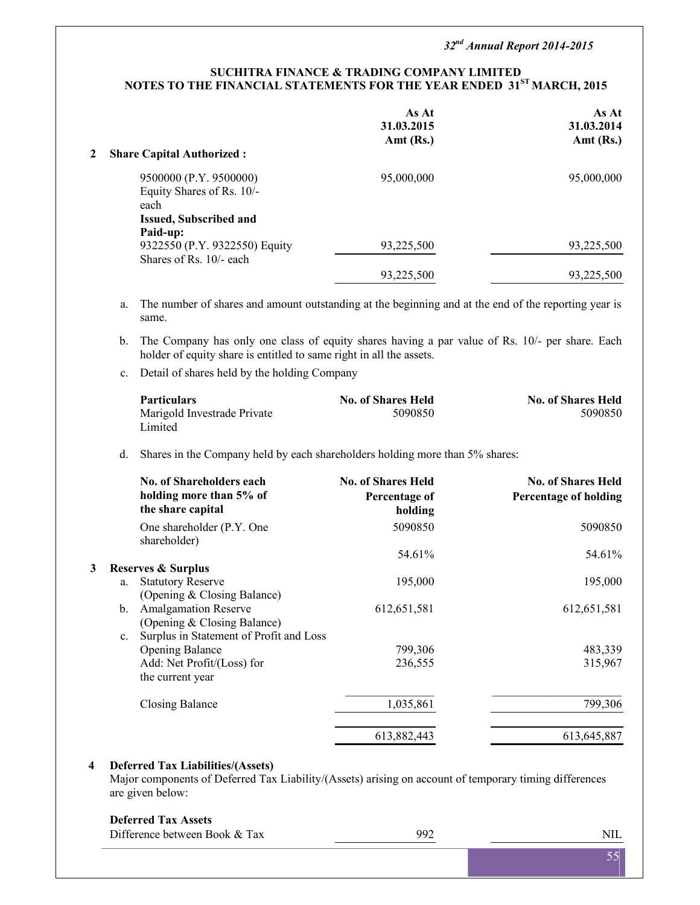**SUCHITRA FINANCE & TRADING COMPANY LIMITED**
**NOTES TO THE FINANCIAL STATEMENTS FOR THE YEAR ENDED 31ST MARCH, 2015**

| | | As At 31.03.2015 Amt (Rs.) | As At 31.03.2014 Amt (Rs.) |
|---|---|---|---|
| **2** | **Share Capital Authorized :** | | |
| | 9500000 (P.Y. 9500000) Equity Shares of Rs. 10/- each | 95,000,000 | 95,000,000 |
| | **Issued, Subscribed and Paid-up:** | | |
| | 9322550 (P.Y. 9322550) Equity Shares of Rs. 10/- each | 93,225,500 | 93,225,500 |
| | | 93,225,500 | 93,225,500 |

a. The number of shares and amount outstanding at the beginning and at the end of the reporting year is same.

b. The Company has only one class of equity shares having a par value of Rs. 10/- per share. Each holder of equity share is entitled to same right in all the assets.

c. Detail of shares held by the holding Company

| Particulars | No. of Shares Held | No. of Shares Held |
|---|---|---|
| Marigold Investrade Private Limited | 5090850 | 5090850 |

d. Shares in the Company held by each shareholders holding more than 5% shares:

| No. of Shareholders each holding more than 5% of the share capital | No. of Shares Held Percentage of holding | No. of Shares Held Percentage of holding |
|---|---|---|
| One shareholder (P.Y. One shareholder) | 5090850 | 5090850 |
| | 54.61% | 54.61% |

| | | As At 31.03.2015 Amt (Rs.) | As At 31.03.2014 Amt (Rs.) |
|---|---|---|---|
| **3** | **Reserves & Surplus** | | |
| a. | Statutory Reserve (Opening & Closing Balance) | 195,000 | 195,000 |
| b. | Amalgamation Reserve (Opening & Closing Balance) | 612,651,581 | 612,651,581 |
| c. | Surplus in Statement of Profit and Loss | | |
| | Opening Balance | 799,306 | 483,339 |
| | Add: Net Profit/(Loss) for the current year | 236,555 | 315,967 |
| | Closing Balance | 1,035,861 | 799,306 |
| | | 613,882,443 | 613,645,887 |

**4 Deferred Tax Liabilities/(Assets)**

Major components of Deferred Tax Liability/(Assets) arising on account of temporary timing differences are given below:

| | | |
|---|---|---|
| **Deferred Tax Assets** | | |
| Difference between Book & Tax | 992 | NIL |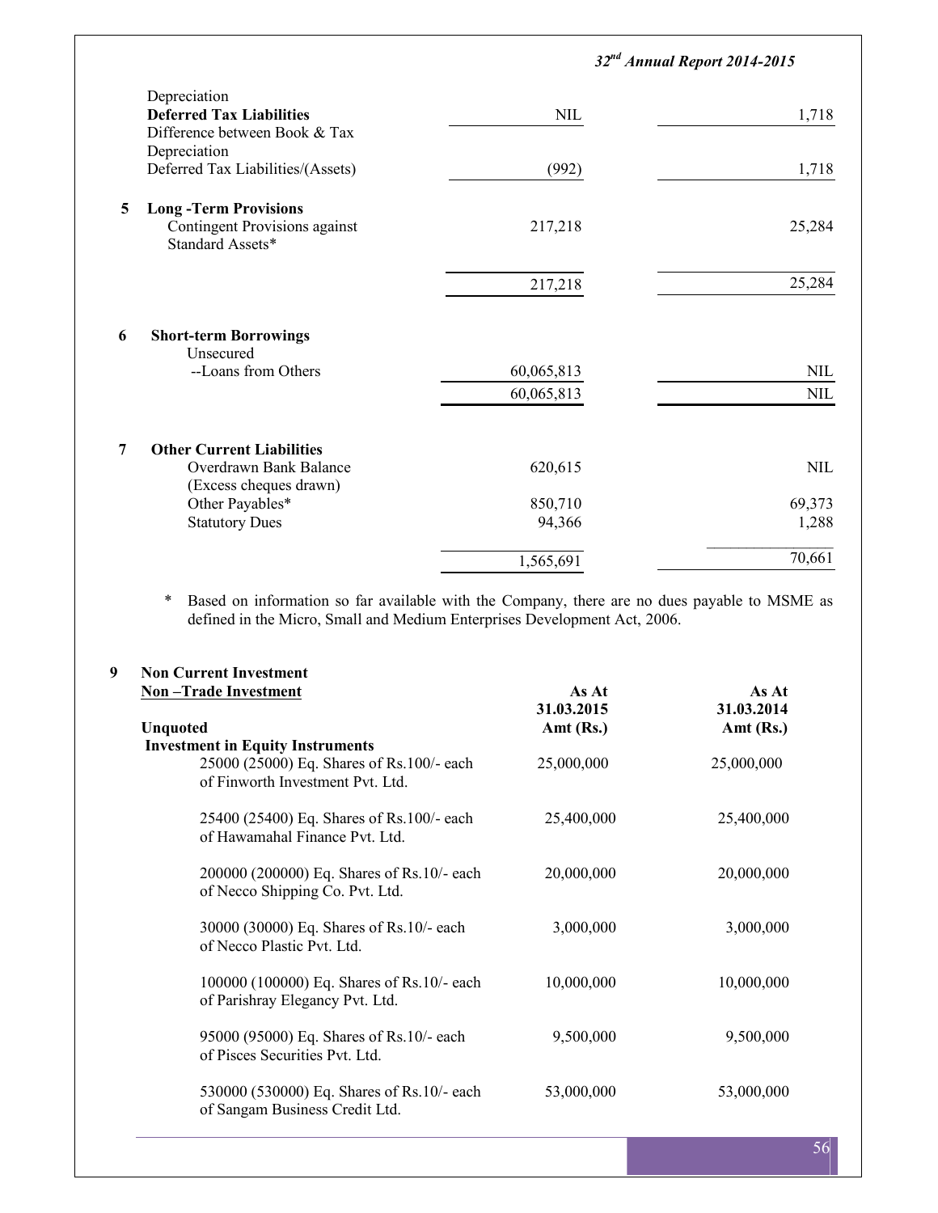| | | |
|---|---|---|
| Depreciation | | |
| **Deferred Tax Liabilities** | NIL | 1,718 |
| Difference between Book & Tax Depreciation | | |
| Deferred Tax Liabilities/(Assets) | (992) | 1,718 |
| **5 Long -Term Provisions** | | |
| Contingent Provisions against Standard Assets* | 217,218 | 25,284 |
| | 217,218 | 25,284 |
| **6 Short-term Borrowings** | | |
| Unsecured | | |
| --Loans from Others | 60,065,813 | NIL |
| | 60,065,813 | NIL |
| **7 Other Current Liabilities** | | |
| Overdrawn Bank Balance (Excess cheques drawn) | 620,615 | NIL |
| Other Payables* | 850,710 | 69,373 |
| Statutory Dues | 94,366 | 1,288 |
| | 1,565,691 | 70,661 |

\* Based on information so far available with the Company, there are no dues payable to MSME as defined in the Micro, Small and Medium Enterprises Development Act, 2006.

**9 Non Current Investment**

| **Non –Trade Investment** | **As At 31.03.2015** | **As At 31.03.2014** |
|---|---|---|
| **Unquoted** | **Amt (Rs.)** | **Amt (Rs.)** |
| **Investment in Equity Instruments** | | |
| 25000 (25000) Eq. Shares of Rs.100/- each of Finworth Investment Pvt. Ltd. | 25,000,000 | 25,000,000 |
| 25400 (25400) Eq. Shares of Rs.100/- each of Hawamahal Finance Pvt. Ltd. | 25,400,000 | 25,400,000 |
| 200000 (200000) Eq. Shares of Rs.10/- each of Necco Shipping Co. Pvt. Ltd. | 20,000,000 | 20,000,000 |
| 30000 (30000) Eq. Shares of Rs.10/- each of Necco Plastic Pvt. Ltd. | 3,000,000 | 3,000,000 |
| 100000 (100000) Eq. Shares of Rs.10/- each of Parishray Elegancy Pvt. Ltd. | 10,000,000 | 10,000,000 |
| 95000 (95000) Eq. Shares of Rs.10/- each of Pisces Securities Pvt. Ltd. | 9,500,000 | 9,500,000 |
| 530000 (530000) Eq. Shares of Rs.10/- each of Sangam Business Credit Ltd. | 53,000,000 | 53,000,000 |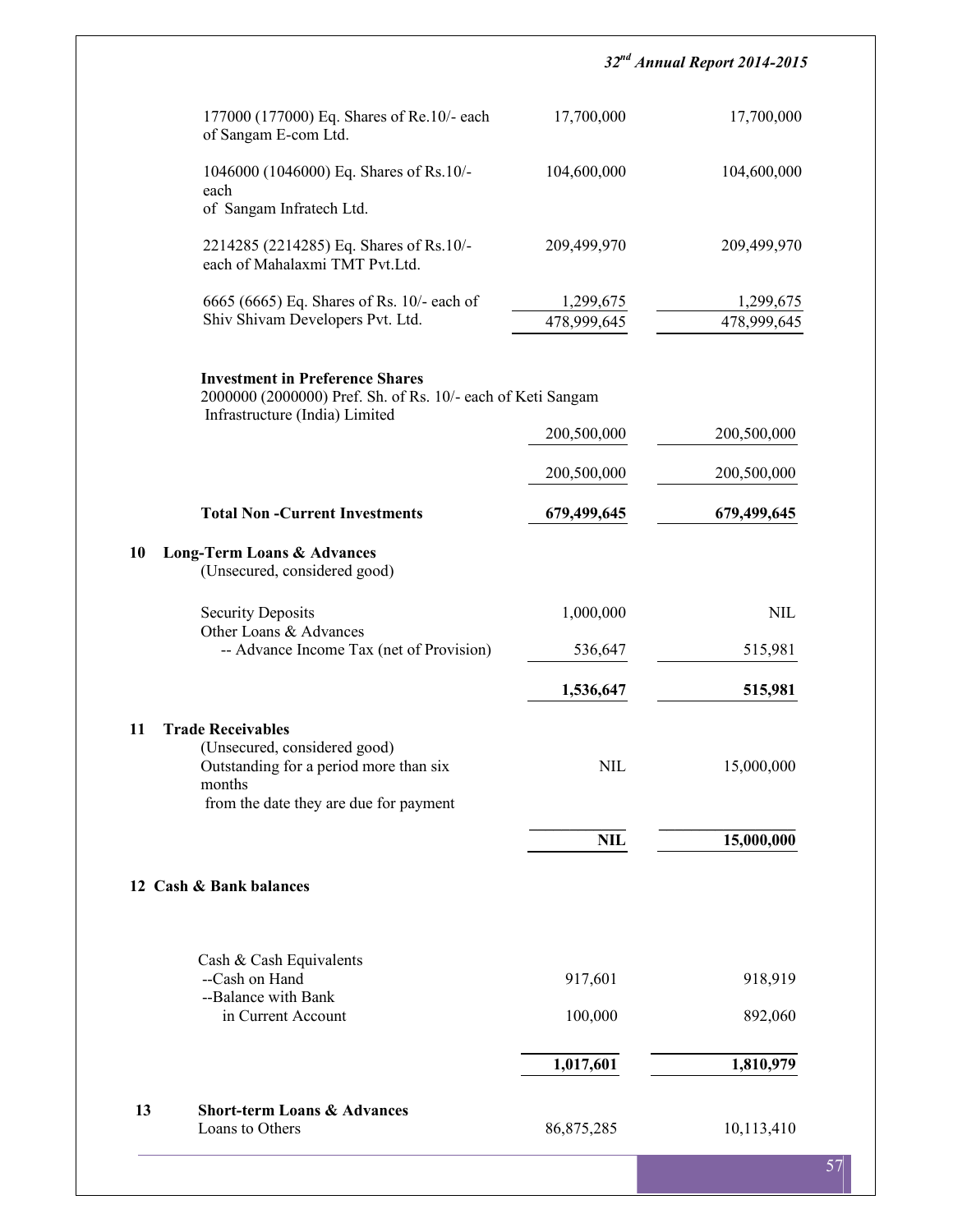| | | |
|---|---|---|
| 177000 (177000) Eq. Shares of Re.10/- each of Sangam E-com Ltd. | 17,700,000 | 17,700,000 |
| 1046000 (1046000) Eq. Shares of Rs.10/- each of Sangam Infratech Ltd. | 104,600,000 | 104,600,000 |
| 2214285 (2214285) Eq. Shares of Rs.10/- each of Mahalaxmi TMT Pvt.Ltd. | 209,499,970 | 209,499,970 |
| 6665 (6665) Eq. Shares of Rs. 10/- each of Shiv Shivam Developers Pvt. Ltd. | 1,299,675 | 1,299,675 |
| | 478,999,645 | 478,999,645 |
| **Investment in Preference Shares** | | |
| 2000000 (2000000) Pref. Sh. of Rs. 10/- each of Keti Sangam Infrastructure (India) Limited | 200,500,000 | 200,500,000 |
| | 200,500,000 | 200,500,000 |
| **Total Non -Current Investments** | **679,499,645** | **679,499,645** |

**10 Long-Term Loans & Advances**
(Unsecured, considered good)

| | | |
|---|---|---|
| Security Deposits | 1,000,000 | NIL |
| Other Loans & Advances | | |
| -- Advance Income Tax (net of Provision) | 536,647 | 515,981 |
| | **1,536,647** | **515,981** |

**11 Trade Receivables**
(Unsecured, considered good)

| | | |
|---|---|---|
| Outstanding for a period more than six months from the date they are due for payment | NIL | 15,000,000 |
| | **NIL** | **15,000,000** |

**12 Cash & Bank balances**

| | | |
|---|---|---|
| Cash & Cash Equivalents | | |
| --Cash on Hand | 917,601 | 918,919 |
| --Balance with Bank in Current Account | 100,000 | 892,060 |
| | **1,017,601** | **1,810,979** |

**13 Short-term Loans & Advances**

| | | |
|---|---|---|
| Loans to Others | 86,875,285 | 10,113,410 |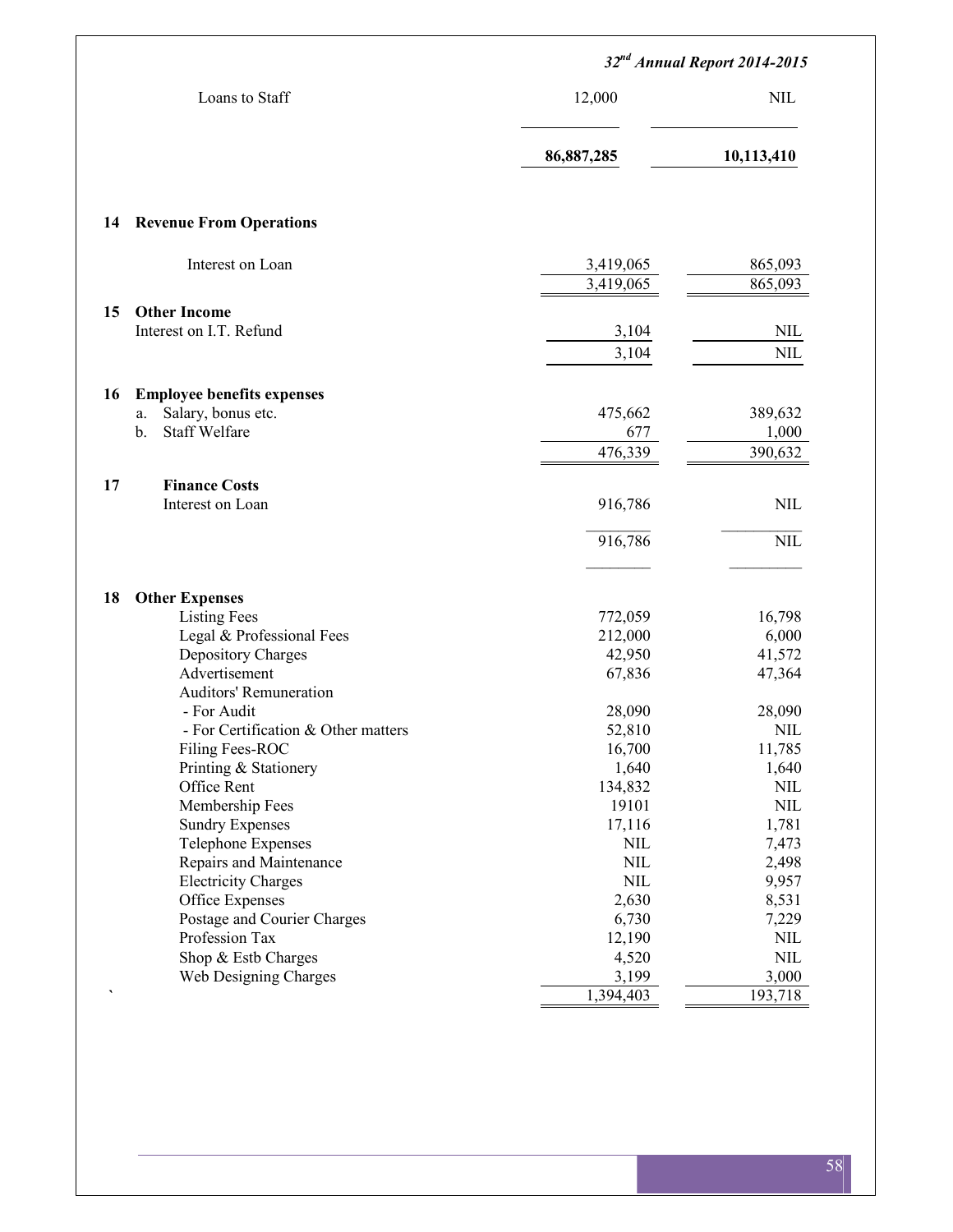| | | |
|---|---|---|
| Loans to Staff | 12,000 | NIL |
| | **86,887,285** | **10,113,410** |

**14 Revenue From Operations**

| | | |
|---|---|---|
| Interest on Loan | 3,419,065 | 865,093 |
| | 3,419,065 | 865,093 |

**15 Other Income**

| | | |
|---|---|---|
| Interest on I.T. Refund | 3,104 | NIL |
| | 3,104 | NIL |

**16 Employee benefits expenses**

| | | |
|---|---|---|
| a. Salary, bonus etc. | 475,662 | 389,632 |
| b. Staff Welfare | 677 | 1,000 |
| | 476,339 | 390,632 |

**17 Finance Costs**

| | | |
|---|---|---|
| Interest on Loan | 916,786 | NIL |
| | 916,786 | NIL |

**18 Other Expenses**

| | | |
|---|---|---|
| Listing Fees | 772,059 | 16,798 |
| Legal & Professional Fees | 212,000 | 6,000 |
| Depository Charges | 42,950 | 41,572 |
| Advertisement | 67,836 | 47,364 |
| Auditors' Remuneration | | |
| - For Audit | 28,090 | 28,090 |
| - For Certification & Other matters | 52,810 | NIL |
| Filing Fees-ROC | 16,700 | 11,785 |
| Printing & Stationery | 1,640 | 1,640 |
| Office Rent | 134,832 | NIL |
| Membership Fees | 19101 | NIL |
| Sundry Expenses | 17,116 | 1,781 |
| Telephone Expenses | NIL | 7,473 |
| Repairs and Maintenance | NIL | 2,498 |
| Electricity Charges | NIL | 9,957 |
| Office Expenses | 2,630 | 8,531 |
| Postage and Courier Charges | 6,730 | 7,229 |
| Profession Tax | 12,190 | NIL |
| Shop & Estb Charges | 4,520 | NIL |
| Web Designing Charges | 3,199 | 3,000 |
| | 1,394,403 | 193,718 |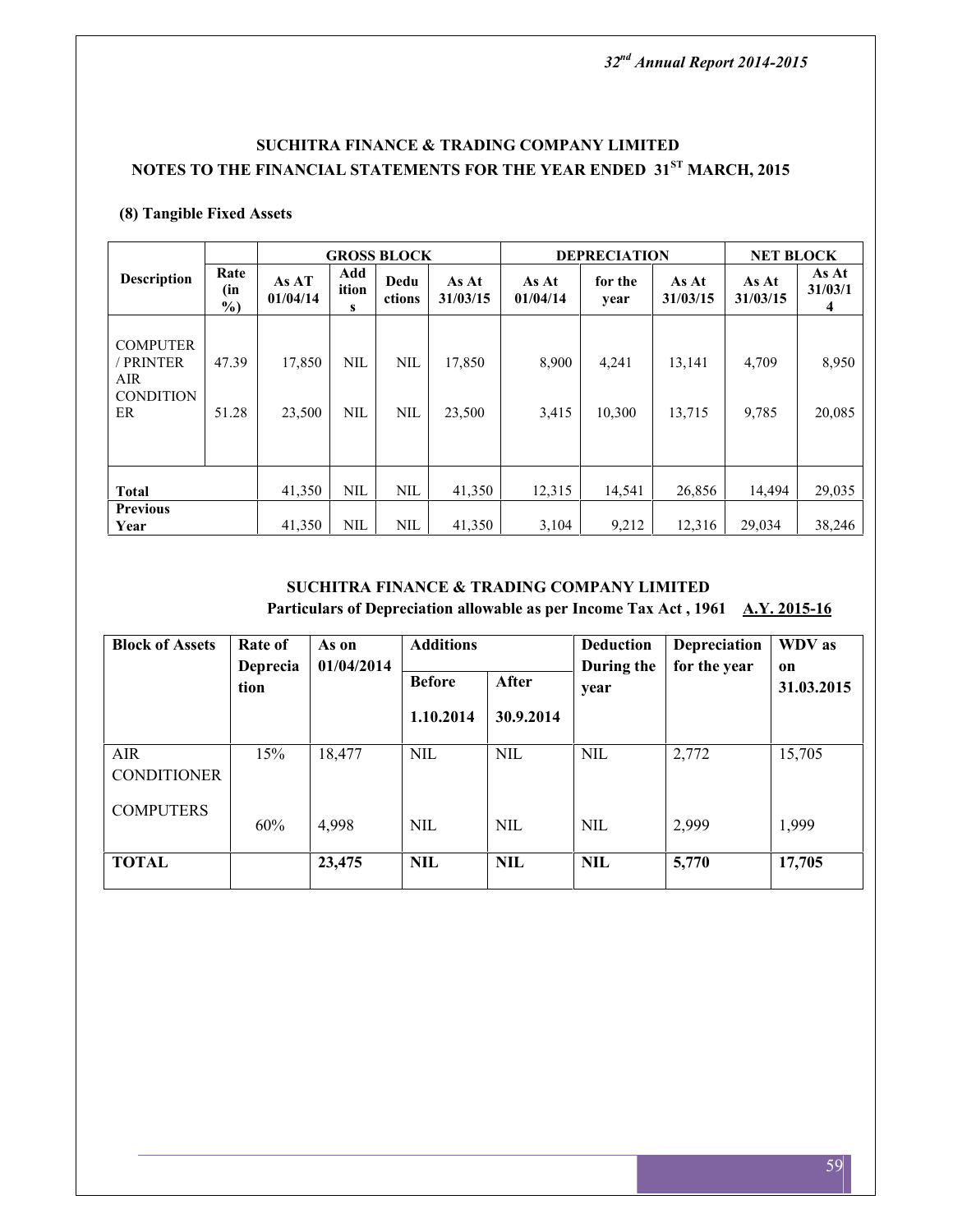## SUCHITRA FINANCE & TRADING COMPANY LIMITED

## NOTES TO THE FINANCIAL STATEMENTS FOR THE YEAR ENDED 31[ST] MARCH, 2015

### (8) Tangible Fixed Assets

| Description | Rate (in %) | GROSS BLOCK | | | | DEPRECIATION | | | NET BLOCK | |
|---|---|---|---|---|---|---|---|---|---|---|
| | | As AT 01/04/14 | Additions | Deductions | As At 31/03/15 | As At 01/04/14 | for the year | As At 31/03/15 | As At 31/03/15 | As At 31/03/14 |
| COMPUTER / PRINTER | 47.39 | 17,850 | NIL | NIL | 17,850 | 8,900 | 4,241 | 13,141 | 4,709 | 8,950 |
| AIR CONDITIONER | 51.28 | 23,500 | NIL | NIL | 23,500 | 3,415 | 10,300 | 13,715 | 9,785 | 20,085 |
| **Total** | | 41,350 | NIL | NIL | 41,350 | 12,315 | 14,541 | 26,856 | 14,494 | 29,035 |
| **Previous Year** | | 41,350 | NIL | NIL | 41,350 | 3,104 | 9,212 | 12,316 | 29,034 | 38,246 |

## SUCHITRA FINANCE & TRADING COMPANY LIMITED

**Particulars of Depreciation allowable as per Income Tax Act , 1961 A.Y. 2015-16**

| Block of Assets | Rate of Depreciation | As on 01/04/2014 | Additions | | Deduction During the year | Depreciation for the year | WDV as on 31.03.2015 |
|---|---|---|---|---|---|---|---|
| | | | Before 1.10.2014 | After 30.9.2014 | | | |
| AIR CONDITIONER | 15% | 18,477 | NIL | NIL | NIL | 2,772 | 15,705 |
| COMPUTERS | 60% | 4,998 | NIL | NIL | NIL | 2,999 | 1,999 |
| **TOTAL** | | **23,475** | **NIL** | **NIL** | **NIL** | **5,770** | **17,705** |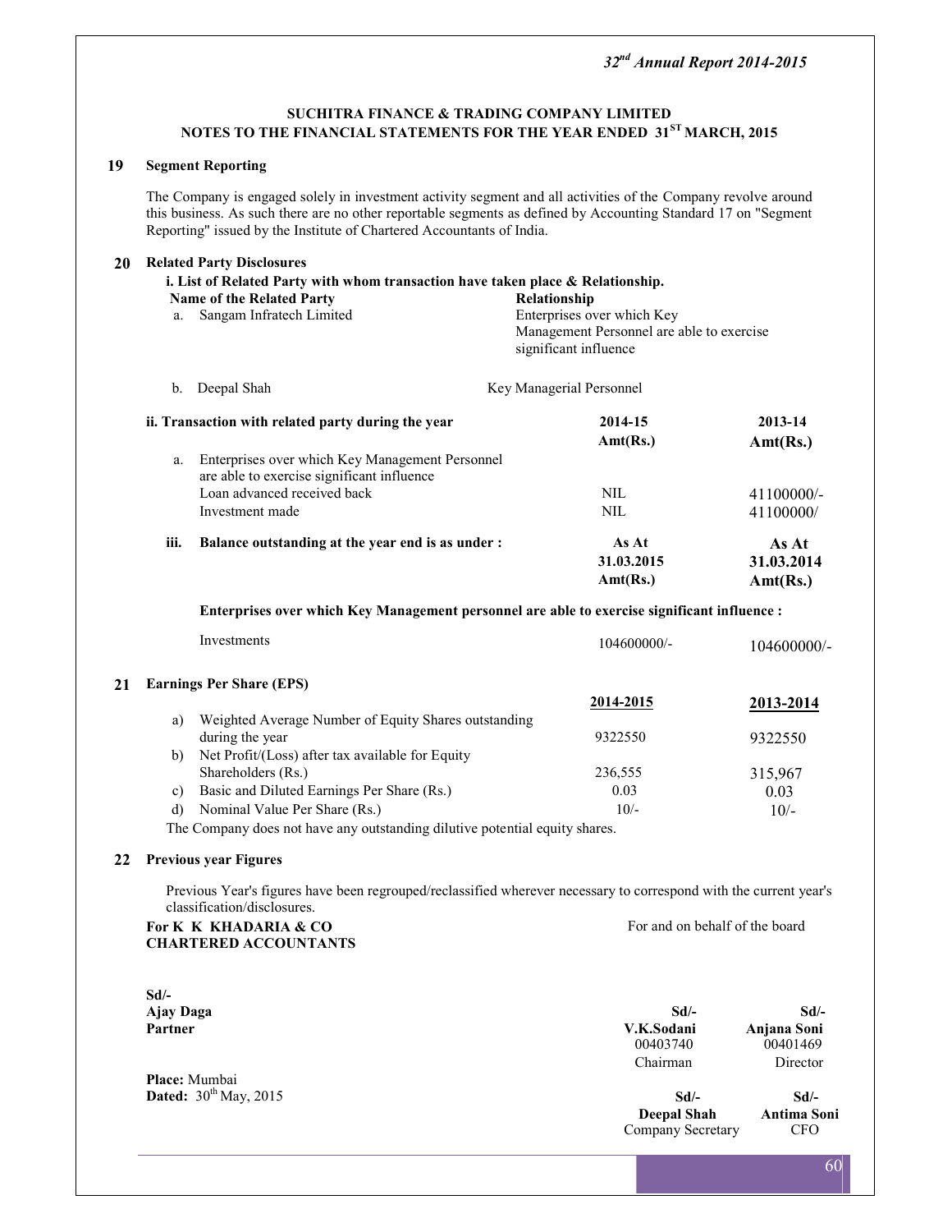## SUCHITRA FINANCE & TRADING COMPANY LIMITED
## NOTES TO THE FINANCIAL STATEMENTS FOR THE YEAR ENDED 31[ST] MARCH, 2015

### 19 Segment Reporting

The Company is engaged solely in investment activity segment and all activities of the Company revolve around this business. As such there are no other reportable segments as defined by Accounting Standard 17 on "Segment Reporting" issued by the Institute of Chartered Accountants of India.

### 20 Related Party Disclosures

**i. List of Related Party with whom transaction have taken place & Relationship.**

| Name of the Related Party | Relationship |
|---|---|
| a. Sangam Infratech Limited | Enterprises over which Key Management Personnel are able to exercise significant influence |
| b. Deepal Shah | Key Managerial Personnel |

| | **ii. Transaction with related party during the year** | **2014-15 Amt(Rs.)** | **2013-14 Amt(Rs.)** |
|---|---|---|---|
| a. | Enterprises over which Key Management Personnel are able to exercise significant influence | | |
| | Loan advanced received back | NIL | 41100000/- |
| | Investment made | NIL | 41100000/ |

| | **iii. Balance outstanding at the year end is as under :** | **As At 31.03.2015 Amt(Rs.)** | **As At 31.03.2014 Amt(Rs.)** |
|---|---|---|---|
| | **Enterprises over which Key Management personnel are able to exercise significant influence :** | | |
| | Investments | 104600000/- | 104600000/- |

### 21 Earnings Per Share (EPS)

| | | **2014-2015** | **2013-2014** |
|---|---|---|---|
| a) | Weighted Average Number of Equity Shares outstanding during the year | 9322550 | 9322550 |
| b) | Net Profit/(Loss) after tax available for Equity Shareholders (Rs.) | 236,555 | 315,967 |
| c) | Basic and Diluted Earnings Per Share (Rs.) | 0.03 | 0.03 |
| d) | Nominal Value Per Share (Rs.) | 10/- | 10/- |

The Company does not have any outstanding dilutive potential equity shares.

### 22 Previous year Figures

Previous Year's figures have been regrouped/reclassified wherever necessary to correspond with the current year's classification/disclosures.

**For K K KHADARIA & CO**
**CHARTERED ACCOUNTANTS**

For and on behalf of the board

Sd/-
**Ajay Daga**
**Partner**

| Sd/- | Sd/- |
|---|---|
| **V.K.Sodani** | **Anjana Soni** |
| 00403740 | 00401469 |
| Chairman | Director |
| Sd/- | Sd/- |
| **Deepal Shah** | **Antima Soni** |
| Company Secretary | CFO |

**Place:** Mumbai
**Dated:** 30[th] May, 2015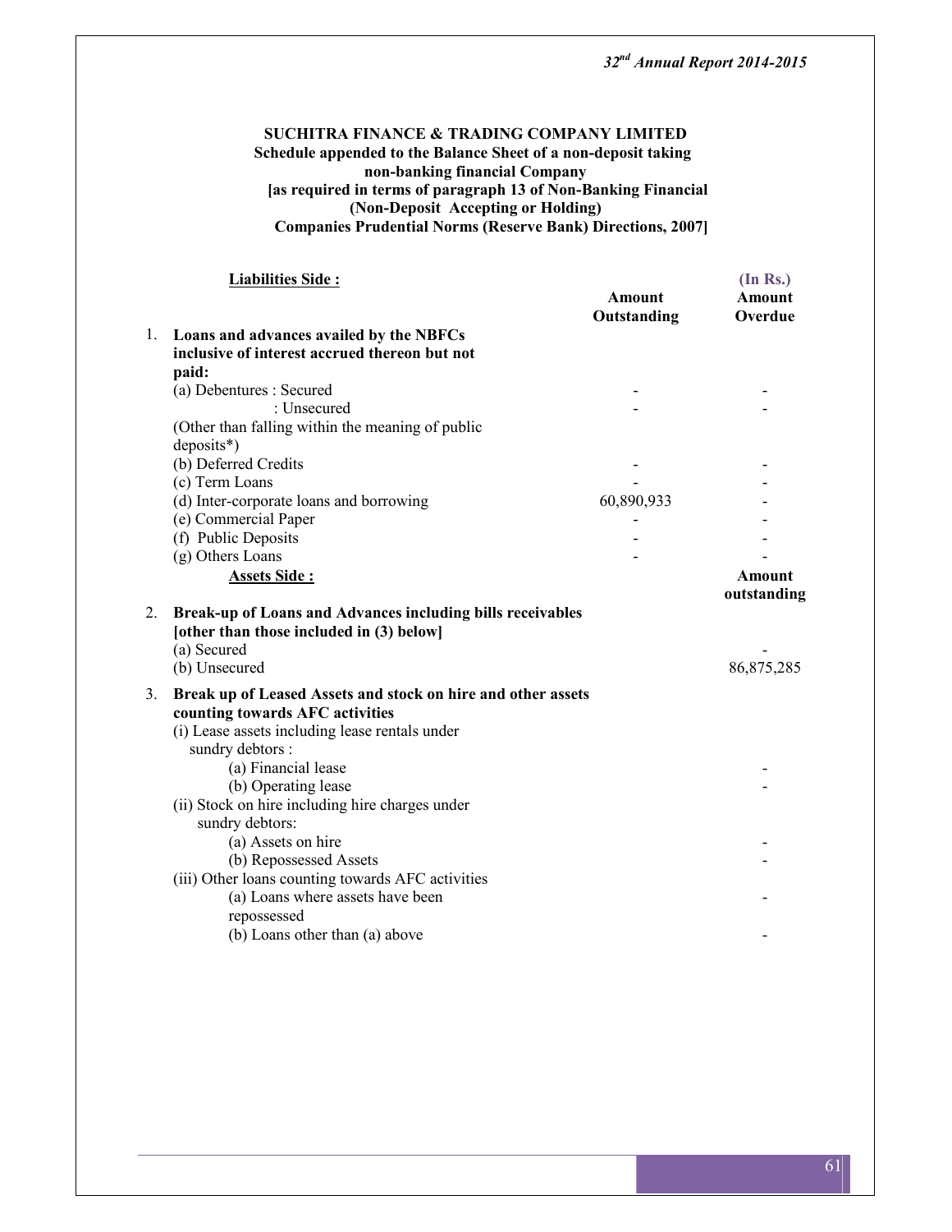**SUCHITRA FINANCE & TRADING COMPANY LIMITED**
**Schedule appended to the Balance Sheet of a non-deposit taking non-banking financial Company**
**[as required in terms of paragraph 13 of Non-Banking Financial (Non-Deposit Accepting or Holding) Companies Prudential Norms (Reserve Bank) Directions, 2007]**

| | **Liabilities Side :** | **Amount Outstanding** | **(In Rs.) Amount Overdue** |
|---|---|---|---|
| 1. | **Loans and advances availed by the NBFCs inclusive of interest accrued thereon but not paid:** | | |
| | (a) Debentures : Secured | - | - |
| | : Unsecured | - | - |
| | (Other than falling within the meaning of public deposits*) | | |
| | (b) Deferred Credits | - | - |
| | (c) Term Loans | - | - |
| | (d) Inter-corporate loans and borrowing | 60,890,933 | - |
| | (e) Commercial Paper | - | - |
| | (f) Public Deposits | - | - |
| | (g) Others Loans | - | - |

| | **Assets Side :** | **Amount outstanding** |
|---|---|---|
| 2. | **Break-up of Loans and Advances including bills receivables [other than those included in (3) below]** | |
| | (a) Secured | - |
| | (b) Unsecured | 86,875,285 |
| 3. | **Break up of Leased Assets and stock on hire and other assets counting towards AFC activities** | |
| | (i) Lease assets including lease rentals under sundry debtors : | |
| | (a) Financial lease | - |
| | (b) Operating lease | - |
| | (ii) Stock on hire including hire charges under sundry debtors: | |
| | (a) Assets on hire | - |
| | (b) Repossessed Assets | - |
| | (iii) Other loans counting towards AFC activities | |
| | (a) Loans where assets have been repossessed | - |
| | (b) Loans other than (a) above | - |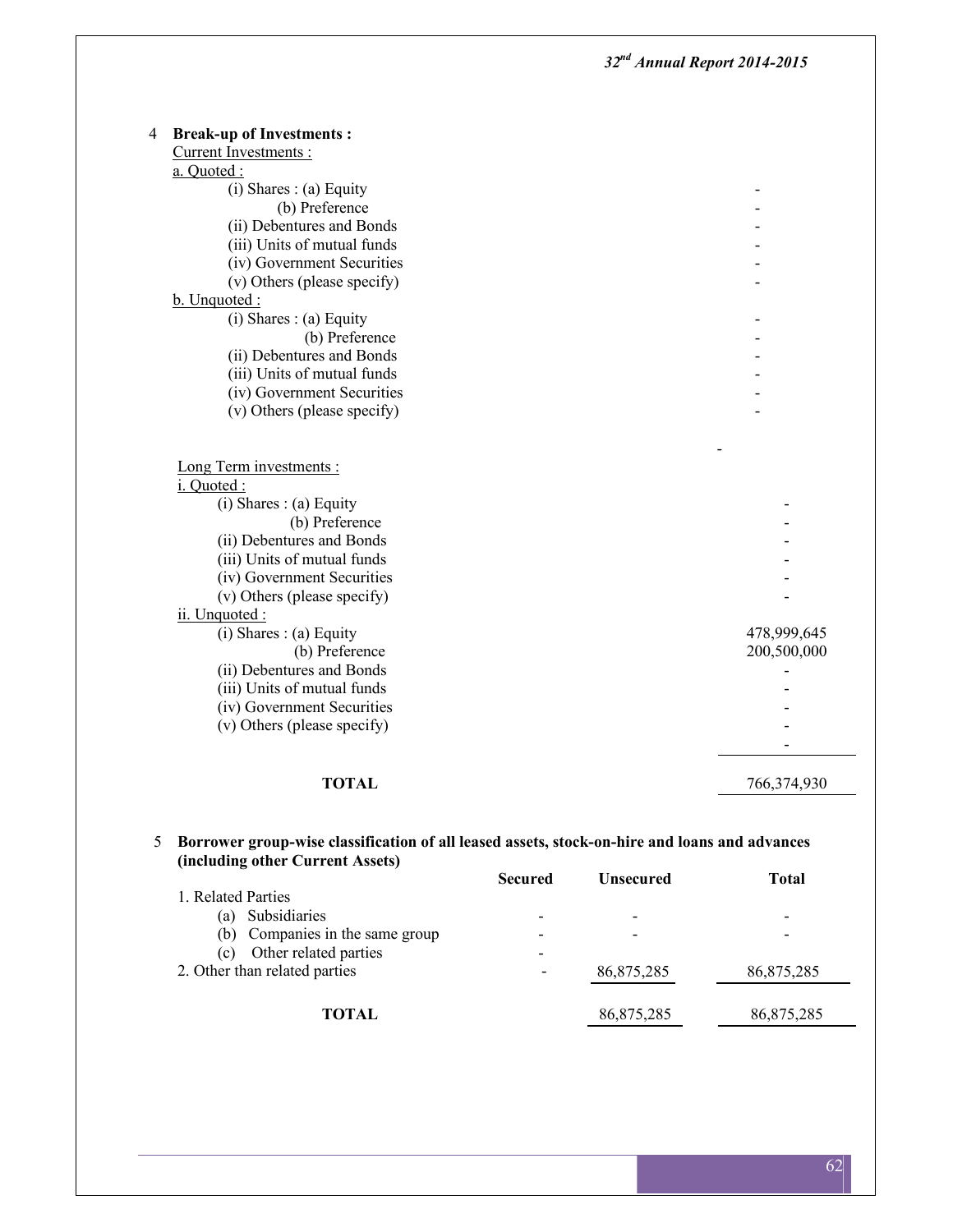4 **Break-up of Investments :**

| | |
|---|---|
| Current Investments : | |
| a. Quoted : | |
| (i) Shares : (a) Equity | - |
| (b) Preference | - |
| (ii) Debentures and Bonds | - |
| (iii) Units of mutual funds | - |
| (iv) Government Securities | - |
| (v) Others (please specify) | - |
| b. Unquoted : | |
| (i) Shares : (a) Equity | - |
| (b) Preference | - |
| (ii) Debentures and Bonds | - |
| (iii) Units of mutual funds | - |
| (iv) Government Securities | - |
| (v) Others (please specify) | - |
| | - |
| Long Term investments : | |
| i. Quoted : | |
| (i) Shares : (a) Equity | - |
| (b) Preference | - |
| (ii) Debentures and Bonds | - |
| (iii) Units of mutual funds | - |
| (iv) Government Securities | - |
| (v) Others (please specify) | - |
| ii. Unquoted : | |
| (i) Shares : (a) Equity | 478,999,645 |
| (b) Preference | 200,500,000 |
| (ii) Debentures and Bonds | - |
| (iii) Units of mutual funds | - |
| (iv) Government Securities | - |
| (v) Others (please specify) | - |
| | - |
| **TOTAL** | 766,374,930 |

5 **Borrower group-wise classification of all leased assets, stock-on-hire and loans and advances (including other Current Assets)**

| | **Secured** | **Unsecured** | **Total** |
|---|---|---|---|
| 1. Related Parties | | | |
| (a) Subsidiaries | - | - | - |
| (b) Companies in the same group | - | - | - |
| (c) Other related parties | - | | |
| 2. Other than related parties | - | 86,875,285 | 86,875,285 |
| **TOTAL** | | 86,875,285 | 86,875,285 |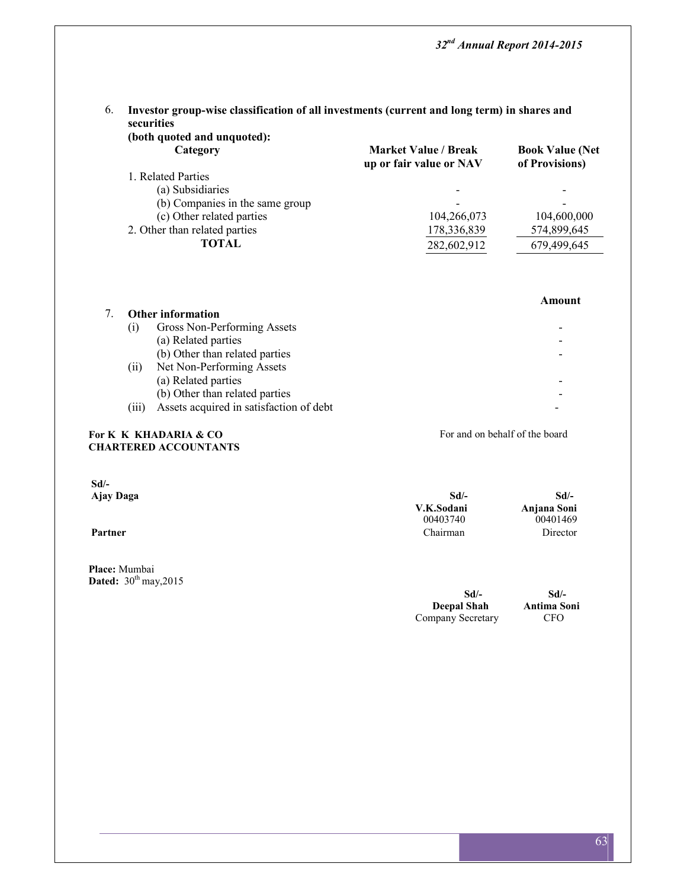6. **Investor group-wise classification of all investments (current and long term) in shares and securities (both quoted and unquoted):**

| Category | Market Value / Break up or fair value or NAV | Book Value (Net of Provisions) |
|---|---|---|
| 1. Related Parties | | |
| (a) Subsidiaries | - | - |
| (b) Companies in the same group | - | - |
| (c) Other related parties | 104,266,073 | 104,600,000 |
| 2. Other than related parties | 178,336,839 | 574,899,645 |
| **TOTAL** | 282,602,912 | 679,499,645 |

7. **Other information**

| | **Amount** |
|---|---|
| (i) Gross Non-Performing Assets | - |
| (a) Related parties | - |
| (b) Other than related parties | - |
| (ii) Net Non-Performing Assets | |
| (a) Related parties | - |
| (b) Other than related parties | - |
| (iii) Assets acquired in satisfaction of debt | - |

**For K K KHADARIA & CO**
**CHARTERED ACCOUNTANTS**

For and on behalf of the board

**Sd/-**
**Ajay Daga**
**Partner**

**Sd/-**
**V.K.Sodani**
00403740
Chairman

**Sd/-**
**Anjana Soni**
00401469
Director

**Place:** Mumbai
**Dated:** 30th may,2015

**Sd/-**
**Deepal Shah**
Company Secretary

**Sd/-**
**Antima Soni**
CFO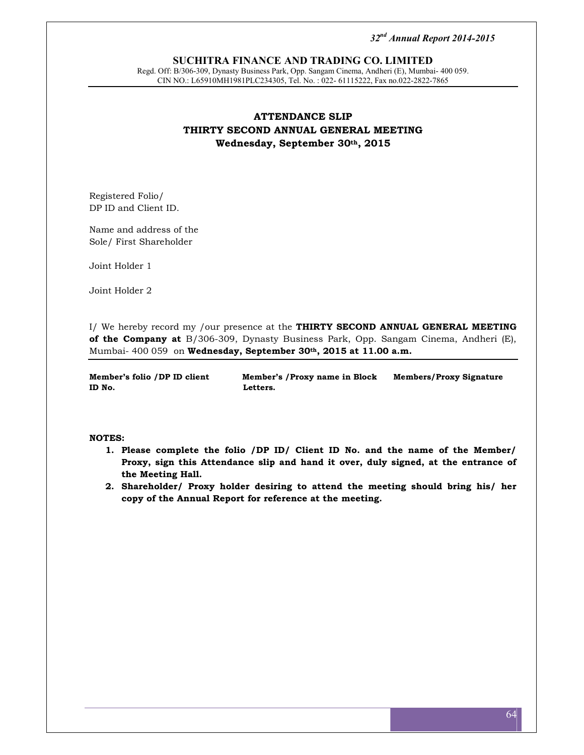**SUCHITRA FINANCE AND TRADING CO. LIMITED**

Regd. Off: B/306-309, Dynasty Business Park, Opp. Sangam Cinema, Andheri (E), Mumbai- 400 059.
CIN NO.: L65910MH1981PLC234305, Tel. No. : 022- 61115222, Fax no.022-2822-7865

# ATTENDANCE SLIP
## THIRTY SECOND ANNUAL GENERAL MEETING
### Wednesday, September 30th, 2015

Registered Folio/
DP ID and Client ID.

Name and address of the
Sole/ First Shareholder

Joint Holder 1

Joint Holder 2

I/ We hereby record my /our presence at the **THIRTY SECOND ANNUAL GENERAL MEETING of the Company at** B/306-309, Dynasty Business Park, Opp. Sangam Cinema, Andheri (E), Mumbai- 400 059 on **Wednesday, September 30th, 2015 at 11.00 a.m.**

| Member's folio /DP ID client ID No. | Member's /Proxy name in Block Letters. | Members/Proxy Signature |
|---|---|---|
| | | |

**NOTES:**

1. **Please complete the folio /DP ID/ Client ID No. and the name of the Member/ Proxy, sign this Attendance slip and hand it over, duly signed, at the entrance of the Meeting Hall.**
2. **Shareholder/ Proxy holder desiring to attend the meeting should bring his/ her copy of the Annual Report for reference at the meeting.**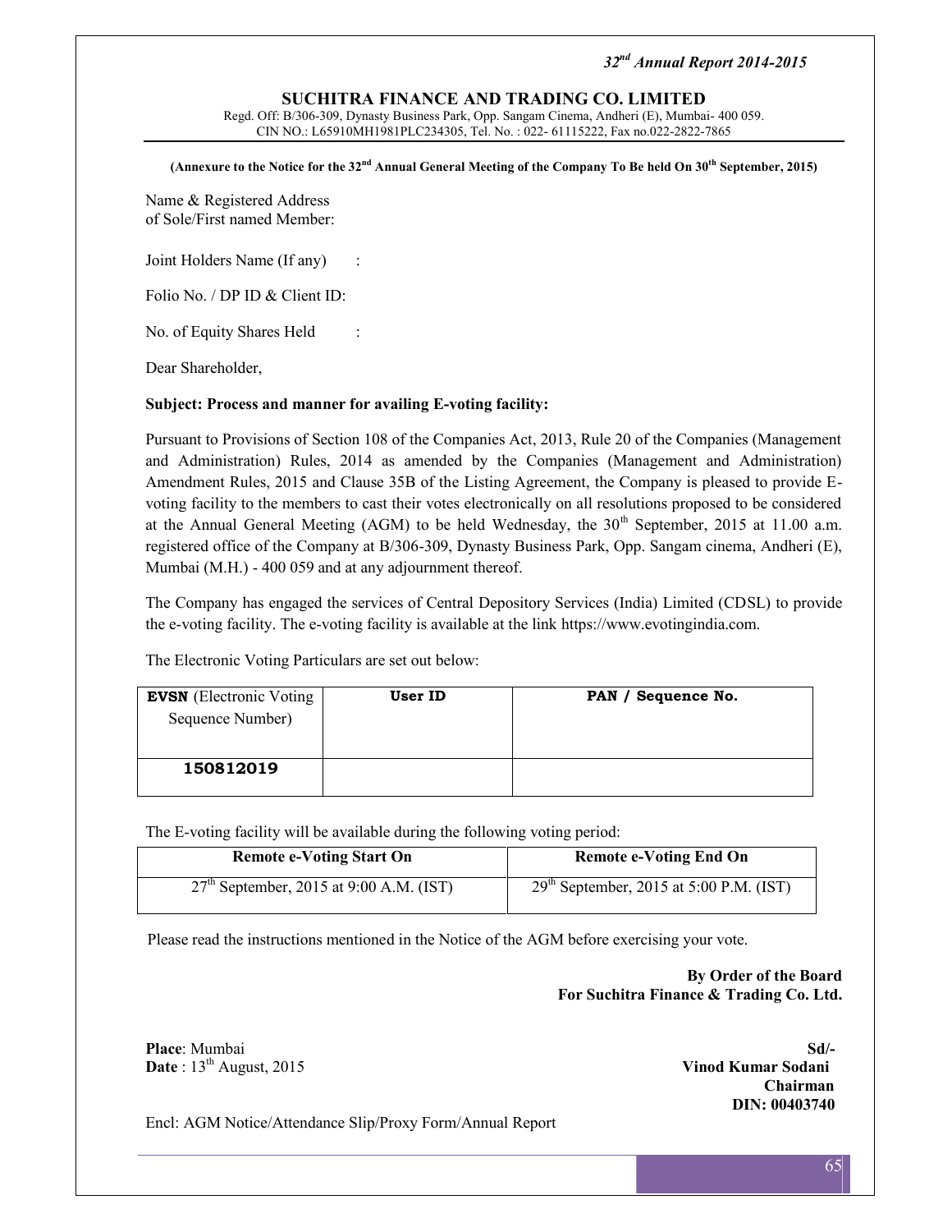# SUCHITRA FINANCE AND TRADING CO. LIMITED

Regd. Off: B/306-309, Dynasty Business Park, Opp. Sangam Cinema, Andheri (E), Mumbai- 400 059.
CIN NO.: L65910MH1981PLC234305, Tel. No. : 022- 61115222, Fax no.022-2822-7865

**(Annexure to the Notice for the 32nd Annual General Meeting of the Company To Be held On 30th September, 2015)**

Name & Registered Address
of Sole/First named Member:

Joint Holders Name (If any) :

Folio No. / DP ID & Client ID:

No. of Equity Shares Held :

Dear Shareholder,

**Subject: Process and manner for availing E-voting facility:**

Pursuant to Provisions of Section 108 of the Companies Act, 2013, Rule 20 of the Companies (Management and Administration) Rules, 2014 as amended by the Companies (Management and Administration) Amendment Rules, 2015 and Clause 35B of the Listing Agreement, the Company is pleased to provide E-voting facility to the members to cast their votes electronically on all resolutions proposed to be considered at the Annual General Meeting (AGM) to be held Wednesday, the 30th September, 2015 at 11.00 a.m. registered office of the Company at B/306-309, Dynasty Business Park, Opp. Sangam cinema, Andheri (E), Mumbai (M.H.) - 400 059 and at any adjournment thereof.

The Company has engaged the services of Central Depository Services (India) Limited (CDSL) to provide the e-voting facility. The e-voting facility is available at the link https://www.evotingindia.com.

The Electronic Voting Particulars are set out below:

| **EVSN** (Electronic Voting Sequence Number) | **User ID** | **PAN / Sequence No.** |
|---|---|---|
| **150812019** | | |

The E-voting facility will be available during the following voting period:

| Remote e-Voting Start On | Remote e-Voting End On |
|---|---|
| 27th September, 2015 at 9:00 A.M. (IST) | 29th September, 2015 at 5:00 P.M. (IST) |

Please read the instructions mentioned in the Notice of the AGM before exercising your vote.

**By Order of the Board**
**For Suchitra Finance & Trading Co. Ltd.**

**Place**: Mumbai
**Date** : 13th August, 2015

**Sd/-**
**Vinod Kumar Sodani**
**Chairman**
**DIN: 00403740**

Encl: AGM Notice/Attendance Slip/Proxy Form/Annual Report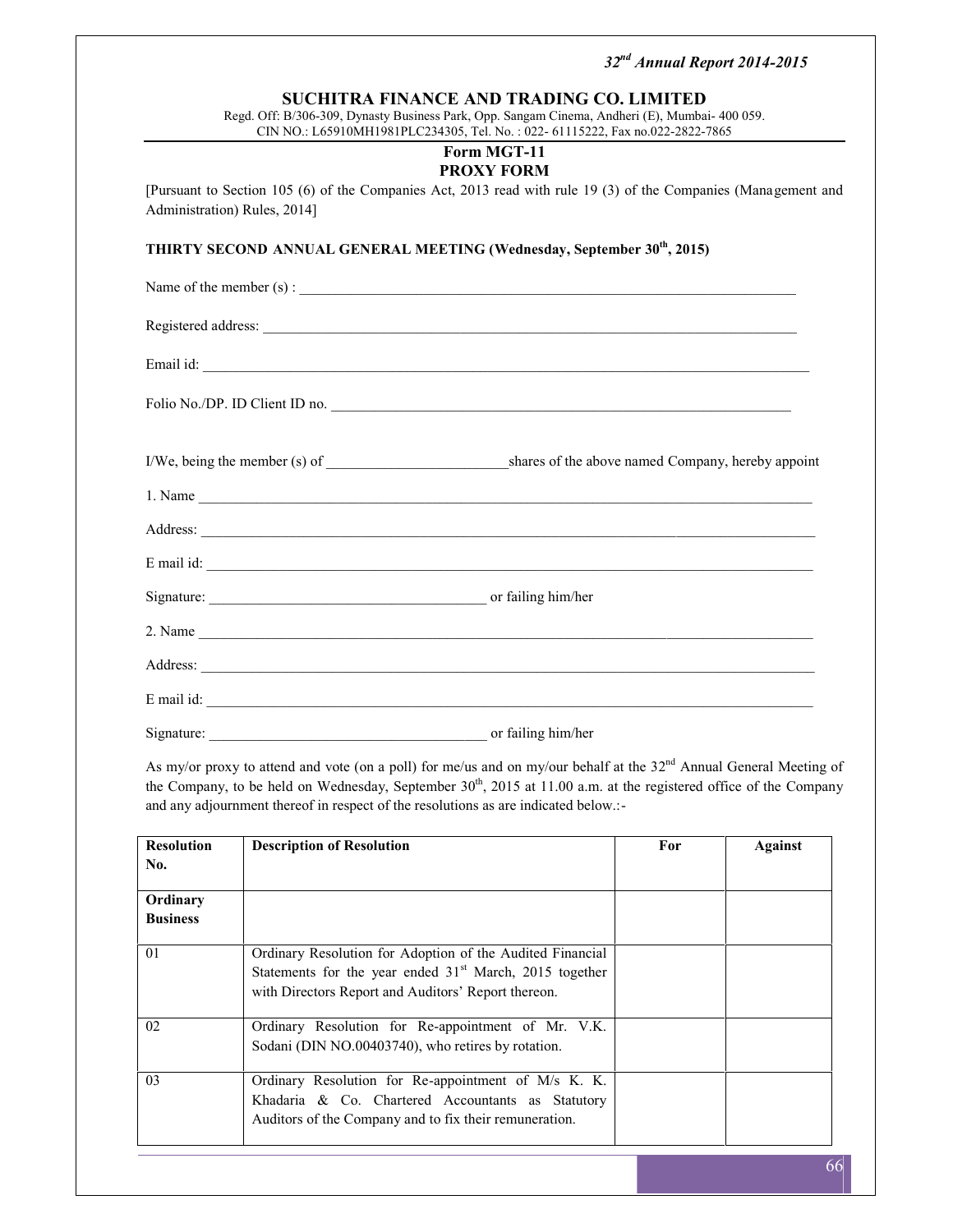# SUCHITRA FINANCE AND TRADING CO. LIMITED

Regd. Off: B/306-309, Dynasty Business Park, Opp. Sangam Cinema, Andheri (E), Mumbai- 400 059.
CIN NO.: L65910MH1981PLC234305, Tel. No. : 022- 61115222, Fax no.022-2822-7865

## Form MGT-11
## PROXY FORM

[Pursuant to Section 105 (6) of the Companies Act, 2013 read with rule 19 (3) of the Companies (Management and Administration) Rules, 2014]

**THIRTY SECOND ANNUAL GENERAL MEETING (Wednesday, September 30th, 2015)**

Name of the member (s) : ______________________________________________

Registered address: ______________________________________________

Email id: ______________________________________________

Folio No./DP. ID Client ID no. ______________________________________________

I/We, being the member (s) of ____________________ shares of the above named Company, hereby appoint

1. Name ______________________________________________

Address: ______________________________________________

E mail id: ______________________________________________

Signature: ______________________________ or failing him/her

2. Name ______________________________________________

Address: ______________________________________________

E mail id: ______________________________________________

Signature: ______________________________ or failing him/her

As my/or proxy to attend and vote (on a poll) for me/us and on my/our behalf at the 32nd Annual General Meeting of the Company, to be held on Wednesday, September 30th, 2015 at 11.00 a.m. at the registered office of the Company and any adjournment thereof in respect of the resolutions as are indicated below.:-

| Resolution No. | Description of Resolution | For | Against |
|---|---|---|---|
| **Ordinary Business** | | | |
| 01 | Ordinary Resolution for Adoption of the Audited Financial Statements for the year ended 31st March, 2015 together with Directors Report and Auditors' Report thereon. | | |
| 02 | Ordinary Resolution for Re-appointment of Mr. V.K. Sodani (DIN NO.00403740), who retires by rotation. | | |
| 03 | Ordinary Resolution for Re-appointment of M/s K. K. Khadaria & Co. Chartered Accountants as Statutory Auditors of the Company and to fix their remuneration. | | |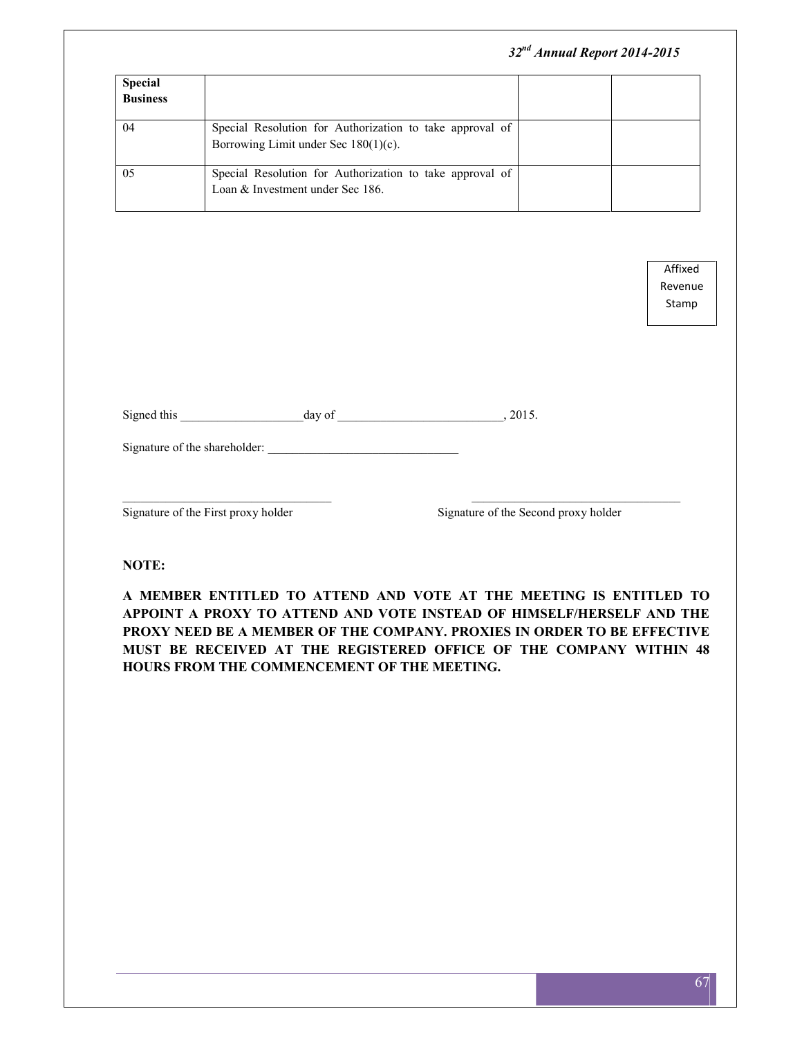| Special Business | | | |
|---|---|---|---|
| 04 | Special Resolution for Authorization to take approval of Borrowing Limit under Sec 180(1)(c). | | |
| 05 | Special Resolution for Authorization to take approval of Loan & Investment under Sec 186. | | |

Affixed Revenue Stamp

Signed this ____________________day of ___________________________, 2015.

Signature of the shareholder: _______________________________

__________________________________ Signature of the First proxy holder

__________________________________ Signature of the Second proxy holder

**NOTE:**

**A MEMBER ENTITLED TO ATTEND AND VOTE AT THE MEETING IS ENTITLED TO APPOINT A PROXY TO ATTEND AND VOTE INSTEAD OF HIMSELF/HERSELF AND THE PROXY NEED BE A MEMBER OF THE COMPANY. PROXIES IN ORDER TO BE EFFECTIVE MUST BE RECEIVED AT THE REGISTERED OFFICE OF THE COMPANY WITHIN 48 HOURS FROM THE COMMENCEMENT OF THE MEETING.**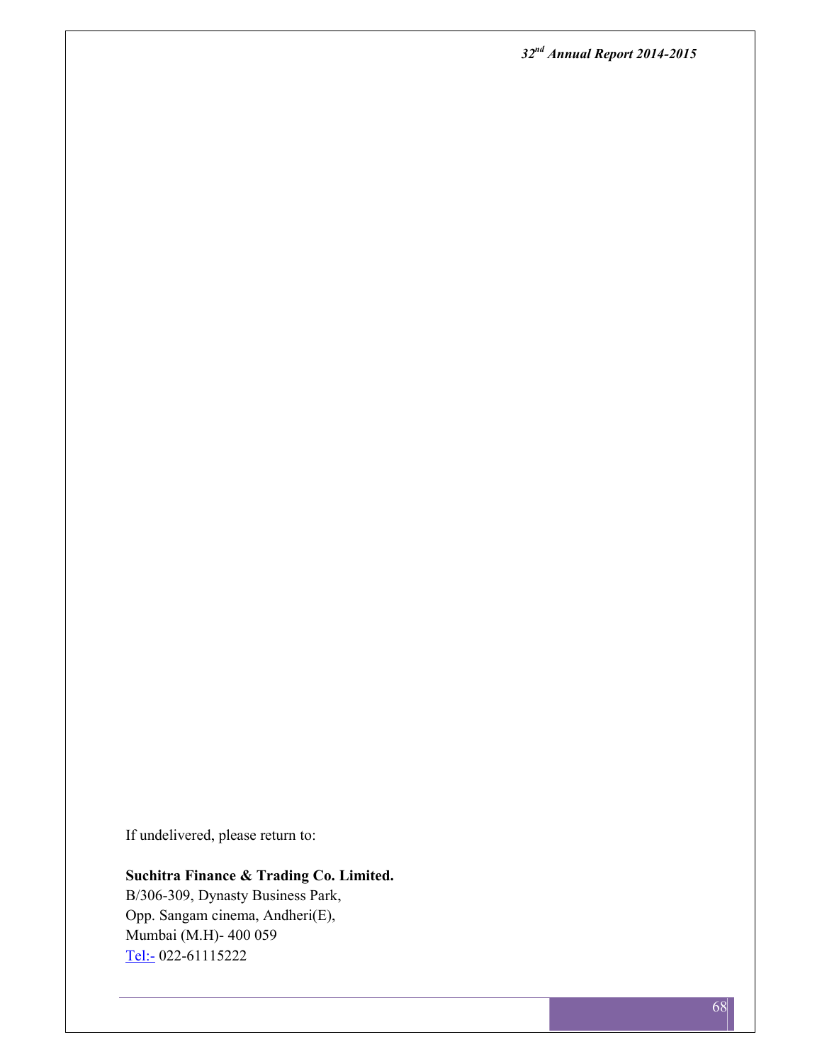If undelivered, please return to:

**Suchitra Finance & Trading Co. Limited.**
B/306-309, Dynasty Business Park,
Opp. Sangam cinema, Andheri(E),
Mumbai (M.H)- 400 059
Tel:- 022-61115222